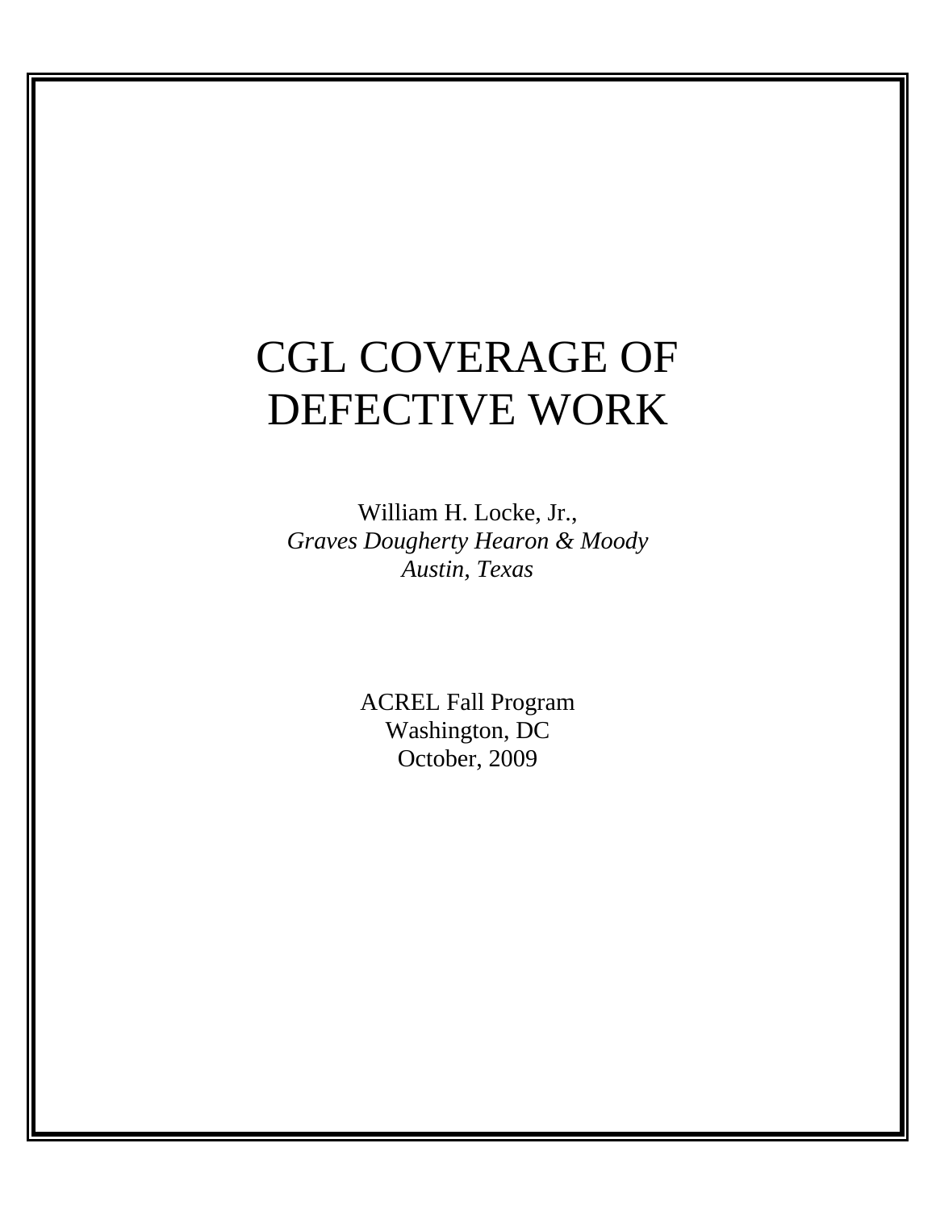# CGL COVERAGE OF DEFECTIVE WORK

William H. Locke, Jr.,
*Graves Dougherty Hearon & Moody*
*Austin, Texas*

ACREL Fall Program
Washington, DC
October, 2009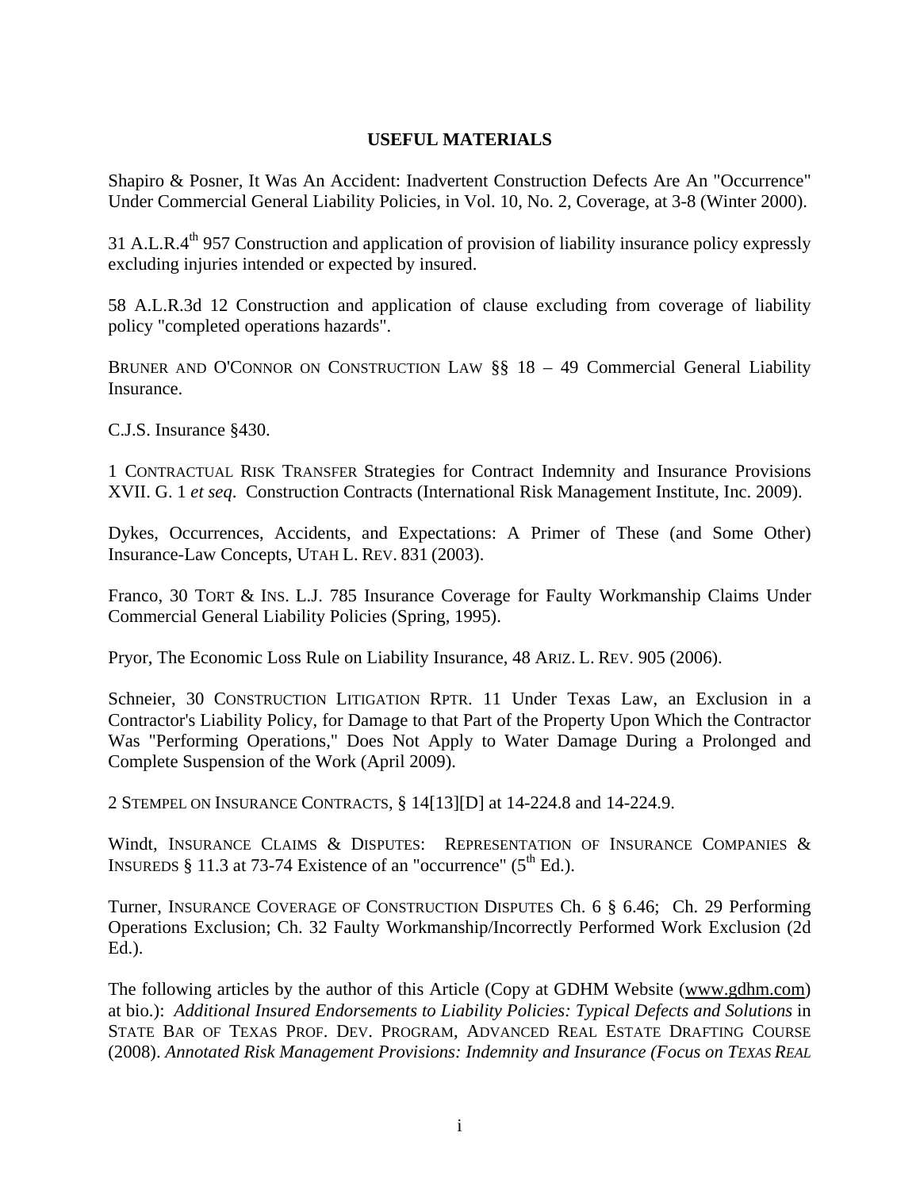## USEFUL MATERIALS

Shapiro & Posner, It Was An Accident: Inadvertent Construction Defects Are An "Occurrence" Under Commercial General Liability Policies, in Vol. 10, No. 2, Coverage, at 3-8 (Winter 2000).

31 A.L.R.4[th] 957 Construction and application of provision of liability insurance policy expressly excluding injuries intended or expected by insured.

58 A.L.R.3d 12 Construction and application of clause excluding from coverage of liability policy "completed operations hazards".

BRUNER AND O'CONNOR ON CONSTRUCTION LAW §§ 18 – 49 Commercial General Liability Insurance.

C.J.S. Insurance §430.

1 CONTRACTUAL RISK TRANSFER Strategies for Contract Indemnity and Insurance Provisions XVII. G. 1 *et seq*. Construction Contracts (International Risk Management Institute, Inc. 2009).

Dykes, Occurrences, Accidents, and Expectations: A Primer of These (and Some Other) Insurance-Law Concepts, UTAH L. REV. 831 (2003).

Franco, 30 TORT & INS. L.J. 785 Insurance Coverage for Faulty Workmanship Claims Under Commercial General Liability Policies (Spring, 1995).

Pryor, The Economic Loss Rule on Liability Insurance, 48 ARIZ. L. REV. 905 (2006).

Schneier, 30 CONSTRUCTION LITIGATION RPTR. 11 Under Texas Law, an Exclusion in a Contractor's Liability Policy, for Damage to that Part of the Property Upon Which the Contractor Was "Performing Operations," Does Not Apply to Water Damage During a Prolonged and Complete Suspension of the Work (April 2009).

2 STEMPEL ON INSURANCE CONTRACTS, § 14[13][D] at 14-224.8 and 14-224.9.

Windt, INSURANCE CLAIMS & DISPUTES: REPRESENTATION OF INSURANCE COMPANIES & INSUREDS § 11.3 at 73-74 Existence of an "occurrence" (5[th] Ed.).

Turner, INSURANCE COVERAGE OF CONSTRUCTION DISPUTES Ch. 6 § 6.46; Ch. 29 Performing Operations Exclusion; Ch. 32 Faulty Workmanship/Incorrectly Performed Work Exclusion (2d Ed.).

The following articles by the author of this Article (Copy at GDHM Website (www.gdhm.com) at bio.): *Additional Insured Endorsements to Liability Policies: Typical Defects and Solutions* in STATE BAR OF TEXAS PROF. DEV. PROGRAM, ADVANCED REAL ESTATE DRAFTING COURSE (2008). *Annotated Risk Management Provisions: Indemnity and Insurance (Focus on TEXAS REAL*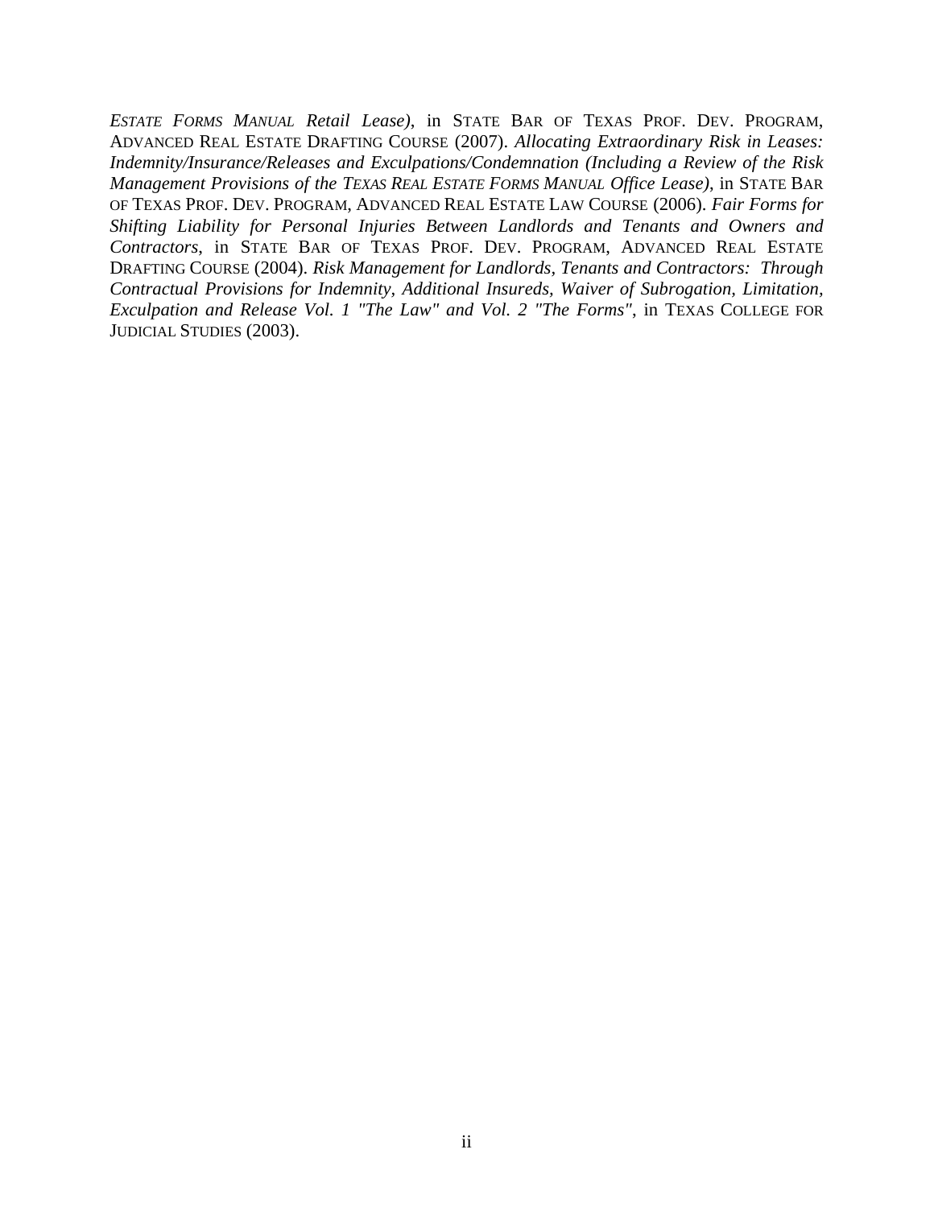*ESTATE FORMS MANUAL Retail Lease)*, in STATE BAR OF TEXAS PROF. DEV. PROGRAM, ADVANCED REAL ESTATE DRAFTING COURSE (2007). *Allocating Extraordinary Risk in Leases: Indemnity/Insurance/Releases and Exculpations/Condemnation (Including a Review of the Risk Management Provisions of the TEXAS REAL ESTATE FORMS MANUAL Office Lease)*, in STATE BAR OF TEXAS PROF. DEV. PROGRAM, ADVANCED REAL ESTATE LAW COURSE (2006). *Fair Forms for Shifting Liability for Personal Injuries Between Landlords and Tenants and Owners and Contractors*, in STATE BAR OF TEXAS PROF. DEV. PROGRAM, ADVANCED REAL ESTATE DRAFTING COURSE (2004). *Risk Management for Landlords, Tenants and Contractors: Through Contractual Provisions for Indemnity, Additional Insureds, Waiver of Subrogation, Limitation, Exculpation and Release Vol. 1 "The Law" and Vol. 2 "The Forms"*, in TEXAS COLLEGE FOR JUDICIAL STUDIES (2003).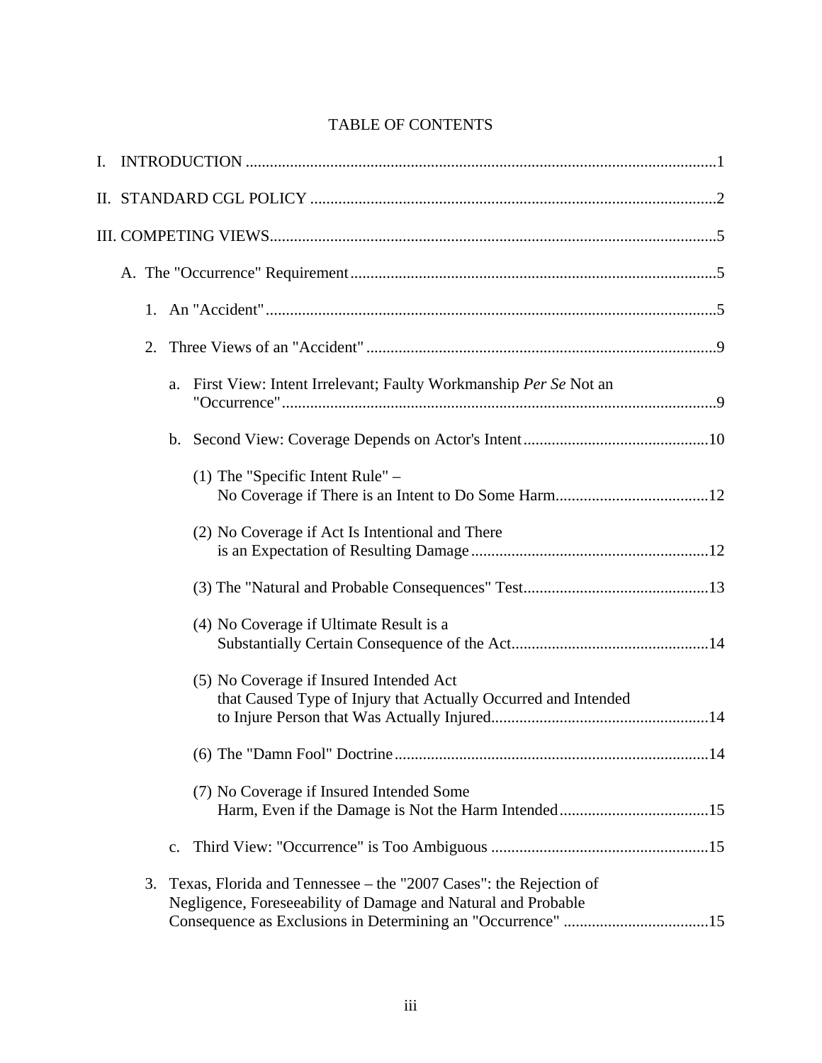# TABLE OF CONTENTS

I. INTRODUCTION .....1

II. STANDARD CGL POLICY .....2

III. COMPETING VIEWS.....5

- A. The "Occurrence" Requirement.....5
  - 1. An "Accident".....5
  - 2. Three Views of an "Accident" .....9
    - a. First View: Intent Irrelevant; Faulty Workmanship *Per Se* Not an "Occurrence".....9
    - b. Second View: Coverage Depends on Actor's Intent.....10
      - (1) The "Specific Intent Rule" – No Coverage if There is an Intent to Do Some Harm.....12
      - (2) No Coverage if Act Is Intentional and There is an Expectation of Resulting Damage.....12
      - (3) The "Natural and Probable Consequences" Test.....13
      - (4) No Coverage if Ultimate Result is a Substantially Certain Consequence of the Act.....14
      - (5) No Coverage if Insured Intended Act that Caused Type of Injury that Actually Occurred and Intended to Injure Person that Was Actually Injured.....14
      - (6) The "Damn Fool" Doctrine.....14
      - (7) No Coverage if Insured Intended Some Harm, Even if the Damage is Not the Harm Intended.....15
    - c. Third View: "Occurrence" is Too Ambiguous .....15
  - 3. Texas, Florida and Tennessee – the "2007 Cases": the Rejection of Negligence, Foreseeability of Damage and Natural and Probable Consequence as Exclusions in Determining an "Occurrence" .....15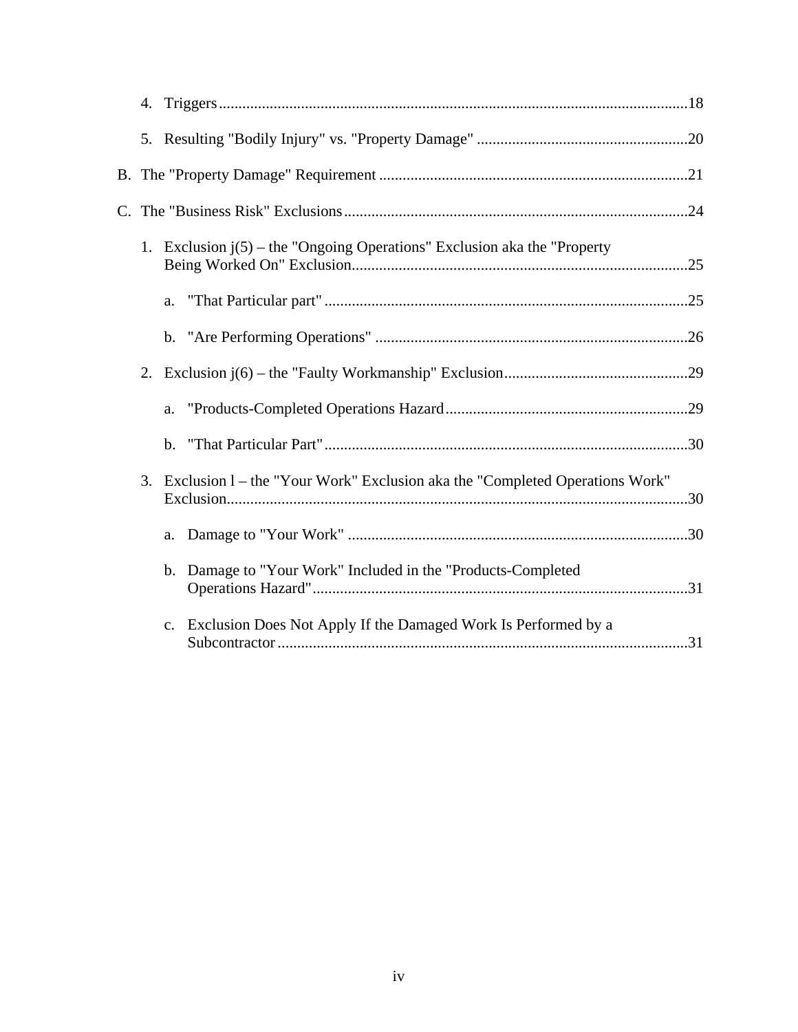4. Triggers ....................................................................................................................18

5. Resulting "Bodily Injury" vs. "Property Damage" ......................................................20

B. The "Property Damage" Requirement ..............................................................................21

C. The "Business Risk" Exclusions........................................................................................24

1. Exclusion j(5) – the "Ongoing Operations" Exclusion aka the "Property Being Worked On" Exclusion......................................................................................25

   a. "That Particular part" .............................................................................................25

   b. "Are Performing Operations" ................................................................................26

2. Exclusion j(6) – the "Faulty Workmanship" Exclusion...............................................29

   a. "Products-Completed Operations Hazard..............................................................29

   b. "That Particular Part".............................................................................................30

3. Exclusion l – the "Your Work" Exclusion aka the "Completed Operations Work" Exclusion.....................................................................................................................30

   a. Damage to "Your Work" .......................................................................................30

   b. Damage to "Your Work" Included in the "Products-Completed Operations Hazard"...............................................................................................31

   c. Exclusion Does Not Apply If the Damaged Work Is Performed by a Subcontractor .........................................................................................................31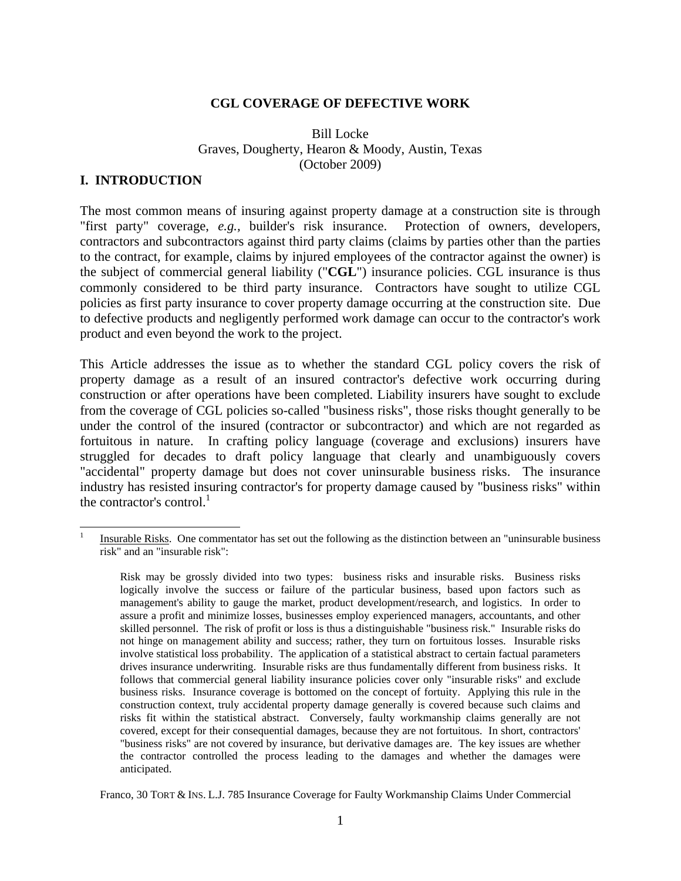**CGL COVERAGE OF DEFECTIVE WORK**

Bill Locke
Graves, Dougherty, Hearon & Moody, Austin, Texas
(October 2009)

## I. INTRODUCTION

The most common means of insuring against property damage at a construction site is through "first party" coverage, *e.g.,* builder's risk insurance. Protection of owners, developers, contractors and subcontractors against third party claims (claims by parties other than the parties to the contract, for example, claims by injured employees of the contractor against the owner) is the subject of commercial general liability ("**CGL**") insurance policies. CGL insurance is thus commonly considered to be third party insurance. Contractors have sought to utilize CGL policies as first party insurance to cover property damage occurring at the construction site. Due to defective products and negligently performed work damage can occur to the contractor's work product and even beyond the work to the project.

This Article addresses the issue as to whether the standard CGL policy covers the risk of property damage as a result of an insured contractor's defective work occurring during construction or after operations have been completed. Liability insurers have sought to exclude from the coverage of CGL policies so-called "business risks", those risks thought generally to be under the control of the insured (contractor or subcontractor) and which are not regarded as fortuitous in nature. In crafting policy language (coverage and exclusions) insurers have struggled for decades to draft policy language that clearly and unambiguously covers "accidental" property damage but does not cover uninsurable business risks. The insurance industry has resisted insuring contractor's for property damage caused by "business risks" within the contractor's control.[1]

---

[1] Insurable Risks. One commentator has set out the following as the distinction between an "uninsurable business risk" and an "insurable risk":

> Risk may be grossly divided into two types: business risks and insurable risks. Business risks logically involve the success or failure of the particular business, based upon factors such as management's ability to gauge the market, product development/research, and logistics. In order to assure a profit and minimize losses, businesses employ experienced managers, accountants, and other skilled personnel. The risk of profit or loss is thus a distinguishable "business risk." Insurable risks do not hinge on management ability and success; rather, they turn on fortuitous losses. Insurable risks involve statistical loss probability. The application of a statistical abstract to certain factual parameters drives insurance underwriting. Insurable risks are thus fundamentally different from business risks. It follows that commercial general liability insurance policies cover only "insurable risks" and exclude business risks. Insurance coverage is bottomed on the concept of fortuity. Applying this rule in the construction context, truly accidental property damage generally is covered because such claims and risks fit within the statistical abstract. Conversely, faulty workmanship claims generally are not covered, except for their consequential damages, because they are not fortuitous. In short, contractors' "business risks" are not covered by insurance, but derivative damages are. The key issues are whether the contractor controlled the process leading to the damages and whether the damages were anticipated.

Franco, 30 TORT & INS. L.J. 785 Insurance Coverage for Faulty Workmanship Claims Under Commercial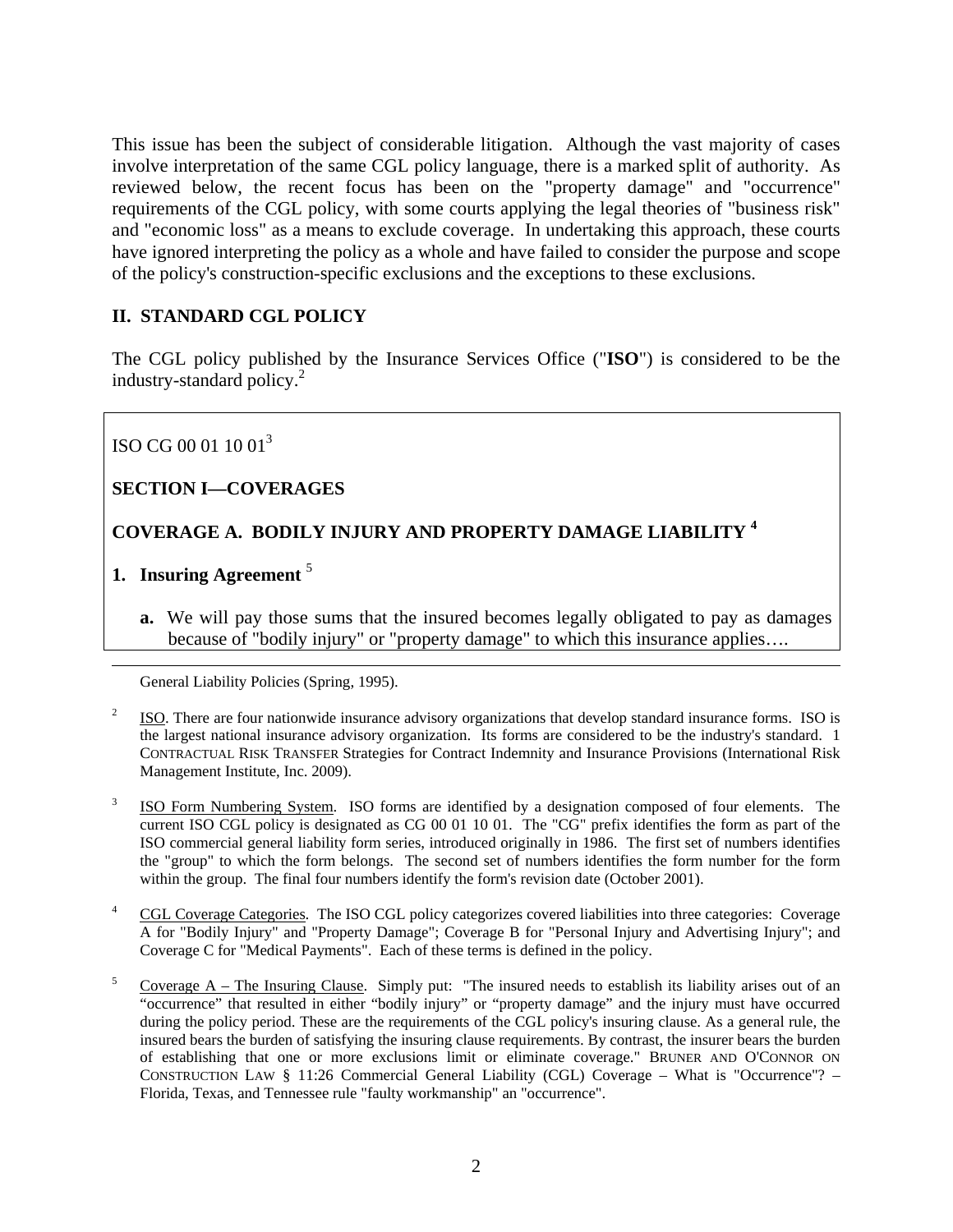This issue has been the subject of considerable litigation. Although the vast majority of cases involve interpretation of the same CGL policy language, there is a marked split of authority. As reviewed below, the recent focus has been on the "property damage" and "occurrence" requirements of the CGL policy, with some courts applying the legal theories of "business risk" and "economic loss" as a means to exclude coverage. In undertaking this approach, these courts have ignored interpreting the policy as a whole and have failed to consider the purpose and scope of the policy's construction-specific exclusions and the exceptions to these exclusions.

## II. STANDARD CGL POLICY

The CGL policy published by the Insurance Services Office ("**ISO**") is considered to be the industry-standard policy.[2]

> ISO CG 00 01 10 01[3]
>
> **SECTION I—COVERAGES**
>
> **COVERAGE A. BODILY INJURY AND PROPERTY DAMAGE LIABILITY [4]**
>
> **1. Insuring Agreement** [5]
>
> **a.** We will pay those sums that the insured becomes legally obligated to pay as damages because of "bodily injury" or "property damage" to which this insurance applies….

---

General Liability Policies (Spring, 1995).

[2] ISO. There are four nationwide insurance advisory organizations that develop standard insurance forms. ISO is the largest national insurance advisory organization. Its forms are considered to be the industry's standard. 1 CONTRACTUAL RISK TRANSFER Strategies for Contract Indemnity and Insurance Provisions (International Risk Management Institute, Inc. 2009).

[3] ISO Form Numbering System. ISO forms are identified by a designation composed of four elements. The current ISO CGL policy is designated as CG 00 01 10 01. The "CG" prefix identifies the form as part of the ISO commercial general liability form series, introduced originally in 1986. The first set of numbers identifies the "group" to which the form belongs. The second set of numbers identifies the form number for the form within the group. The final four numbers identify the form's revision date (October 2001).

[4] CGL Coverage Categories. The ISO CGL policy categorizes covered liabilities into three categories: Coverage A for "Bodily Injury" and "Property Damage"; Coverage B for "Personal Injury and Advertising Injury"; and Coverage C for "Medical Payments". Each of these terms is defined in the policy.

[5] Coverage A – The Insuring Clause. Simply put: "The insured needs to establish its liability arises out of an "occurrence" that resulted in either "bodily injury" or "property damage" and the injury must have occurred during the policy period. These are the requirements of the CGL policy's insuring clause. As a general rule, the insured bears the burden of satisfying the insuring clause requirements. By contrast, the insurer bears the burden of establishing that one or more exclusions limit or eliminate coverage." BRUNER AND O'CONNOR ON CONSTRUCTION LAW § 11:26 Commercial General Liability (CGL) Coverage – What is "Occurrence"? – Florida, Texas, and Tennessee rule "faulty workmanship" an "occurrence".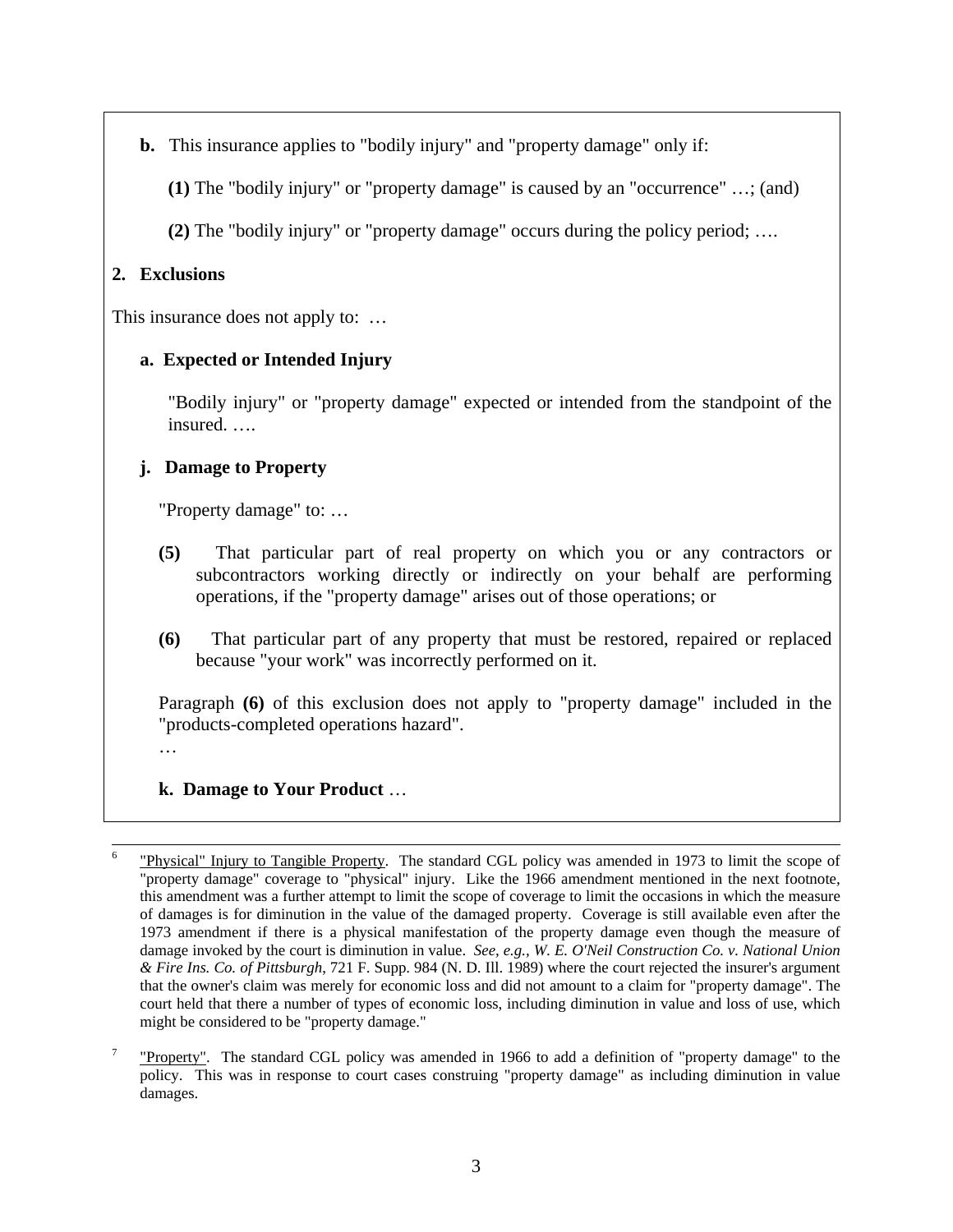**b.** This insurance applies to "bodily injury" and "property damage" only if:

**(1)** The "bodily injury" or "property damage" is caused by an "occurrence" …; (and)

**(2)** The "bodily injury" or "property damage" occurs during the policy period; ….

**2. Exclusions**

This insurance does not apply to: …

**a. Expected or Intended Injury**

"Bodily injury" or "property damage" expected or intended from the standpoint of the insured. ….

**j. Damage to Property**

"Property damage" to: …

**(5)** That particular part of real property on which you or any contractors or subcontractors working directly or indirectly on your behalf are performing operations, if the "property damage" arises out of those operations; or

**(6)** That particular part of any property that must be restored, repaired or replaced because "your work" was incorrectly performed on it.

Paragraph **(6)** of this exclusion does not apply to "property damage" included in the "products-completed operations hazard".

…

**k. Damage to Your Product** …

---

[6] "Physical" Injury to Tangible Property. The standard CGL policy was amended in 1973 to limit the scope of "property damage" coverage to "physical" injury. Like the 1966 amendment mentioned in the next footnote, this amendment was a further attempt to limit the scope of coverage to limit the occasions in which the measure of damages is for diminution in the value of the damaged property. Coverage is still available even after the 1973 amendment if there is a physical manifestation of the property damage even though the measure of damage invoked by the court is diminution in value. *See, e.g., W. E. O'Neil Construction Co. v. National Union & Fire Ins. Co. of Pittsburgh*, 721 F. Supp. 984 (N. D. Ill. 1989) where the court rejected the insurer's argument that the owner's claim was merely for economic loss and did not amount to a claim for "property damage". The court held that there a number of types of economic loss, including diminution in value and loss of use, which might be considered to be "property damage."

[7] "Property". The standard CGL policy was amended in 1966 to add a definition of "property damage" to the policy. This was in response to court cases construing "property damage" as including diminution in value damages.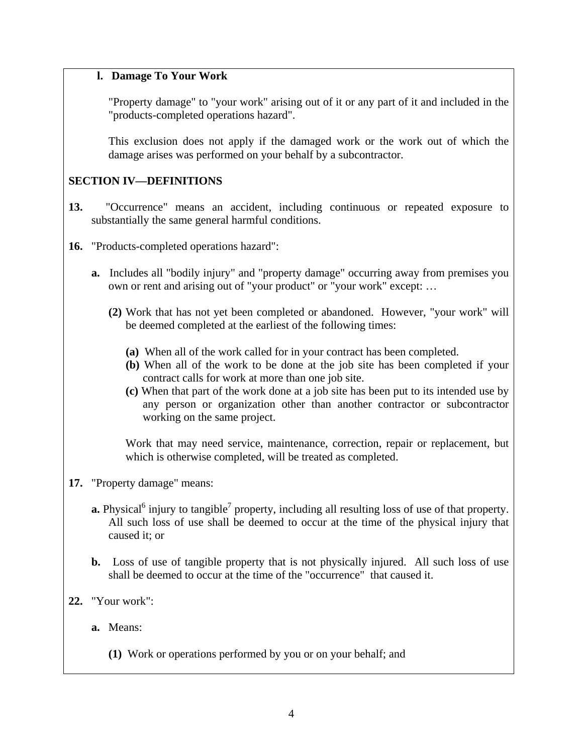**l. Damage To Your Work**

"Property damage" to "your work" arising out of it or any part of it and included in the "products-completed operations hazard".

This exclusion does not apply if the damaged work or the work out of which the damage arises was performed on your behalf by a subcontractor.

**SECTION IV—DEFINITIONS**

**13.** "Occurrence" means an accident, including continuous or repeated exposure to substantially the same general harmful conditions.

**16.** "Products-completed operations hazard":

**a.** Includes all "bodily injury" and "property damage" occurring away from premises you own or rent and arising out of "your product" or "your work" except: …

**(2)** Work that has not yet been completed or abandoned. However, "your work" will be deemed completed at the earliest of the following times:

**(a)** When all of the work called for in your contract has been completed.
**(b)** When all of the work to be done at the job site has been completed if your contract calls for work at more than one job site.
**(c)** When that part of the work done at a job site has been put to its intended use by any person or organization other than another contractor or subcontractor working on the same project.

Work that may need service, maintenance, correction, repair or replacement, but which is otherwise completed, will be treated as completed.

**17.** "Property damage" means:

**a.** Physical[6] injury to tangible[7] property, including all resulting loss of use of that property. All such loss of use shall be deemed to occur at the time of the physical injury that caused it; or

**b.** Loss of use of tangible property that is not physically injured. All such loss of use shall be deemed to occur at the time of the "occurrence" that caused it.

**22.** "Your work":

**a.** Means:

**(1)** Work or operations performed by you or on your behalf; and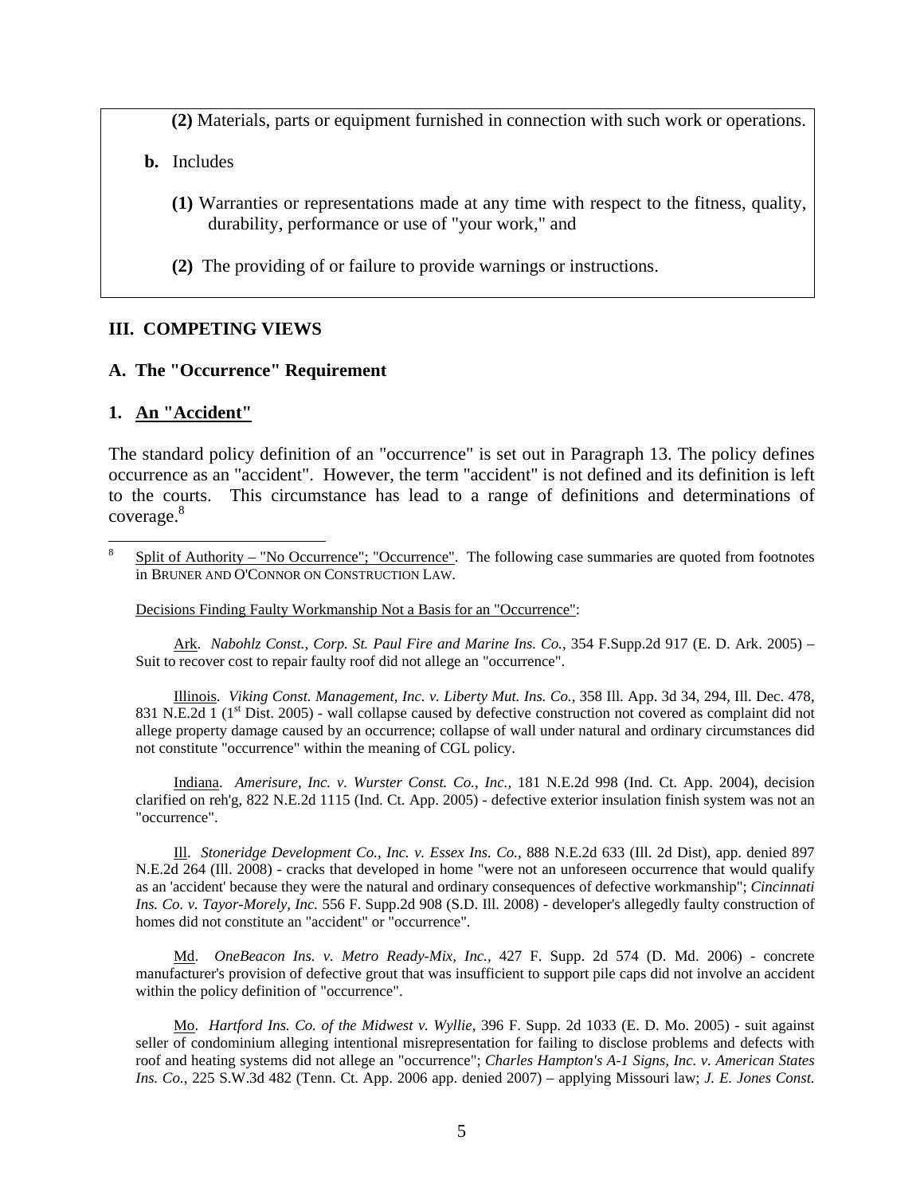**(2)** Materials, parts or equipment furnished in connection with such work or operations.

**b.** Includes

**(1)** Warranties or representations made at any time with respect to the fitness, quality, durability, performance or use of "your work," and

**(2)** The providing of or failure to provide warnings or instructions.

## III. COMPETING VIEWS

### A. The "Occurrence" Requirement

#### 1. An "Accident"

The standard policy definition of an "occurrence" is set out in Paragraph 13. The policy defines occurrence as an "accident". However, the term "accident" is not defined and its definition is left to the courts. This circumstance has lead to a range of definitions and determinations of coverage.[8]

---

[8] Split of Authority – "No Occurrence"; "Occurrence". The following case summaries are quoted from footnotes in BRUNER AND O'CONNOR ON CONSTRUCTION LAW.

Decisions Finding Faulty Workmanship Not a Basis for an "Occurrence":

Ark. *Nabohlz Const., Corp. St. Paul Fire and Marine Ins. Co.,* 354 F.Supp.2d 917 (E. D. Ark. 2005) – Suit to recover cost to repair faulty roof did not allege an "occurrence".

Illinois. *Viking Const. Management, Inc. v. Liberty Mut. Ins. Co.*, 358 Ill. App. 3d 34, 294, Ill. Dec. 478, 831 N.E.2d 1 (1st Dist. 2005) - wall collapse caused by defective construction not covered as complaint did not allege property damage caused by an occurrence; collapse of wall under natural and ordinary circumstances did not constitute "occurrence" within the meaning of CGL policy.

Indiana. *Amerisure, Inc. v. Wurster Const. Co., Inc.,* 181 N.E.2d 998 (Ind. Ct. App. 2004), decision clarified on reh'g, 822 N.E.2d 1115 (Ind. Ct. App. 2005) - defective exterior insulation finish system was not an "occurrence".

Ill. *Stoneridge Development Co., Inc. v. Essex Ins. Co.,* 888 N.E.2d 633 (Ill. 2d Dist), app. denied 897 N.E.2d 264 (Ill. 2008) - cracks that developed in home "were not an unforeseen occurrence that would qualify as an 'accident' because they were the natural and ordinary consequences of defective workmanship"; *Cincinnati Ins. Co. v. Tayor-Morely, Inc.* 556 F. Supp.2d 908 (S.D. Ill. 2008) - developer's allegedly faulty construction of homes did not constitute an "accident" or "occurrence".

Md. *OneBeacon Ins. v. Metro Ready-Mix, Inc.,* 427 F. Supp. 2d 574 (D. Md. 2006) - concrete manufacturer's provision of defective grout that was insufficient to support pile caps did not involve an accident within the policy definition of "occurrence".

Mo. *Hartford Ins. Co. of the Midwest v. Wyllie,* 396 F. Supp. 2d 1033 (E. D. Mo. 2005) - suit against seller of condominium alleging intentional misrepresentation for failing to disclose problems and defects with roof and heating systems did not allege an "occurrence"; *Charles Hampton's A-1 Signs, Inc. v. American States Ins. Co.,* 225 S.W.3d 482 (Tenn. Ct. App. 2006 app. denied 2007) – applying Missouri law; *J. E. Jones Const.*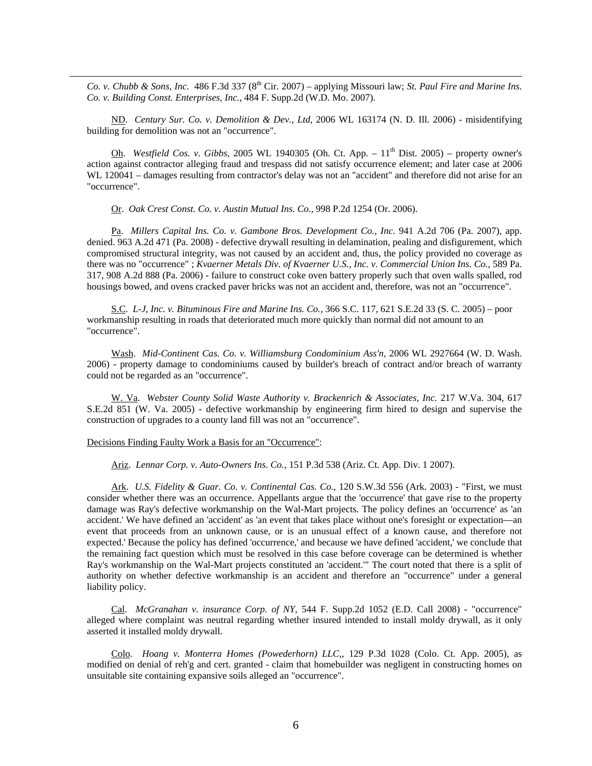*Co. v. Chubb & Sons, Inc.* 486 F.3d 337 (8th Cir. 2007) – applying Missouri law; *St. Paul Fire and Marine Ins. Co. v. Building Const. Enterprises, Inc.*, 484 F. Supp.2d (W.D. Mo. 2007).

ND. *Century Sur. Co. v. Demolition & Dev., Ltd*, 2006 WL 163174 (N. D. Ill. 2006) - misidentifying building for demolition was not an "occurrence".

Oh. *Westfield Cos. v. Gibbs*, 2005 WL 1940305 (Oh. Ct. App. – 11th Dist. 2005) – property owner's action against contractor alleging fraud and trespass did not satisfy occurrence element; and later case at 2006 WL 120041 – damages resulting from contractor's delay was not an "accident" and therefore did not arise for an "occurrence".

Or. *Oak Crest Const. Co. v. Austin Mutual Ins. Co.*, 998 P.2d 1254 (Or. 2006).

Pa. *Millers Capital Ins. Co. v. Gambone Bros. Development Co., Inc.* 941 A.2d 706 (Pa. 2007), app. denied. 963 A.2d 471 (Pa. 2008) - defective drywall resulting in delamination, pealing and disfigurement, which compromised structural integrity, was not caused by an accident and, thus, the policy provided no coverage as there was no "occurrence" ; *Kvaerner Metals Div. of Kvaerner U.S., Inc. v. Commercial Union Ins. Co.*, 589 Pa. 317, 908 A.2d 888 (Pa. 2006) - failure to construct coke oven battery properly such that oven walls spalled, rod housings bowed, and ovens cracked paver bricks was not an accident and, therefore, was not an "occurrence".

S.C. *L-J, Inc. v. Bituminous Fire and Marine Ins. Co.*, 366 S.C. 117, 621 S.E.2d 33 (S. C. 2005) – poor workmanship resulting in roads that deteriorated much more quickly than normal did not amount to an "occurrence".

Wash. *Mid-Continent Cas. Co. v. Williamsburg Condominium Ass'n*, 2006 WL 2927664 (W. D. Wash. 2006) - property damage to condominiums caused by builder's breach of contract and/or breach of warranty could not be regarded as an "occurrence".

W. Va. *Webster County Solid Waste Authority v. Brackenrich & Associates, Inc.* 217 W.Va. 304, 617 S.E.2d 851 (W. Va. 2005) - defective workmanship by engineering firm hired to design and supervise the construction of upgrades to a county land fill was not an "occurrence".

Decisions Finding Faulty Work a Basis for an "Occurrence":

Ariz. *Lennar Corp. v. Auto-Owners Ins. Co.*, 151 P.3d 538 (Ariz. Ct. App. Div. 1 2007).

Ark. *U.S. Fidelity & Guar. Co. v. Continental Cas. Co.*, 120 S.W.3d 556 (Ark. 2003) - "First, we must consider whether there was an occurrence. Appellants argue that the 'occurrence' that gave rise to the property damage was Ray's defective workmanship on the Wal-Mart projects. The policy defines an 'occurrence' as 'an accident.' We have defined an 'accident' as 'an event that takes place without one's foresight or expectation—an event that proceeds from an unknown cause, or is an unusual effect of a known cause, and therefore not expected.' Because the policy has defined 'occurrence,' and because we have defined 'accident,' we conclude that the remaining fact question which must be resolved in this case before coverage can be determined is whether Ray's workmanship on the Wal-Mart projects constituted an 'accident.'" The court noted that there is a split of authority on whether defective workmanship is an accident and therefore an "occurrence" under a general liability policy.

Cal. *McGranahan v. insurance Corp. of NY*, 544 F. Supp.2d 1052 (E.D. Call 2008) - "occurrence" alleged where complaint was neutral regarding whether insured intended to install moldy drywall, as it only asserted it installed moldy drywall.

Colo. *Hoang v. Monterra Homes (Powederhorn) LLC,*, 129 P.3d 1028 (Colo. Ct. App. 2005), as modified on denial of reh'g and cert. granted - claim that homebuilder was negligent in constructing homes on unsuitable site containing expansive soils alleged an "occurrence".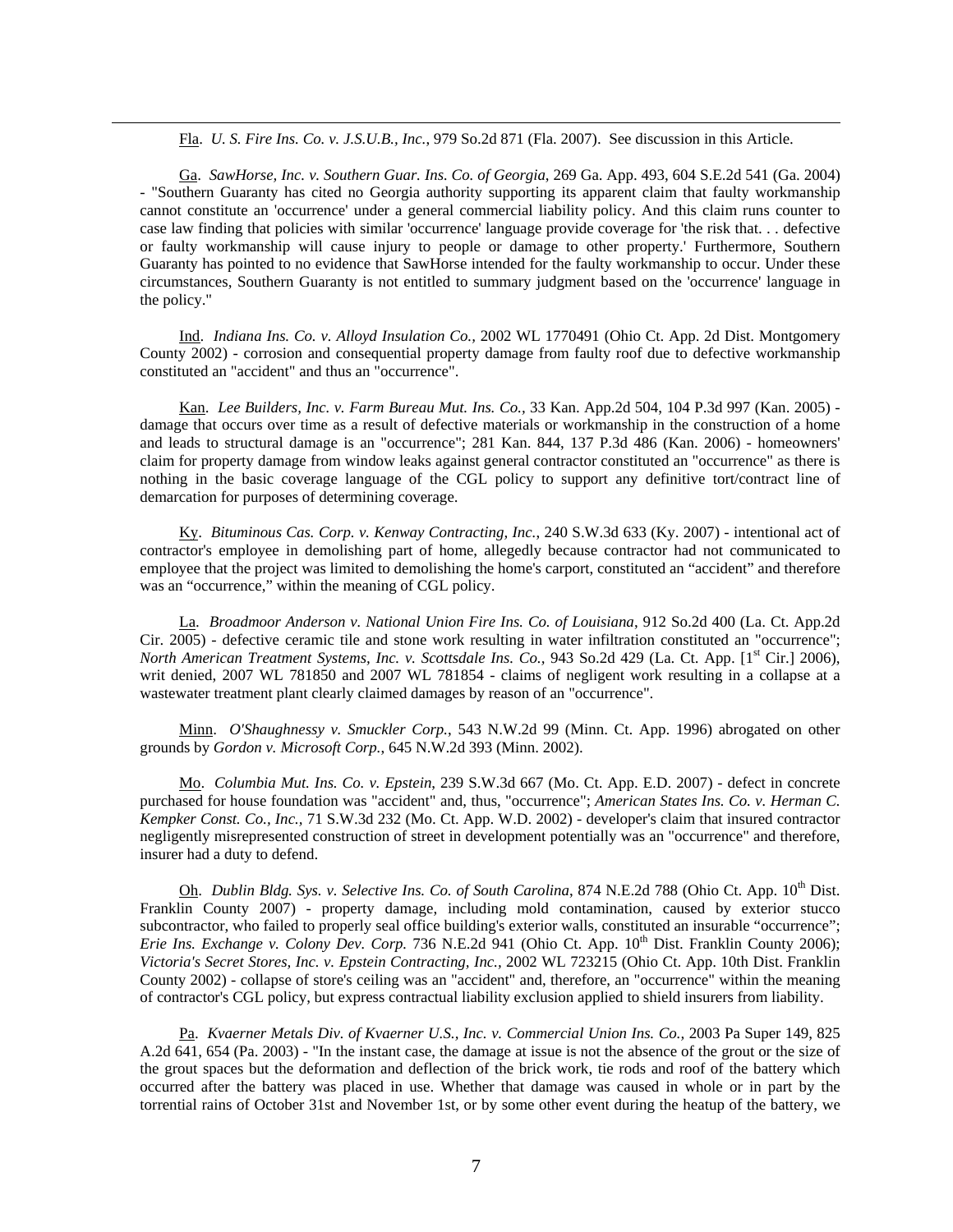Fla. *U. S. Fire Ins. Co. v. J.S.U.B., Inc.*, 979 So.2d 871 (Fla. 2007). See discussion in this Article.

Ga. *SawHorse, Inc. v. Southern Guar. Ins. Co. of Georgia*, 269 Ga. App. 493, 604 S.E.2d 541 (Ga. 2004) - "Southern Guaranty has cited no Georgia authority supporting its apparent claim that faulty workmanship cannot constitute an 'occurrence' under a general commercial liability policy. And this claim runs counter to case law finding that policies with similar 'occurrence' language provide coverage for 'the risk that. . . defective or faulty workmanship will cause injury to people or damage to other property.' Furthermore, Southern Guaranty has pointed to no evidence that SawHorse intended for the faulty workmanship to occur. Under these circumstances, Southern Guaranty is not entitled to summary judgment based on the 'occurrence' language in the policy."

Ind. *Indiana Ins. Co. v. Alloyd Insulation Co.*, 2002 WL 1770491 (Ohio Ct. App. 2d Dist. Montgomery County 2002) - corrosion and consequential property damage from faulty roof due to defective workmanship constituted an "accident" and thus an "occurrence".

Kan. *Lee Builders, Inc. v. Farm Bureau Mut. Ins. Co.*, 33 Kan. App.2d 504, 104 P.3d 997 (Kan. 2005) - damage that occurs over time as a result of defective materials or workmanship in the construction of a home and leads to structural damage is an "occurrence"; 281 Kan. 844, 137 P.3d 486 (Kan. 2006) - homeowners' claim for property damage from window leaks against general contractor constituted an "occurrence" as there is nothing in the basic coverage language of the CGL policy to support any definitive tort/contract line of demarcation for purposes of determining coverage.

Ky. *Bituminous Cas. Corp. v. Kenway Contracting, Inc.*, 240 S.W.3d 633 (Ky. 2007) - intentional act of contractor's employee in demolishing part of home, allegedly because contractor had not communicated to employee that the project was limited to demolishing the home's carport, constituted an "accident" and therefore was an "occurrence," within the meaning of CGL policy.

La. *Broadmoor Anderson v. National Union Fire Ins. Co. of Louisiana*, 912 So.2d 400 (La. Ct. App.2d Cir. 2005) - defective ceramic tile and stone work resulting in water infiltration constituted an "occurrence"; *North American Treatment Systems, Inc. v. Scottsdale Ins. Co.*, 943 So.2d 429 (La. Ct. App. [1st Cir.] 2006), writ denied, 2007 WL 781850 and 2007 WL 781854 - claims of negligent work resulting in a collapse at a wastewater treatment plant clearly claimed damages by reason of an "occurrence".

Minn. *O'Shaughnessy v. Smuckler Corp.*, 543 N.W.2d 99 (Minn. Ct. App. 1996) abrogated on other grounds by *Gordon v. Microsoft Corp.*, 645 N.W.2d 393 (Minn. 2002).

Mo. *Columbia Mut. Ins. Co. v. Epstein*, 239 S.W.3d 667 (Mo. Ct. App. E.D. 2007) - defect in concrete purchased for house foundation was "accident" and, thus, "occurrence"; *American States Ins. Co. v. Herman C. Kempker Const. Co., Inc.*, 71 S.W.3d 232 (Mo. Ct. App. W.D. 2002) - developer's claim that insured contractor negligently misrepresented construction of street in development potentially was an "occurrence" and therefore, insurer had a duty to defend.

Oh. *Dublin Bldg. Sys. v. Selective Ins. Co. of South Carolina*, 874 N.E.2d 788 (Ohio Ct. App. 10th Dist. Franklin County 2007) - property damage, including mold contamination, caused by exterior stucco subcontractor, who failed to properly seal office building's exterior walls, constituted an insurable "occurrence"; *Erie Ins. Exchange v. Colony Dev. Corp.* 736 N.E.2d 941 (Ohio Ct. App. 10th Dist. Franklin County 2006); *Victoria's Secret Stores, Inc. v. Epstein Contracting, Inc.*, 2002 WL 723215 (Ohio Ct. App. 10th Dist. Franklin County 2002) - collapse of store's ceiling was an "accident" and, therefore, an "occurrence" within the meaning of contractor's CGL policy, but express contractual liability exclusion applied to shield insurers from liability.

Pa. *Kvaerner Metals Div. of Kvaerner U.S., Inc. v. Commercial Union Ins. Co.*, 2003 Pa Super 149, 825 A.2d 641, 654 (Pa. 2003) - "In the instant case, the damage at issue is not the absence of the grout or the size of the grout spaces but the deformation and deflection of the brick work, tie rods and roof of the battery which occurred after the battery was placed in use. Whether that damage was caused in whole or in part by the torrential rains of October 31st and November 1st, or by some other event during the heatup of the battery, we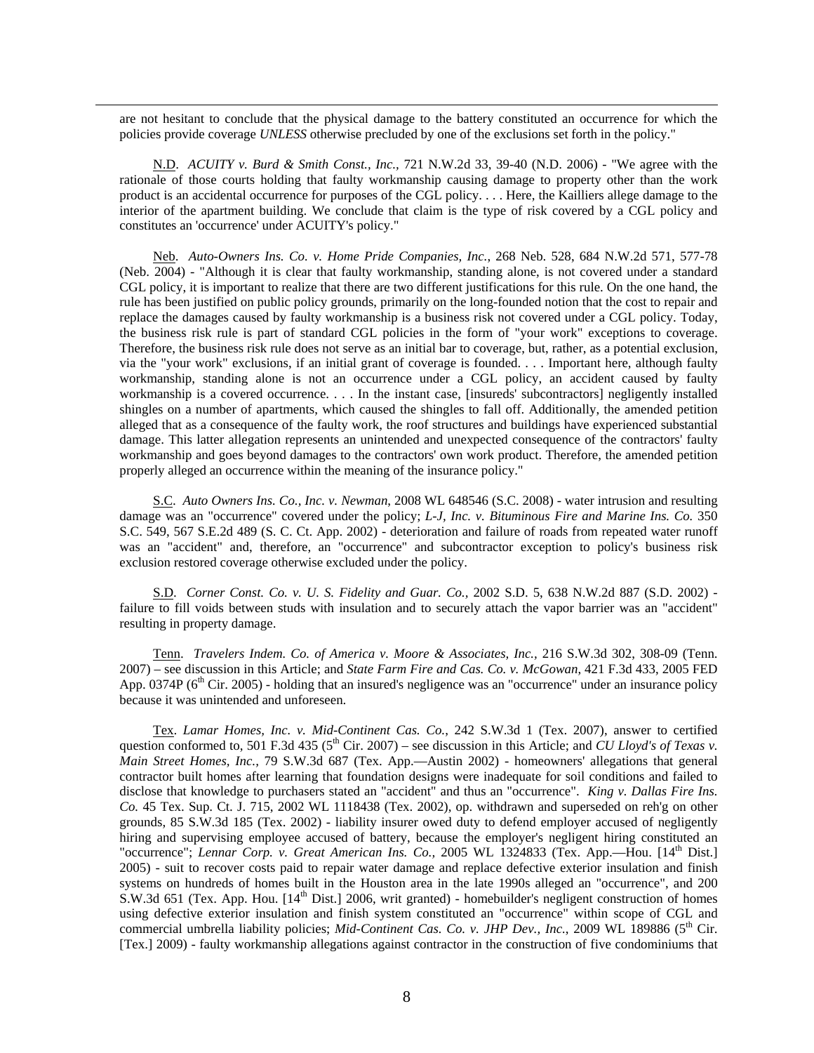are not hesitant to conclude that the physical damage to the battery constituted an occurrence for which the policies provide coverage *UNLESS* otherwise precluded by one of the exclusions set forth in the policy."

N.D. *ACUITY v. Burd & Smith Const., Inc.*, 721 N.W.2d 33, 39-40 (N.D. 2006) - "We agree with the rationale of those courts holding that faulty workmanship causing damage to property other than the work product is an accidental occurrence for purposes of the CGL policy. . . . Here, the Kailliers allege damage to the interior of the apartment building. We conclude that claim is the type of risk covered by a CGL policy and constitutes an 'occurrence' under ACUITY's policy."

Neb. *Auto-Owners Ins. Co. v. Home Pride Companies, Inc.*, 268 Neb. 528, 684 N.W.2d 571, 577-78 (Neb. 2004) - "Although it is clear that faulty workmanship, standing alone, is not covered under a standard CGL policy, it is important to realize that there are two different justifications for this rule. On the one hand, the rule has been justified on public policy grounds, primarily on the long-founded notion that the cost to repair and replace the damages caused by faulty workmanship is a business risk not covered under a CGL policy. Today, the business risk rule is part of standard CGL policies in the form of "your work" exceptions to coverage. Therefore, the business risk rule does not serve as an initial bar to coverage, but, rather, as a potential exclusion, via the "your work" exclusions, if an initial grant of coverage is founded. . . . Important here, although faulty workmanship, standing alone is not an occurrence under a CGL policy, an accident caused by faulty workmanship is a covered occurrence. . . . In the instant case, [insureds' subcontractors] negligently installed shingles on a number of apartments, which caused the shingles to fall off. Additionally, the amended petition alleged that as a consequence of the faulty work, the roof structures and buildings have experienced substantial damage. This latter allegation represents an unintended and unexpected consequence of the contractors' faulty workmanship and goes beyond damages to the contractors' own work product. Therefore, the amended petition properly alleged an occurrence within the meaning of the insurance policy."

S.C. *Auto Owners Ins. Co., Inc. v. Newman*, 2008 WL 648546 (S.C. 2008) - water intrusion and resulting damage was an "occurrence" covered under the policy; *L-J, Inc. v. Bituminous Fire and Marine Ins. Co.* 350 S.C. 549, 567 S.E.2d 489 (S. C. Ct. App. 2002) - deterioration and failure of roads from repeated water runoff was an "accident" and, therefore, an "occurrence" and subcontractor exception to policy's business risk exclusion restored coverage otherwise excluded under the policy.

S.D. *Corner Const. Co. v. U. S. Fidelity and Guar. Co.,* 2002 S.D. 5, 638 N.W.2d 887 (S.D. 2002) - failure to fill voids between studs with insulation and to securely attach the vapor barrier was an "accident" resulting in property damage.

Tenn. *Travelers Indem. Co. of America v. Moore & Associates, Inc.,* 216 S.W.3d 302, 308-09 (Tenn. 2007) – see discussion in this Article; and *State Farm Fire and Cas. Co. v. McGowan*, 421 F.3d 433, 2005 FED App. 0374P (6th Cir. 2005) - holding that an insured's negligence was an "occurrence" under an insurance policy because it was unintended and unforeseen.

Tex. *Lamar Homes, Inc. v. Mid-Continent Cas. Co.*, 242 S.W.3d 1 (Tex. 2007), answer to certified question conformed to, 501 F.3d 435 (5th Cir. 2007) – see discussion in this Article; and *CU Lloyd's of Texas v. Main Street Homes, Inc.,* 79 S.W.3d 687 (Tex. App.—Austin 2002) - homeowners' allegations that general contractor built homes after learning that foundation designs were inadequate for soil conditions and failed to disclose that knowledge to purchasers stated an "accident" and thus an "occurrence". *King v. Dallas Fire Ins. Co.* 45 Tex. Sup. Ct. J. 715, 2002 WL 1118438 (Tex. 2002), op. withdrawn and superseded on reh'g on other grounds, 85 S.W.3d 185 (Tex. 2002) - liability insurer owed duty to defend employer accused of negligently hiring and supervising employee accused of battery, because the employer's negligent hiring constituted an "occurrence"; *Lennar Corp. v. Great American Ins. Co.,* 2005 WL 1324833 (Tex. App.—Hou. [14th Dist.] 2005) - suit to recover costs paid to repair water damage and replace defective exterior insulation and finish systems on hundreds of homes built in the Houston area in the late 1990s alleged an "occurrence", and 200 S.W.3d 651 (Tex. App. Hou. [14th Dist.] 2006, writ granted) - homebuilder's negligent construction of homes using defective exterior insulation and finish system constituted an "occurrence" within scope of CGL and commercial umbrella liability policies; *Mid-Continent Cas. Co. v. JHP Dev., Inc.*, 2009 WL 189886 (5th Cir. [Tex.] 2009) - faulty workmanship allegations against contractor in the construction of five condominiums that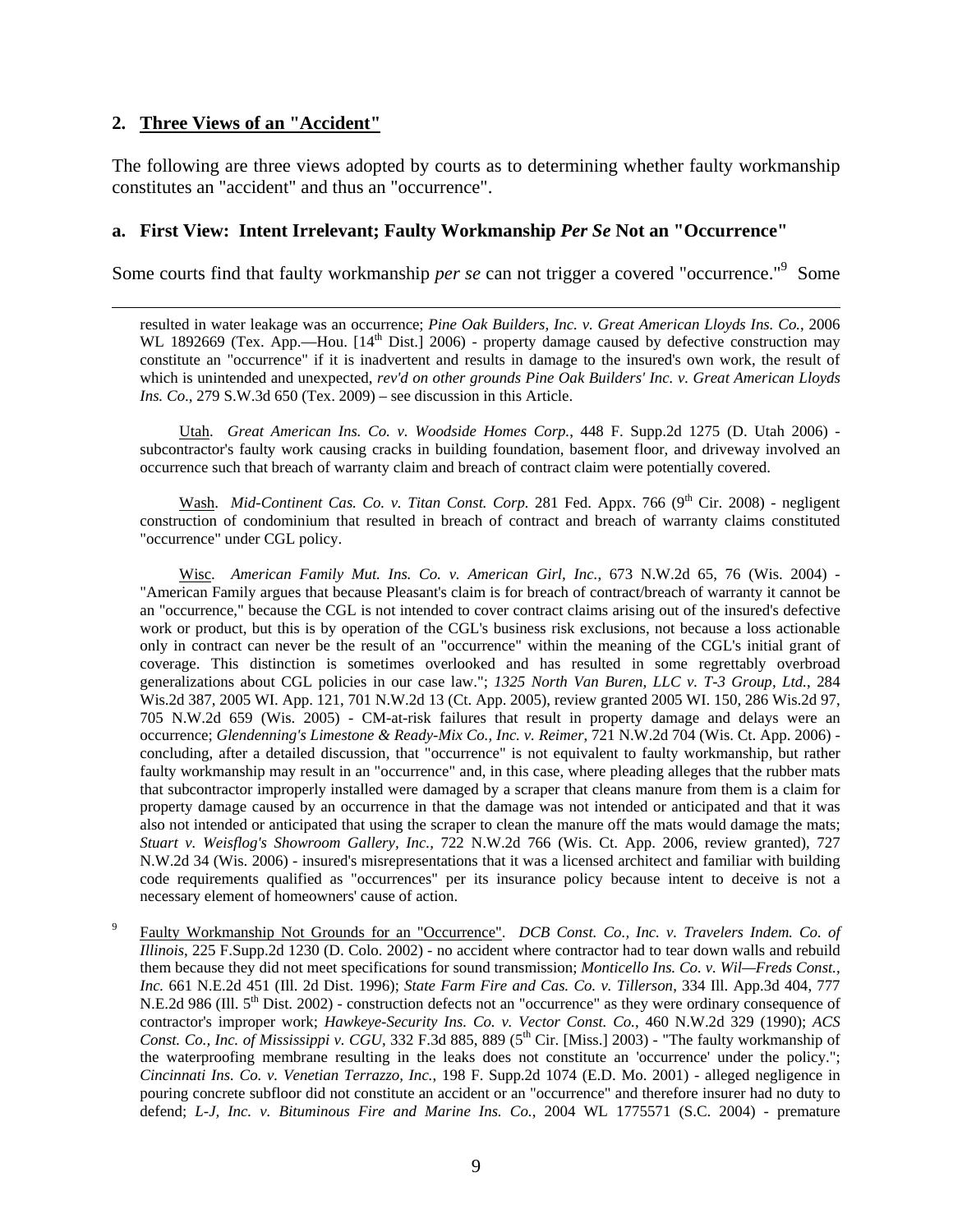## 2. Three Views of an "Accident"

The following are three views adopted by courts as to determining whether faulty workmanship constitutes an "accident" and thus an "occurrence".

### a. First View: Intent Irrelevant; Faulty Workmanship *Per Se* Not an "Occurrence"

Some courts find that faulty workmanship *per se* can not trigger a covered "occurrence."[9] Some

---

resulted in water leakage was an occurrence; *Pine Oak Builders, Inc. v. Great American Lloyds Ins. Co.*, 2006 WL 1892669 (Tex. App.—Hou. [14th Dist.] 2006) - property damage caused by defective construction may constitute an "occurrence" if it is inadvertent and results in damage to the insured's own work, the result of which is unintended and unexpected, *rev'd on other grounds Pine Oak Builders' Inc. v. Great American Lloyds Ins. Co*., 279 S.W.3d 650 (Tex. 2009) – see discussion in this Article.

Utah. *Great American Ins. Co. v. Woodside Homes Corp.*, 448 F. Supp.2d 1275 (D. Utah 2006) - subcontractor's faulty work causing cracks in building foundation, basement floor, and driveway involved an occurrence such that breach of warranty claim and breach of contract claim were potentially covered.

Wash. *Mid-Continent Cas. Co. v. Titan Const. Corp.* 281 Fed. Appx. 766 (9th Cir. 2008) - negligent construction of condominium that resulted in breach of contract and breach of warranty claims constituted "occurrence" under CGL policy.

Wisc. *American Family Mut. Ins. Co. v. American Girl, Inc.*, 673 N.W.2d 65, 76 (Wis. 2004) - "American Family argues that because Pleasant's claim is for breach of contract/breach of warranty it cannot be an "occurrence," because the CGL is not intended to cover contract claims arising out of the insured's defective work or product, but this is by operation of the CGL's business risk exclusions, not because a loss actionable only in contract can never be the result of an "occurrence" within the meaning of the CGL's initial grant of coverage. This distinction is sometimes overlooked and has resulted in some regrettably overbroad generalizations about CGL policies in our case law."; *1325 North Van Buren, LLC v. T-3 Group, Ltd.*, 284 Wis.2d 387, 2005 WI. App. 121, 701 N.W.2d 13 (Ct. App. 2005), review granted 2005 WI. 150, 286 Wis.2d 97, 705 N.W.2d 659 (Wis. 2005) - CM-at-risk failures that result in property damage and delays were an occurrence; *Glendenning's Limestone & Ready-Mix Co., Inc. v. Reimer*, 721 N.W.2d 704 (Wis. Ct. App. 2006) - concluding, after a detailed discussion, that "occurrence" is not equivalent to faulty workmanship, but rather faulty workmanship may result in an "occurrence" and, in this case, where pleading alleges that the rubber mats that subcontractor improperly installed were damaged by a scraper that cleans manure from them is a claim for property damage caused by an occurrence in that the damage was not intended or anticipated and that it was also not intended or anticipated that using the scraper to clean the manure off the mats would damage the mats; *Stuart v. Weisflog's Showroom Gallery, Inc.*, 722 N.W.2d 766 (Wis. Ct. App. 2006, review granted), 727 N.W.2d 34 (Wis. 2006) - insured's misrepresentations that it was a licensed architect and familiar with building code requirements qualified as "occurrences" per its insurance policy because intent to deceive is not a necessary element of homeowners' cause of action.

[9] Faulty Workmanship Not Grounds for an "Occurrence". *DCB Const. Co., Inc. v. Travelers Indem. Co. of Illinois*, 225 F.Supp.2d 1230 (D. Colo. 2002) - no accident where contractor had to tear down walls and rebuild them because they did not meet specifications for sound transmission; *Monticello Ins. Co. v. Wil—Freds Const., Inc.* 661 N.E.2d 451 (Ill. 2d Dist. 1996); *State Farm Fire and Cas. Co. v. Tillerson*, 334 Ill. App.3d 404, 777 N.E.2d 986 (Ill. 5th Dist. 2002) - construction defects not an "occurrence" as they were ordinary consequence of contractor's improper work; *Hawkeye-Security Ins. Co. v. Vector Const. Co.*, 460 N.W.2d 329 (1990); *ACS Const. Co., Inc. of Mississippi v. CGU*, 332 F.3d 885, 889 (5th Cir. [Miss.] 2003) - "The faulty workmanship of the waterproofing membrane resulting in the leaks does not constitute an 'occurrence' under the policy."; *Cincinnati Ins. Co. v. Venetian Terrazzo, Inc.*, 198 F. Supp.2d 1074 (E.D. Mo. 2001) - alleged negligence in pouring concrete subfloor did not constitute an accident or an "occurrence" and therefore insurer had no duty to defend; *L-J, Inc. v. Bituminous Fire and Marine Ins. Co.*, 2004 WL 1775571 (S.C. 2004) - premature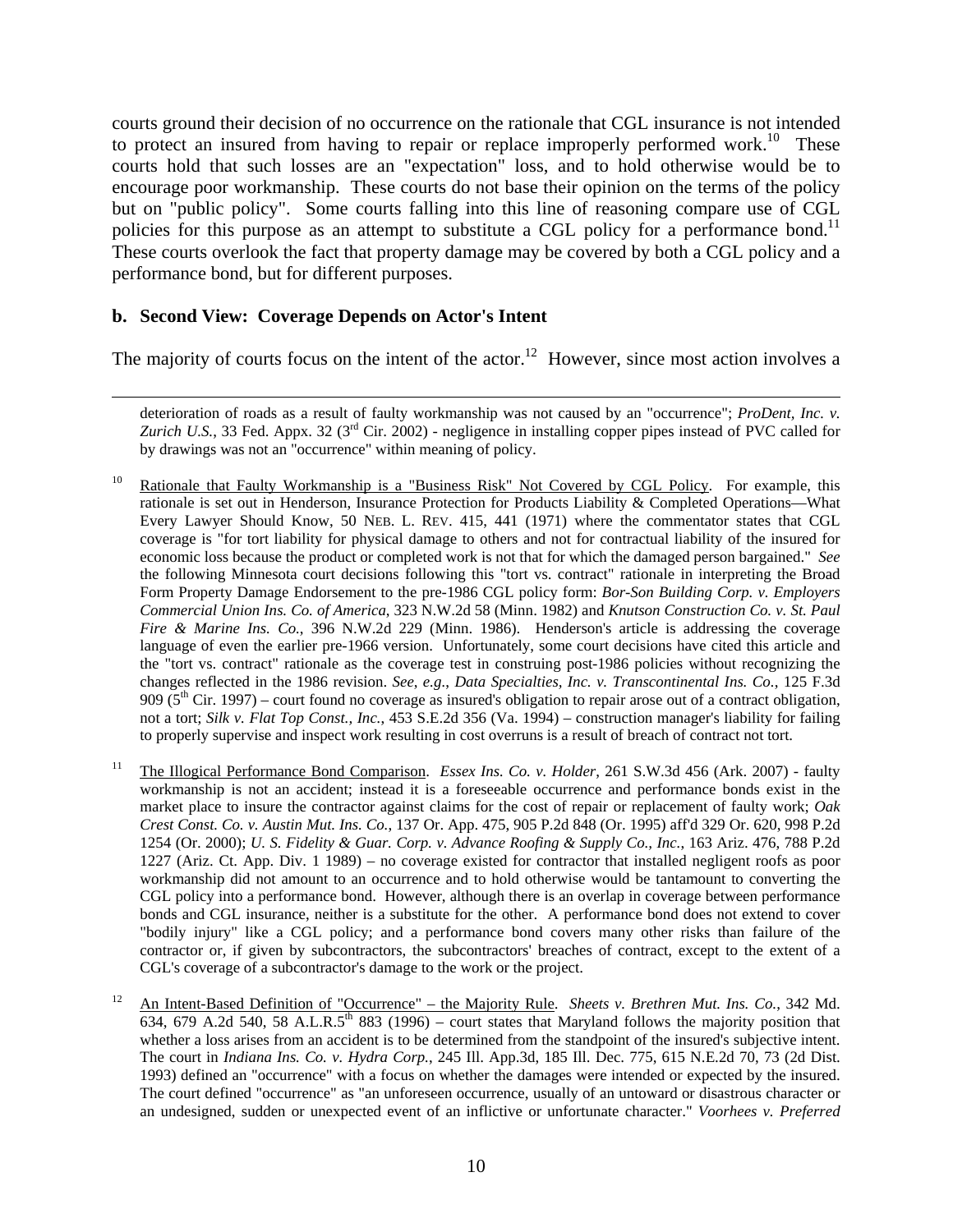courts ground their decision of no occurrence on the rationale that CGL insurance is not intended to protect an insured from having to repair or replace improperly performed work.[10] These courts hold that such losses are an "expectation" loss, and to hold otherwise would be to encourage poor workmanship. These courts do not base their opinion on the terms of the policy but on "public policy". Some courts falling into this line of reasoning compare use of CGL policies for this purpose as an attempt to substitute a CGL policy for a performance bond.[11] These courts overlook the fact that property damage may be covered by both a CGL policy and a performance bond, but for different purposes.

**b. Second View: Coverage Depends on Actor's Intent**

The majority of courts focus on the intent of the actor.[12] However, since most action involves a

---

deterioration of roads as a result of faulty workmanship was not caused by an "occurrence"; *ProDent, Inc. v. Zurich U.S.*, 33 Fed. Appx. 32 (3rd Cir. 2002) - negligence in installing copper pipes instead of PVC called for by drawings was not an "occurrence" within meaning of policy.

[10] Rationale that Faulty Workmanship is a "Business Risk" Not Covered by CGL Policy. For example, this rationale is set out in Henderson, Insurance Protection for Products Liability & Completed Operations—What Every Lawyer Should Know, 50 NEB. L. REV. 415, 441 (1971) where the commentator states that CGL coverage is "for tort liability for physical damage to others and not for contractual liability of the insured for economic loss because the product or completed work is not that for which the damaged person bargained." *See* the following Minnesota court decisions following this "tort vs. contract" rationale in interpreting the Broad Form Property Damage Endorsement to the pre-1986 CGL policy form: *Bor-Son Building Corp. v. Employers Commercial Union Ins. Co. of America*, 323 N.W.2d 58 (Minn. 1982) and *Knutson Construction Co. v. St. Paul Fire & Marine Ins. Co.*, 396 N.W.2d 229 (Minn. 1986). Henderson's article is addressing the coverage language of even the earlier pre-1966 version. Unfortunately, some court decisions have cited this article and the "tort vs. contract" rationale as the coverage test in construing post-1986 policies without recognizing the changes reflected in the 1986 revision. *See, e.g., Data Specialties, Inc. v. Transcontinental Ins. Co.*, 125 F.3d 909 (5th Cir. 1997) – court found no coverage as insured's obligation to repair arose out of a contract obligation, not a tort; *Silk v. Flat Top Const., Inc.*, 453 S.E.2d 356 (Va. 1994) – construction manager's liability for failing to properly supervise and inspect work resulting in cost overruns is a result of breach of contract not tort.

[11] The Illogical Performance Bond Comparison. *Essex Ins. Co. v. Holder*, 261 S.W.3d 456 (Ark. 2007) - faulty workmanship is not an accident; instead it is a foreseeable occurrence and performance bonds exist in the market place to insure the contractor against claims for the cost of repair or replacement of faulty work; *Oak Crest Const. Co. v. Austin Mut. Ins. Co.*, 137 Or. App. 475, 905 P.2d 848 (Or. 1995) aff'd 329 Or. 620, 998 P.2d 1254 (Or. 2000); *U. S. Fidelity & Guar. Corp. v. Advance Roofing & Supply Co., Inc.*, 163 Ariz. 476, 788 P.2d 1227 (Ariz. Ct. App. Div. 1 1989) – no coverage existed for contractor that installed negligent roofs as poor workmanship did not amount to an occurrence and to hold otherwise would be tantamount to converting the CGL policy into a performance bond. However, although there is an overlap in coverage between performance bonds and CGL insurance, neither is a substitute for the other. A performance bond does not extend to cover "bodily injury" like a CGL policy; and a performance bond covers many other risks than failure of the contractor or, if given by subcontractors, the subcontractors' breaches of contract, except to the extent of a CGL's coverage of a subcontractor's damage to the work or the project.

[12] An Intent-Based Definition of "Occurrence" – the Majority Rule. *Sheets v. Brethren Mut. Ins. Co.*, 342 Md. 634, 679 A.2d 540, 58 A.L.R.5th 883 (1996) – court states that Maryland follows the majority position that whether a loss arises from an accident is to be determined from the standpoint of the insured's subjective intent. The court in *Indiana Ins. Co. v. Hydra Corp.*, 245 Ill. App.3d, 185 Ill. Dec. 775, 615 N.E.2d 70, 73 (2d Dist. 1993) defined an "occurrence" with a focus on whether the damages were intended or expected by the insured. The court defined "occurrence" as "an unforeseen occurrence, usually of an untoward or disastrous character or an undesigned, sudden or unexpected event of an inflictive or unfortunate character." *Voorhees v. Preferred*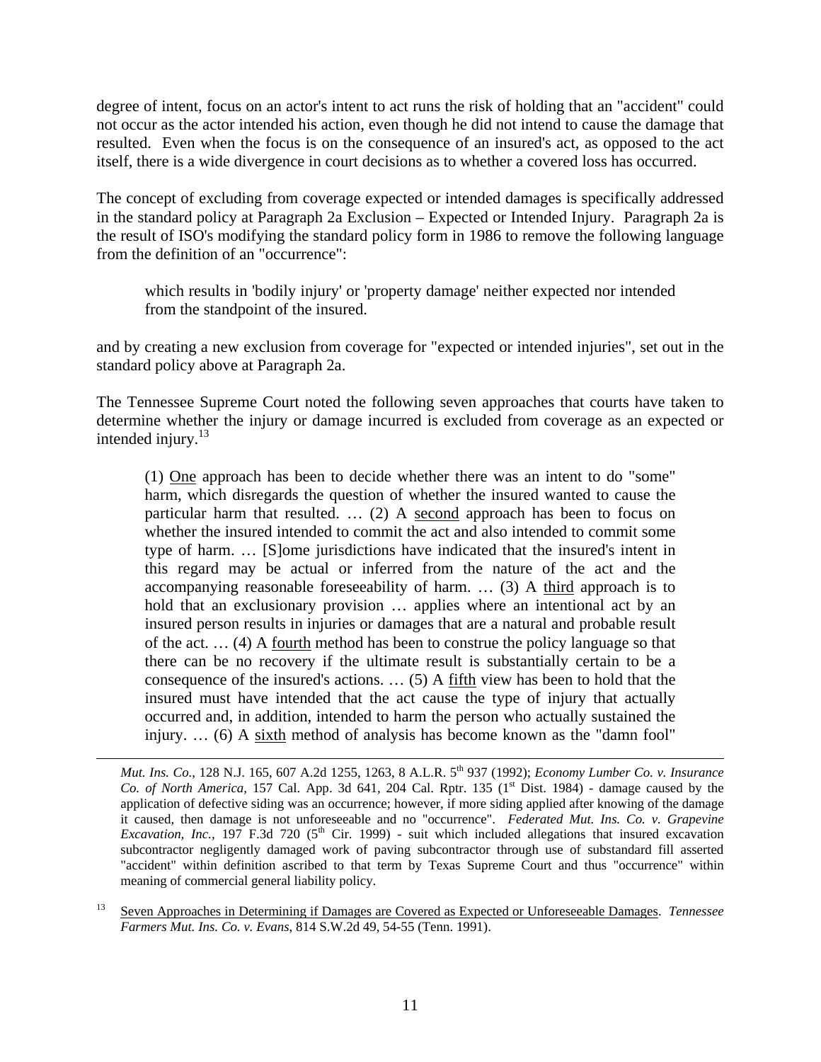degree of intent, focus on an actor's intent to act runs the risk of holding that an "accident" could not occur as the actor intended his action, even though he did not intend to cause the damage that resulted. Even when the focus is on the consequence of an insured's act, as opposed to the act itself, there is a wide divergence in court decisions as to whether a covered loss has occurred.

The concept of excluding from coverage expected or intended damages is specifically addressed in the standard policy at Paragraph 2a Exclusion – Expected or Intended Injury. Paragraph 2a is the result of ISO's modifying the standard policy form in 1986 to remove the following language from the definition of an "occurrence":

> which results in 'bodily injury' or 'property damage' neither expected nor intended from the standpoint of the insured.

and by creating a new exclusion from coverage for "expected or intended injuries", set out in the standard policy above at Paragraph 2a.

The Tennessee Supreme Court noted the following seven approaches that courts have taken to determine whether the injury or damage incurred is excluded from coverage as an expected or intended injury.[13]

> (1) One approach has been to decide whether there was an intent to do "some" harm, which disregards the question of whether the insured wanted to cause the particular harm that resulted. … (2) A second approach has been to focus on whether the insured intended to commit the act and also intended to commit some type of harm. … [S]ome jurisdictions have indicated that the insured's intent in this regard may be actual or inferred from the nature of the act and the accompanying reasonable foreseeability of harm. … (3) A third approach is to hold that an exclusionary provision … applies where an intentional act by an insured person results in injuries or damages that are a natural and probable result of the act. … (4) A fourth method has been to construe the policy language so that there can be no recovery if the ultimate result is substantially certain to be a consequence of the insured's actions. … (5) A fifth view has been to hold that the insured must have intended that the act cause the type of injury that actually occurred and, in addition, intended to harm the person who actually sustained the injury. … (6) A sixth method of analysis has become known as the "damn fool"

---

*Mut. Ins. Co.*, 128 N.J. 165, 607 A.2d 1255, 1263, 8 A.L.R. 5th 937 (1992); *Economy Lumber Co. v. Insurance Co. of North America*, 157 Cal. App. 3d 641, 204 Cal. Rptr. 135 (1st Dist. 1984) - damage caused by the application of defective siding was an occurrence; however, if more siding applied after knowing of the damage it caused, then damage is not unforeseeable and no "occurrence". *Federated Mut. Ins. Co. v. Grapevine Excavation, Inc.,* 197 F.3d 720 (5th Cir. 1999) - suit which included allegations that insured excavation subcontractor negligently damaged work of paving subcontractor through use of substandard fill asserted "accident" within definition ascribed to that term by Texas Supreme Court and thus "occurrence" within meaning of commercial general liability policy.

[13] Seven Approaches in Determining if Damages are Covered as Expected or Unforeseeable Damages. *Tennessee Farmers Mut. Ins. Co. v. Evans*, 814 S.W.2d 49, 54-55 (Tenn. 1991).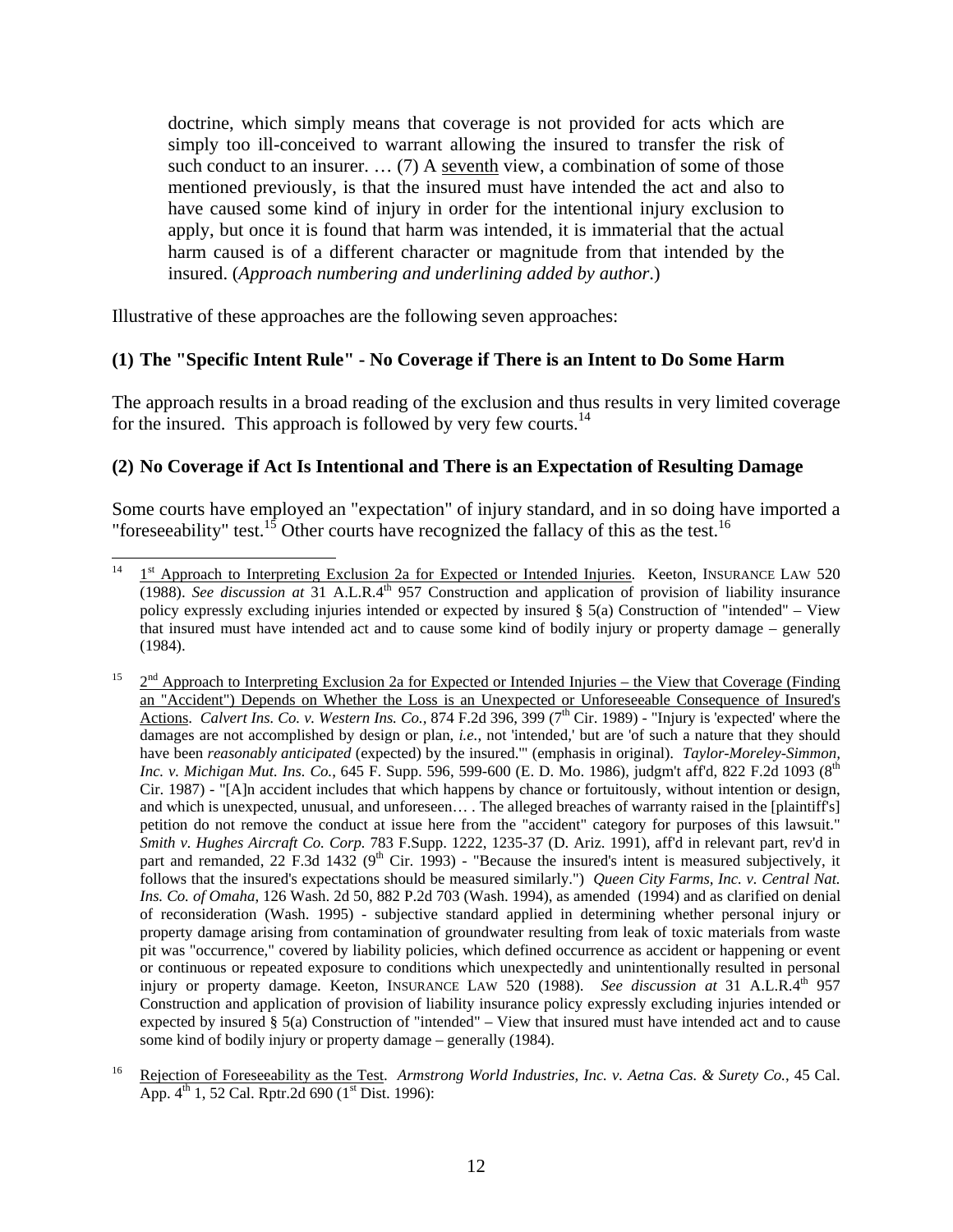> doctrine, which simply means that coverage is not provided for acts which are simply too ill-conceived to warrant allowing the insured to transfer the risk of such conduct to an insurer. … (7) A seventh view, a combination of some of those mentioned previously, is that the insured must have intended the act and also to have caused some kind of injury in order for the intentional injury exclusion to apply, but once it is found that harm was intended, it is immaterial that the actual harm caused is of a different character or magnitude from that intended by the insured. (*Approach numbering and underlining added by author*.)

Illustrative of these approaches are the following seven approaches:

**(1) The "Specific Intent Rule" - No Coverage if There is an Intent to Do Some Harm**

The approach results in a broad reading of the exclusion and thus results in very limited coverage for the insured. This approach is followed by very few courts.[14]

**(2) No Coverage if Act Is Intentional and There is an Expectation of Resulting Damage**

Some courts have employed an "expectation" of injury standard, and in so doing have imported a "foreseeability" test.[15] Other courts have recognized the fallacy of this as the test.[16]

---

[14] 1st Approach to Interpreting Exclusion 2a for Expected or Intended Injuries. Keeton, INSURANCE LAW 520 (1988). *See discussion at* 31 A.L.R.4th 957 Construction and application of provision of liability insurance policy expressly excluding injuries intended or expected by insured § 5(a) Construction of "intended" – View that insured must have intended act and to cause some kind of bodily injury or property damage – generally (1984).

[15] 2nd Approach to Interpreting Exclusion 2a for Expected or Intended Injuries – the View that Coverage (Finding an "Accident") Depends on Whether the Loss is an Unexpected or Unforeseeable Consequence of Insured's Actions. *Calvert Ins. Co. v. Western Ins. Co.*, 874 F.2d 396, 399 (7th Cir. 1989) - "Injury is 'expected' where the damages are not accomplished by design or plan, *i.e.*, not 'intended,' but are 'of such a nature that they should have been *reasonably anticipated* (expected) by the insured.'" (emphasis in original). *Taylor-Moreley-Simmon, Inc. v. Michigan Mut. Ins. Co.*, 645 F. Supp. 596, 599-600 (E. D. Mo. 1986), judgm't aff'd, 822 F.2d 1093 (8th Cir. 1987) - "[A]n accident includes that which happens by chance or fortuitously, without intention or design, and which is unexpected, unusual, and unforeseen… . The alleged breaches of warranty raised in the [plaintiff's] petition do not remove the conduct at issue here from the "accident" category for purposes of this lawsuit." *Smith v. Hughes Aircraft Co. Corp.* 783 F.Supp. 1222, 1235-37 (D. Ariz. 1991), aff'd in relevant part, rev'd in part and remanded, 22 F.3d 1432 (9th Cir. 1993) - "Because the insured's intent is measured subjectively, it follows that the insured's expectations should be measured similarly.") *Queen City Farms, Inc. v. Central Nat. Ins. Co. of Omaha*, 126 Wash. 2d 50, 882 P.2d 703 (Wash. 1994), as amended (1994) and as clarified on denial of reconsideration (Wash. 1995) - subjective standard applied in determining whether personal injury or property damage arising from contamination of groundwater resulting from leak of toxic materials from waste pit was "occurrence," covered by liability policies, which defined occurrence as accident or happening or event or continuous or repeated exposure to conditions which unexpectedly and unintentionally resulted in personal injury or property damage. Keeton, INSURANCE LAW 520 (1988). *See discussion at* 31 A.L.R.4th 957 Construction and application of provision of liability insurance policy expressly excluding injuries intended or expected by insured § 5(a) Construction of "intended" – View that insured must have intended act and to cause some kind of bodily injury or property damage – generally (1984).

[16] Rejection of Foreseeability as the Test. *Armstrong World Industries, Inc. v. Aetna Cas. & Surety Co.*, 45 Cal. App. 4th 1, 52 Cal. Rptr.2d 690 (1st Dist. 1996):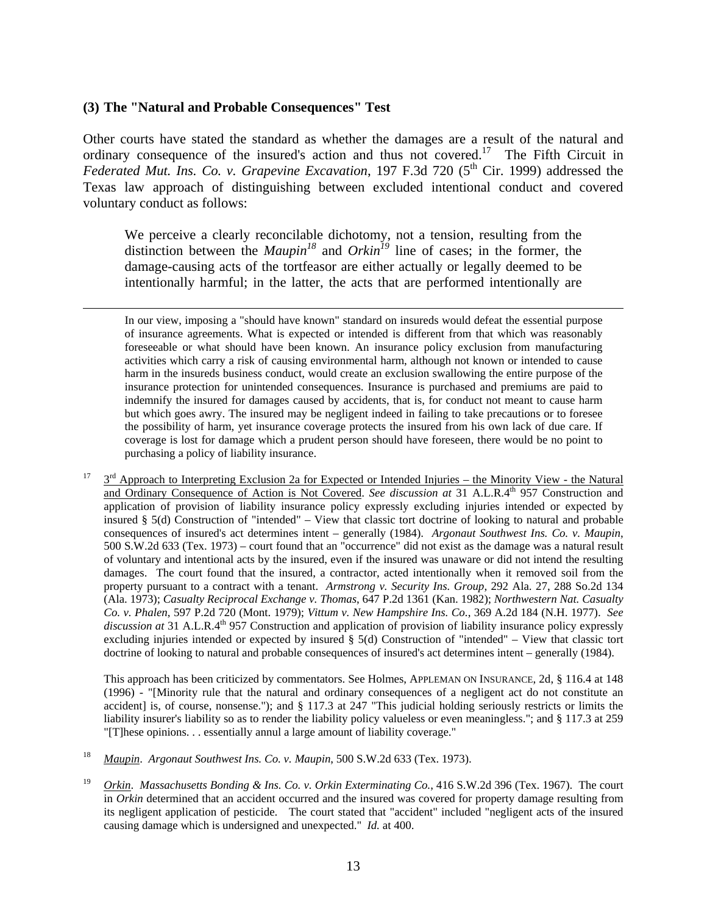### (3) The "Natural and Probable Consequences" Test

Other courts have stated the standard as whether the damages are a result of the natural and ordinary consequence of the insured's action and thus not covered.[17] The Fifth Circuit in *Federated Mut. Ins. Co. v. Grapevine Excavation*, 197 F.3d 720 (5th Cir. 1999) addressed the Texas law approach of distinguishing between excluded intentional conduct and covered voluntary conduct as follows:

> We perceive a clearly reconcilable dichotomy, not a tension, resulting from the distinction between the *Maupin*[18] and *Orkin*[19] line of cases; in the former, the damage-causing acts of the tortfeasor are either actually or legally deemed to be intentionally harmful; in the latter, the acts that are performed intentionally are

---

In our view, imposing a "should have known" standard on insureds would defeat the essential purpose of insurance agreements. What is expected or intended is different from that which was reasonably foreseeable or what should have been known. An insurance policy exclusion from manufacturing activities which carry a risk of causing environmental harm, although not known or intended to cause harm in the insureds business conduct, would create an exclusion swallowing the entire purpose of the insurance protection for unintended consequences. Insurance is purchased and premiums are paid to indemnify the insured for damages caused by accidents, that is, for conduct not meant to cause harm but which goes awry. The insured may be negligent indeed in failing to take precautions or to foresee the possibility of harm, yet insurance coverage protects the insured from his own lack of due care. If coverage is lost for damage which a prudent person should have foreseen, there would be no point to purchasing a policy of liability insurance.

[17] 3rd Approach to Interpreting Exclusion 2a for Expected or Intended Injuries – the Minority View - the Natural and Ordinary Consequence of Action is Not Covered. *See discussion at* 31 A.L.R.4th 957 Construction and application of provision of liability insurance policy expressly excluding injuries intended or expected by insured § 5(d) Construction of "intended" – View that classic tort doctrine of looking to natural and probable consequences of insured's act determines intent – generally (1984). *Argonaut Southwest Ins. Co. v. Maupin*, 500 S.W.2d 633 (Tex. 1973) – court found that an "occurrence" did not exist as the damage was a natural result of voluntary and intentional acts by the insured, even if the insured was unaware or did not intend the resulting damages. The court found that the insured, a contractor, acted intentionally when it removed soil from the property pursuant to a contract with a tenant. *Armstrong v. Security Ins. Group*, 292 Ala. 27, 288 So.2d 134 (Ala. 1973); *Casualty Reciprocal Exchange v. Thomas*, 647 P.2d 1361 (Kan. 1982); *Northwestern Nat. Casualty Co. v. Phalen*, 597 P.2d 720 (Mont. 1979); *Vittum v. New Hampshire Ins. Co.*, 369 A.2d 184 (N.H. 1977). *See discussion at* 31 A.L.R.4th 957 Construction and application of provision of liability insurance policy expressly excluding injuries intended or expected by insured § 5(d) Construction of "intended" – View that classic tort doctrine of looking to natural and probable consequences of insured's act determines intent – generally (1984).

This approach has been criticized by commentators. See Holmes, APPLEMAN ON INSURANCE, 2d, § 116.4 at 148 (1996) - "[Minority rule that the natural and ordinary consequences of a negligent act do not constitute an accident] is, of course, nonsense."); and § 117.3 at 247 "This judicial holding seriously restricts or limits the liability insurer's liability so as to render the liability policy valueless or even meaningless."; and § 117.3 at 259 "[T]hese opinions. . . essentially annul a large amount of liability coverage."

[18] Maupin. *Argonaut Southwest Ins. Co. v. Maupin*, 500 S.W.2d 633 (Tex. 1973).

[19] Orkin. *Massachusetts Bonding & Ins. Co. v. Orkin Exterminating Co.*, 416 S.W.2d 396 (Tex. 1967). The court in *Orkin* determined that an accident occurred and the insured was covered for property damage resulting from its negligent application of pesticide. The court stated that "accident" included "negligent acts of the insured causing damage which is undersigned and unexpected." *Id.* at 400.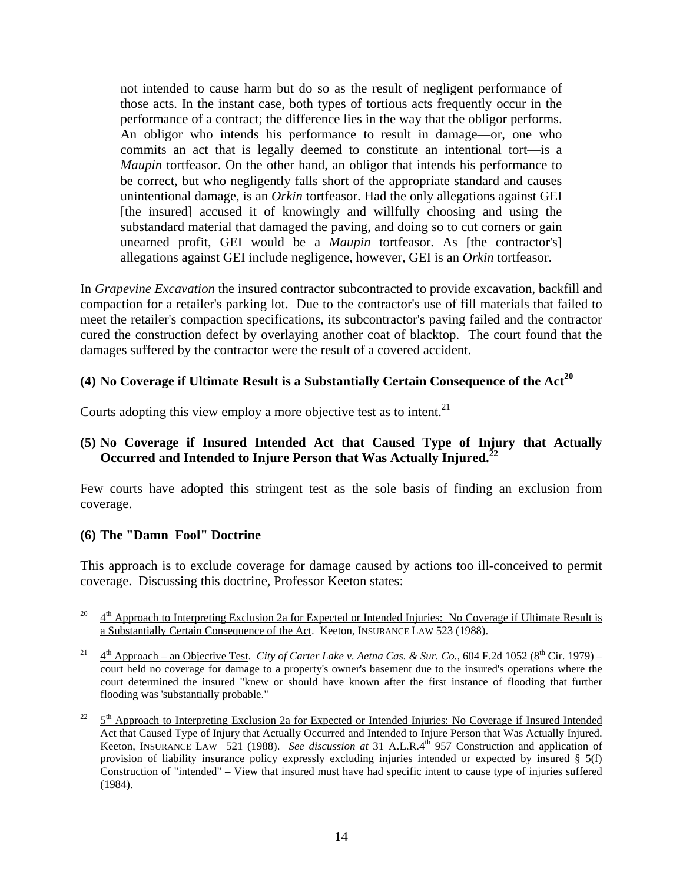> not intended to cause harm but do so as the result of negligent performance of those acts. In the instant case, both types of tortious acts frequently occur in the performance of a contract; the difference lies in the way that the obligor performs. An obligor who intends his performance to result in damage—or, one who commits an act that is legally deemed to constitute an intentional tort—is a *Maupin* tortfeasor. On the other hand, an obligor that intends his performance to be correct, but who negligently falls short of the appropriate standard and causes unintentional damage, is an *Orkin* tortfeasor. Had the only allegations against GEI [the insured] accused it of knowingly and willfully choosing and using the substandard material that damaged the paving, and doing so to cut corners or gain unearned profit, GEI would be a *Maupin* tortfeasor. As [the contractor's] allegations against GEI include negligence, however, GEI is an *Orkin* tortfeasor.

In *Grapevine Excavation* the insured contractor subcontracted to provide excavation, backfill and compaction for a retailer's parking lot. Due to the contractor's use of fill materials that failed to meet the retailer's compaction specifications, its subcontractor's paving failed and the contractor cured the construction defect by overlaying another coat of blacktop. The court found that the damages suffered by the contractor were the result of a covered accident.

### (4) No Coverage if Ultimate Result is a Substantially Certain Consequence of the Act[20]

Courts adopting this view employ a more objective test as to intent.[21]

### (5) No Coverage if Insured Intended Act that Caused Type of Injury that Actually Occurred and Intended to Injure Person that Was Actually Injured.[22]

Few courts have adopted this stringent test as the sole basis of finding an exclusion from coverage.

### (6) The "Damn Fool" Doctrine

This approach is to exclude coverage for damage caused by actions too ill-conceived to permit coverage. Discussing this doctrine, Professor Keeton states:

---

[20] 4th Approach to Interpreting Exclusion 2a for Expected or Intended Injuries: No Coverage if Ultimate Result is a Substantially Certain Consequence of the Act. Keeton, INSURANCE LAW 523 (1988).

[21] 4th Approach – an Objective Test. *City of Carter Lake v. Aetna Cas. & Sur. Co.,* 604 F.2d 1052 (8th Cir. 1979) – court held no coverage for damage to a property's owner's basement due to the insured's operations where the court determined the insured "knew or should have known after the first instance of flooding that further flooding was 'substantially probable."

[22] 5th Approach to Interpreting Exclusion 2a for Expected or Intended Injuries: No Coverage if Insured Intended Act that Caused Type of Injury that Actually Occurred and Intended to Injure Person that Was Actually Injured. Keeton, INSURANCE LAW 521 (1988). *See discussion at* 31 A.L.R.4th 957 Construction and application of provision of liability insurance policy expressly excluding injuries intended or expected by insured § 5(f) Construction of "intended" – View that insured must have had specific intent to cause type of injuries suffered (1984).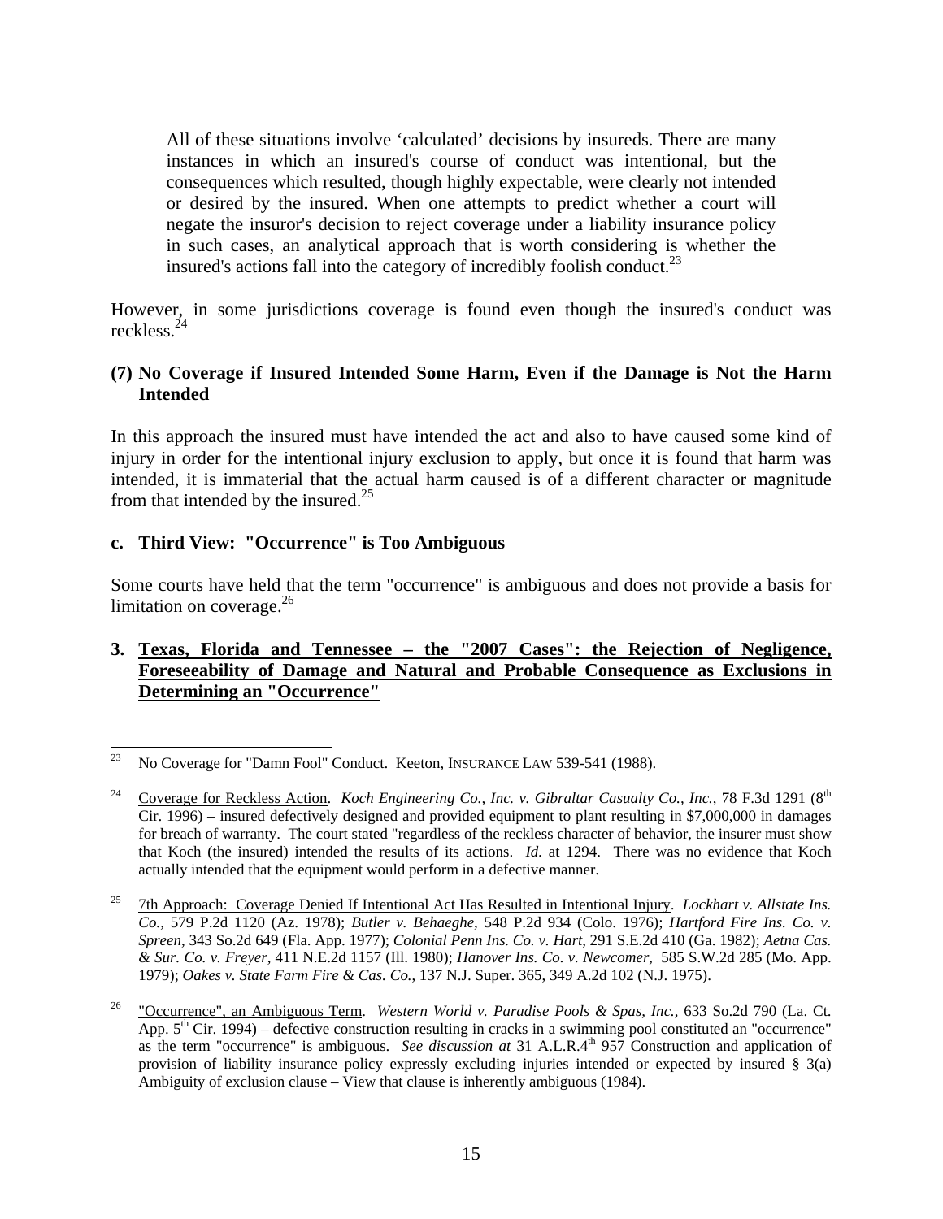> All of these situations involve 'calculated' decisions by insureds. There are many instances in which an insured's course of conduct was intentional, but the consequences which resulted, though highly expectable, were clearly not intended or desired by the insured. When one attempts to predict whether a court will negate the insuror's decision to reject coverage under a liability insurance policy in such cases, an analytical approach that is worth considering is whether the insured's actions fall into the category of incredibly foolish conduct.[23]

However, in some jurisdictions coverage is found even though the insured's conduct was reckless.[24]

**(7) No Coverage if Insured Intended Some Harm, Even if the Damage is Not the Harm Intended**

In this approach the insured must have intended the act and also to have caused some kind of injury in order for the intentional injury exclusion to apply, but once it is found that harm was intended, it is immaterial that the actual harm caused is of a different character or magnitude from that intended by the insured.[25]

**c. Third View: "Occurrence" is Too Ambiguous**

Some courts have held that the term "occurrence" is ambiguous and does not provide a basis for limitation on coverage.[26]

**3. Texas, Florida and Tennessee – the "2007 Cases": the Rejection of Negligence, Foreseeability of Damage and Natural and Probable Consequence as Exclusions in Determining an "Occurrence"**

---

[23] No Coverage for "Damn Fool" Conduct. Keeton, INSURANCE LAW 539-541 (1988).

[24] Coverage for Reckless Action. *Koch Engineering Co., Inc. v. Gibraltar Casualty Co., Inc.*, 78 F.3d 1291 (8th Cir. 1996) – insured defectively designed and provided equipment to plant resulting in $7,000,000 in damages for breach of warranty. The court stated "regardless of the reckless character of behavior, the insurer must show that Koch (the insured) intended the results of its actions. *Id.* at 1294. There was no evidence that Koch actually intended that the equipment would perform in a defective manner.

[25] 7th Approach: Coverage Denied If Intentional Act Has Resulted in Intentional Injury. *Lockhart v. Allstate Ins. Co.*, 579 P.2d 1120 (Az. 1978); *Butler v. Behaeghe*, 548 P.2d 934 (Colo. 1976); *Hartford Fire Ins. Co. v. Spreen*, 343 So.2d 649 (Fla. App. 1977); *Colonial Penn Ins. Co. v. Hart*, 291 S.E.2d 410 (Ga. 1982); *Aetna Cas. & Sur. Co. v. Freyer*, 411 N.E.2d 1157 (Ill. 1980); *Hanover Ins. Co. v. Newcomer,* 585 S.W.2d 285 (Mo. App. 1979); *Oakes v. State Farm Fire & Cas. Co.*, 137 N.J. Super. 365, 349 A.2d 102 (N.J. 1975).

[26] "Occurrence", an Ambiguous Term. *Western World v. Paradise Pools & Spas, Inc.*, 633 So.2d 790 (La. Ct. App. 5th Cir. 1994) – defective construction resulting in cracks in a swimming pool constituted an "occurrence" as the term "occurrence" is ambiguous. *See discussion at* 31 A.L.R.4th 957 Construction and application of provision of liability insurance policy expressly excluding injuries intended or expected by insured § 3(a) Ambiguity of exclusion clause – View that clause is inherently ambiguous (1984).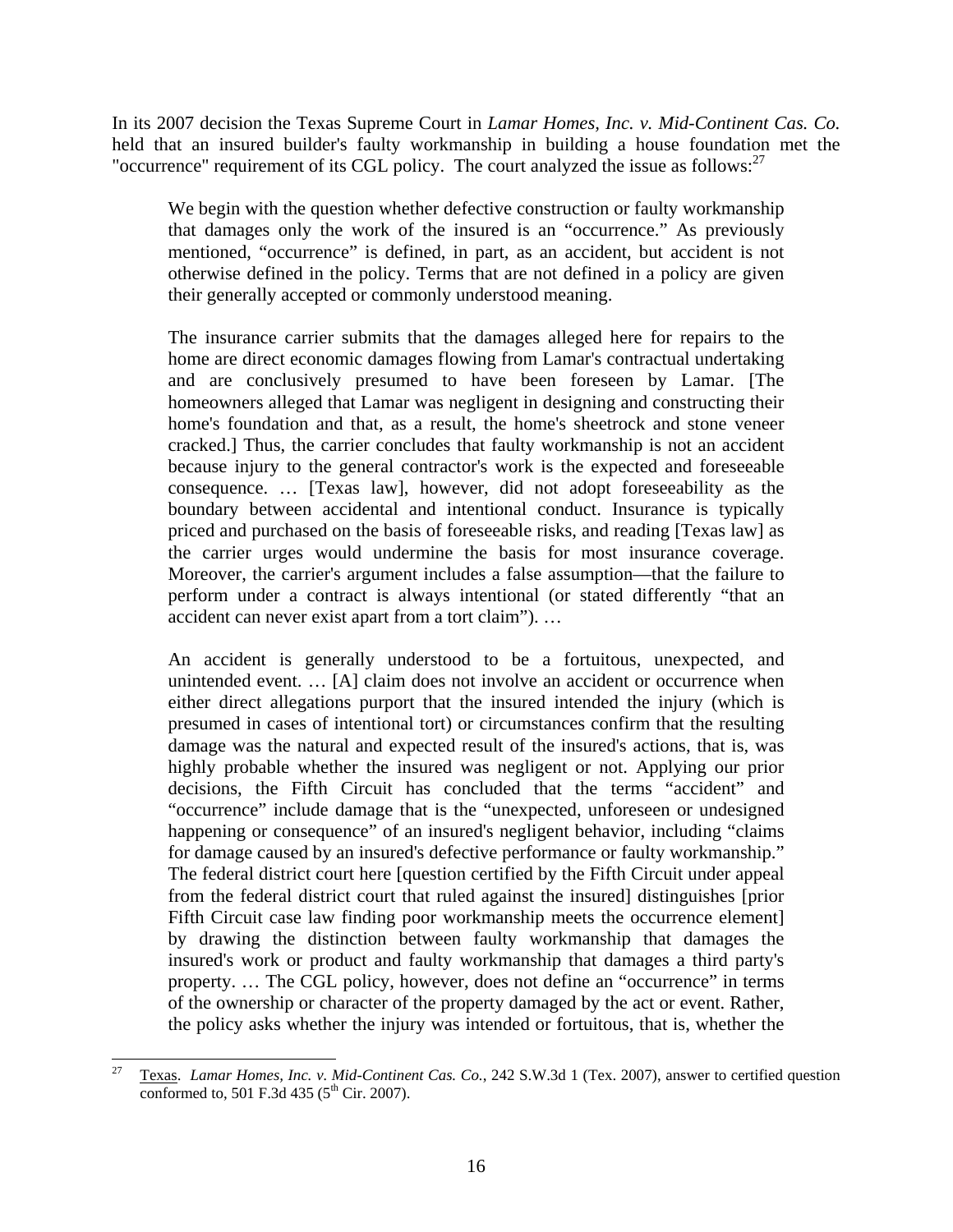In its 2007 decision the Texas Supreme Court in *Lamar Homes, Inc. v. Mid-Continent Cas. Co.* held that an insured builder's faulty workmanship in building a house foundation met the "occurrence" requirement of its CGL policy. The court analyzed the issue as follows:[27]

> We begin with the question whether defective construction or faulty workmanship that damages only the work of the insured is an "occurrence." As previously mentioned, "occurrence" is defined, in part, as an accident, but accident is not otherwise defined in the policy. Terms that are not defined in a policy are given their generally accepted or commonly understood meaning.
>
> The insurance carrier submits that the damages alleged here for repairs to the home are direct economic damages flowing from Lamar's contractual undertaking and are conclusively presumed to have been foreseen by Lamar. [The homeowners alleged that Lamar was negligent in designing and constructing their home's foundation and that, as a result, the home's sheetrock and stone veneer cracked.] Thus, the carrier concludes that faulty workmanship is not an accident because injury to the general contractor's work is the expected and foreseeable consequence. … [Texas law], however, did not adopt foreseeability as the boundary between accidental and intentional conduct. Insurance is typically priced and purchased on the basis of foreseeable risks, and reading [Texas law] as the carrier urges would undermine the basis for most insurance coverage. Moreover, the carrier's argument includes a false assumption—that the failure to perform under a contract is always intentional (or stated differently "that an accident can never exist apart from a tort claim"). …
>
> An accident is generally understood to be a fortuitous, unexpected, and unintended event. … [A] claim does not involve an accident or occurrence when either direct allegations purport that the insured intended the injury (which is presumed in cases of intentional tort) or circumstances confirm that the resulting damage was the natural and expected result of the insured's actions, that is, was highly probable whether the insured was negligent or not. Applying our prior decisions, the Fifth Circuit has concluded that the terms "accident" and "occurrence" include damage that is the "unexpected, unforeseen or undesigned happening or consequence" of an insured's negligent behavior, including "claims for damage caused by an insured's defective performance or faulty workmanship." The federal district court here [question certified by the Fifth Circuit under appeal from the federal district court that ruled against the insured] distinguishes [prior Fifth Circuit case law finding poor workmanship meets the occurrence element] by drawing the distinction between faulty workmanship that damages the insured's work or product and faulty workmanship that damages a third party's property. … The CGL policy, however, does not define an "occurrence" in terms of the ownership or character of the property damaged by the act or event. Rather, the policy asks whether the injury was intended or fortuitous, that is, whether the

---

[27] Texas. *Lamar Homes, Inc. v. Mid-Continent Cas. Co.*, 242 S.W.3d 1 (Tex. 2007), answer to certified question conformed to, 501 F.3d 435 (5th Cir. 2007).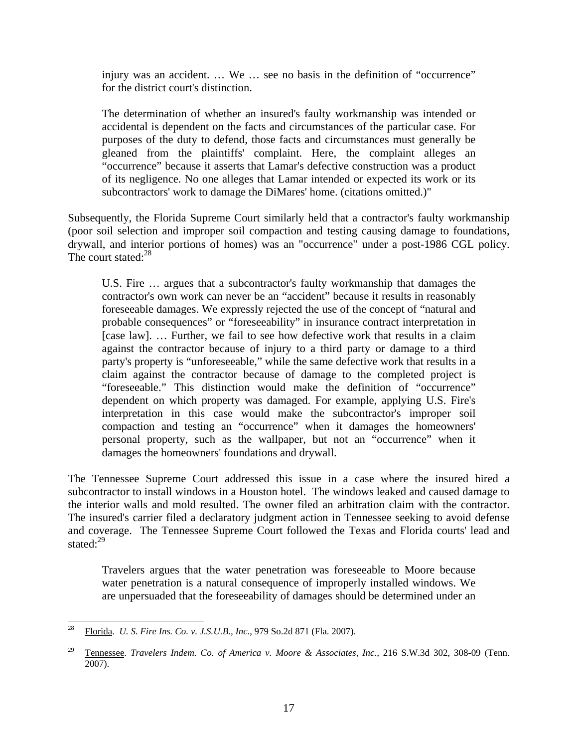> injury was an accident. … We … see no basis in the definition of "occurrence" for the district court's distinction.
>
> The determination of whether an insured's faulty workmanship was intended or accidental is dependent on the facts and circumstances of the particular case. For purposes of the duty to defend, those facts and circumstances must generally be gleaned from the plaintiffs' complaint. Here, the complaint alleges an "occurrence" because it asserts that Lamar's defective construction was a product of its negligence. No one alleges that Lamar intended or expected its work or its subcontractors' work to damage the DiMares' home. (citations omitted.)"

Subsequently, the Florida Supreme Court similarly held that a contractor's faulty workmanship (poor soil selection and improper soil compaction and testing causing damage to foundations, drywall, and interior portions of homes) was an "occurrence" under a post-1986 CGL policy. The court stated:[28]

> U.S. Fire … argues that a subcontractor's faulty workmanship that damages the contractor's own work can never be an "accident" because it results in reasonably foreseeable damages. We expressly rejected the use of the concept of "natural and probable consequences" or "foreseeability" in insurance contract interpretation in [case law]. … Further, we fail to see how defective work that results in a claim against the contractor because of injury to a third party or damage to a third party's property is "unforeseeable," while the same defective work that results in a claim against the contractor because of damage to the completed project is "foreseeable." This distinction would make the definition of "occurrence" dependent on which property was damaged. For example, applying U.S. Fire's interpretation in this case would make the subcontractor's improper soil compaction and testing an "occurrence" when it damages the homeowners' personal property, such as the wallpaper, but not an "occurrence" when it damages the homeowners' foundations and drywall.

The Tennessee Supreme Court addressed this issue in a case where the insured hired a subcontractor to install windows in a Houston hotel. The windows leaked and caused damage to the interior walls and mold resulted. The owner filed an arbitration claim with the contractor. The insured's carrier filed a declaratory judgment action in Tennessee seeking to avoid defense and coverage. The Tennessee Supreme Court followed the Texas and Florida courts' lead and stated:[29]

> Travelers argues that the water penetration was foreseeable to Moore because water penetration is a natural consequence of improperly installed windows. We are unpersuaded that the foreseeability of damages should be determined under an

---

[28] Florida. *U. S. Fire Ins. Co. v. J.S.U.B., Inc.*, 979 So.2d 871 (Fla. 2007).

[29] Tennessee. *Travelers Indem. Co. of America v. Moore & Associates, Inc.*, 216 S.W.3d 302, 308-09 (Tenn. 2007).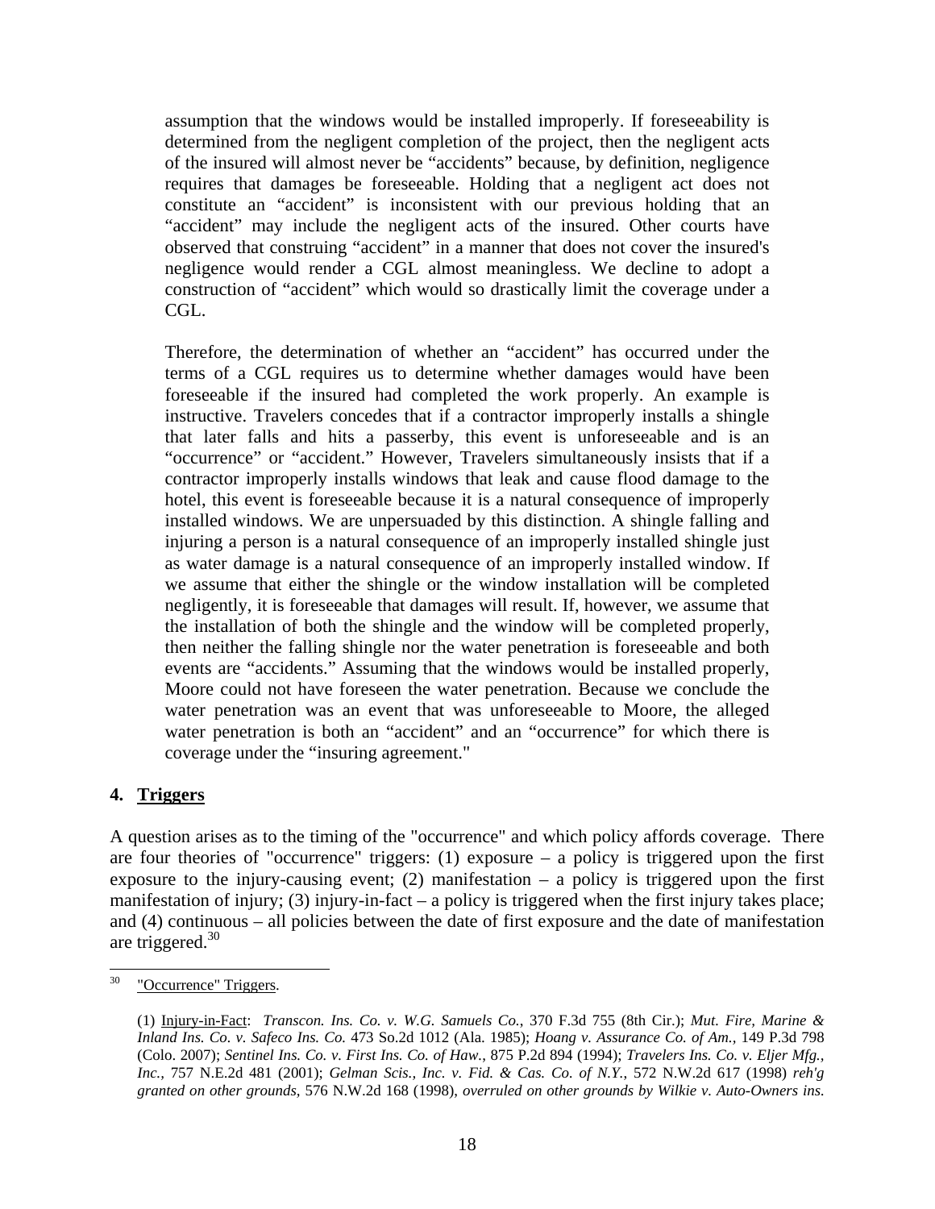assumption that the windows would be installed improperly. If foreseeability is determined from the negligent completion of the project, then the negligent acts of the insured will almost never be "accidents" because, by definition, negligence requires that damages be foreseeable. Holding that a negligent act does not constitute an "accident" is inconsistent with our previous holding that an "accident" may include the negligent acts of the insured. Other courts have observed that construing "accident" in a manner that does not cover the insured's negligence would render a CGL almost meaningless. We decline to adopt a construction of "accident" which would so drastically limit the coverage under a CGL.

Therefore, the determination of whether an "accident" has occurred under the terms of a CGL requires us to determine whether damages would have been foreseeable if the insured had completed the work properly. An example is instructive. Travelers concedes that if a contractor improperly installs a shingle that later falls and hits a passerby, this event is unforeseeable and is an "occurrence" or "accident." However, Travelers simultaneously insists that if a contractor improperly installs windows that leak and cause flood damage to the hotel, this event is foreseeable because it is a natural consequence of improperly installed windows. We are unpersuaded by this distinction. A shingle falling and injuring a person is a natural consequence of an improperly installed shingle just as water damage is a natural consequence of an improperly installed window. If we assume that either the shingle or the window installation will be completed negligently, it is foreseeable that damages will result. If, however, we assume that the installation of both the shingle and the window will be completed properly, then neither the falling shingle nor the water penetration is foreseeable and both events are "accidents." Assuming that the windows would be installed properly, Moore could not have foreseen the water penetration. Because we conclude the water penetration was an event that was unforeseeable to Moore, the alleged water penetration is both an "accident" and an "occurrence" for which there is coverage under the "insuring agreement."

### 4. Triggers

A question arises as to the timing of the "occurrence" and which policy affords coverage. There are four theories of "occurrence" triggers: (1) exposure – a policy is triggered upon the first exposure to the injury-causing event; (2) manifestation – a policy is triggered upon the first manifestation of injury; (3) injury-in-fact – a policy is triggered when the first injury takes place; and (4) continuous – all policies between the date of first exposure and the date of manifestation are triggered.[30]

---

[30] "Occurrence" Triggers.

(1) Injury-in-Fact: *Transcon. Ins. Co. v. W.G. Samuels Co.*, 370 F.3d 755 (8th Cir.); *Mut. Fire, Marine & Inland Ins. Co. v. Safeco Ins. Co.* 473 So.2d 1012 (Ala. 1985); *Hoang v. Assurance Co. of Am.*, 149 P.3d 798 (Colo. 2007); *Sentinel Ins. Co. v. First Ins. Co. of Haw.*, 875 P.2d 894 (1994); *Travelers Ins. Co. v. Eljer Mfg., Inc.*, 757 N.E.2d 481 (2001); *Gelman Scis., Inc. v. Fid. & Cas. Co. of N.Y.*, 572 N.W.2d 617 (1998) *reh'g granted on other grounds*, 576 N.W.2d 168 (1998), *overruled on other grounds by Wilkie v. Auto-Owners ins.*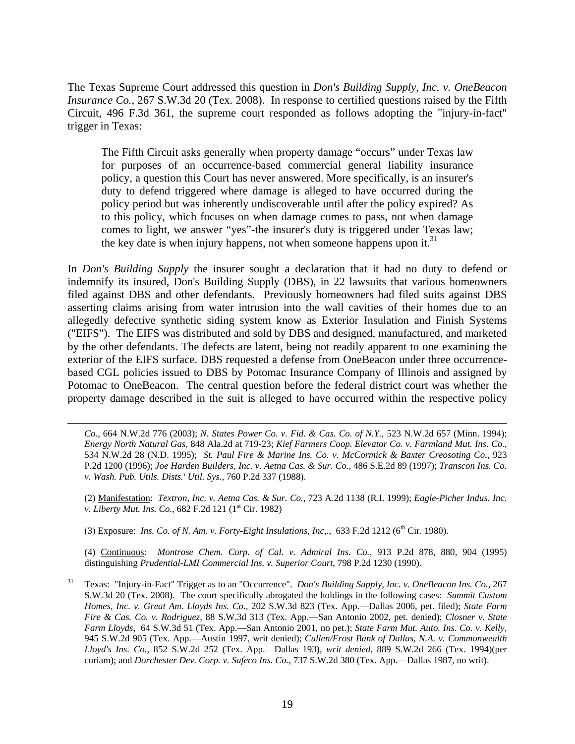The Texas Supreme Court addressed this question in *Don's Building Supply, Inc. v. OneBeacon Insurance Co.*, 267 S.W.3d 20 (Tex. 2008). In response to certified questions raised by the Fifth Circuit, 496 F.3d 361, the supreme court responded as follows adopting the "injury-in-fact" trigger in Texas:

> The Fifth Circuit asks generally when property damage "occurs" under Texas law for purposes of an occurrence-based commercial general liability insurance policy, a question this Court has never answered. More specifically, is an insurer's duty to defend triggered where damage is alleged to have occurred during the policy period but was inherently undiscoverable until after the policy expired? As to this policy, which focuses on when damage comes to pass, not when damage comes to light, we answer "yes"-the insurer's duty is triggered under Texas law; the key date is when injury happens, not when someone happens upon it.[31]

In *Don's Building Supply* the insurer sought a declaration that it had no duty to defend or indemnify its insured, Don's Building Supply (DBS), in 22 lawsuits that various homeowners filed against DBS and other defendants. Previously homeowners had filed suits against DBS asserting claims arising from water intrusion into the wall cavities of their homes due to an allegedly defective synthetic siding system know as Exterior Insulation and Finish Systems ("EIFS"). The EIFS was distributed and sold by DBS and designed, manufactured, and marketed by the other defendants. The defects are latent, being not readily apparent to one examining the exterior of the EIFS surface. DBS requested a defense from OneBeacon under three occurrence-based CGL policies issued to DBS by Potomac Insurance Company of Illinois and assigned by Potomac to OneBeacon. The central question before the federal district court was whether the property damage described in the suit is alleged to have occurred within the respective policy

---

*Co.*, 664 N.W.2d 776 (2003); *N. States Power Co. v. Fid. & Cas. Co. of N.Y.*, 523 N.W.2d 657 (Minn. 1994); *Energy North Natural Gas*, 848 Ala.2d at 719-23; *Kief Farmers Coop. Elevator Co. v. Farmland Mut. Ins. Co.*, 534 N.W.2d 28 (N.D. 1995); *St. Paul Fire & Marine Ins. Co. v. McCormick & Baxter Creosoting Co.*, 923 P.2d 1200 (1996); *Joe Harden Builders, Inc. v. Aetna Cas. & Sur. Co.*, 486 S.E.2d 89 (1997); *Transcon Ins. Co. v. Wash. Pub. Utils. Dists.' Util. Sys.*, 760 P.2d 337 (1988).

(2) Manifestation: *Textron, Inc. v. Aetna Cas. & Sur. Co.*, 723 A.2d 1138 (R.I. 1999); *Eagle-Picher Indus. Inc. v. Liberty Mut. Ins. Co.*, 682 F.2d 121 (1st Cir. 1982)

(3) Exposure: *Ins. Co. of N. Am. v. Forty-Eight Insulations, Inc,.*, 633 F.2d 1212 (6th Cir. 1980).

(4) Continuous: *Montrose Chem. Corp. of Cal. v. Admiral Ins. Co.*, 913 P.2d 878, 880, 904 (1995) distinguishing *Prudential-LMI Commercial Ins. v. Superior Court*, 798 P.2d 1230 (1990).

[31] Texas: "Injury-in-Fact" Trigger as to an "Occurrence". *Don's Building Supply, Inc. v. OneBeacon Ins. Co.*, 267 S.W.3d 20 (Tex. 2008). The court specifically abrogated the holdings in the following cases: *Summit Custom Homes, Inc. v. Great Am. Lloyds Ins. Co.*, 202 S.W.3d 823 (Tex. App.—Dallas 2006, pet. filed); *State Farm Fire & Cas. Co. v. Rodriguez*, 88 S.W.3d 313 (Tex. App.—San Antonio 2002, pet. denied); *Closner v. State Farm Lloyds*, 64 S.W.3d 51 (Tex. App.—San Antonio 2001, no pet.); *State Farm Mut. Auto. Ins. Co. v. Kelly*, 945 S.W.2d 905 (Tex. App.—Austin 1997, writ denied); *Cullen/Frost Bank of Dallas, N.A. v. Commonwealth Lloyd's Ins. Co.*, 852 S.W.2d 252 (Tex. App.—Dallas 193), *writ denied*, 889 S.W.2d 266 (Tex. 1994)(per curiam); and *Dorchester Dev. Corp. v. Safeco Ins. Co.*, 737 S.W.2d 380 (Tex. App.—Dallas 1987, no writ).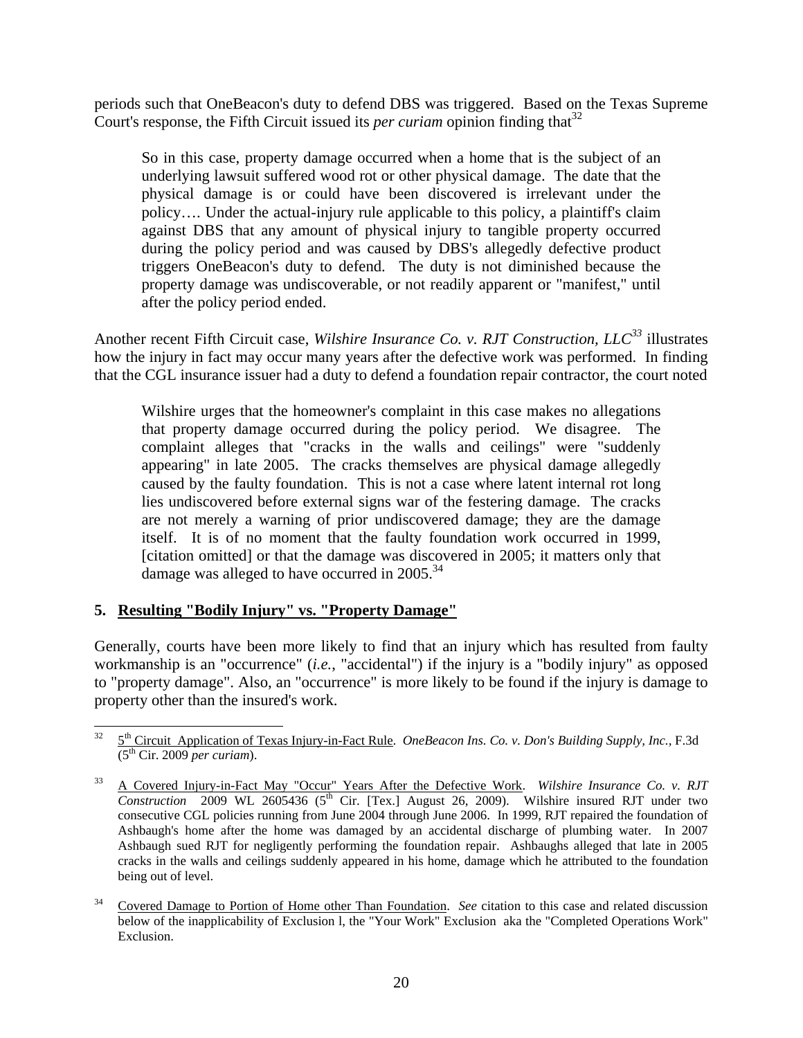periods such that OneBeacon's duty to defend DBS was triggered. Based on the Texas Supreme Court's response, the Fifth Circuit issued its *per curiam* opinion finding that[32]

> So in this case, property damage occurred when a home that is the subject of an underlying lawsuit suffered wood rot or other physical damage. The date that the physical damage is or could have been discovered is irrelevant under the policy…. Under the actual-injury rule applicable to this policy, a plaintiff's claim against DBS that any amount of physical injury to tangible property occurred during the policy period and was caused by DBS's allegedly defective product triggers OneBeacon's duty to defend. The duty is not diminished because the property damage was undiscoverable, or not readily apparent or "manifest," until after the policy period ended.

Another recent Fifth Circuit case, *Wilshire Insurance Co. v. RJT Construction, LLC*[33] illustrates how the injury in fact may occur many years after the defective work was performed. In finding that the CGL insurance issuer had a duty to defend a foundation repair contractor, the court noted

> Wilshire urges that the homeowner's complaint in this case makes no allegations that property damage occurred during the policy period. We disagree. The complaint alleges that "cracks in the walls and ceilings" were "suddenly appearing" in late 2005. The cracks themselves are physical damage allegedly caused by the faulty foundation. This is not a case where latent internal rot long lies undiscovered before external signs war of the festering damage. The cracks are not merely a warning of prior undiscovered damage; they are the damage itself. It is of no moment that the faulty foundation work occurred in 1999, [citation omitted] or that the damage was discovered in 2005; it matters only that damage was alleged to have occurred in 2005.[34]

### 5. Resulting "Bodily Injury" vs. "Property Damage"

Generally, courts have been more likely to find that an injury which has resulted from faulty workmanship is an "occurrence" (*i.e.*, "accidental") if the injury is a "bodily injury" as opposed to "property damage". Also, an "occurrence" is more likely to be found if the injury is damage to property other than the insured's work.

---

[32] 5th Circuit Application of Texas Injury-in-Fact Rule. *OneBeacon Ins. Co. v. Don's Building Supply, Inc.*, F.3d (5th Cir. 2009 *per curiam*).

[33] A Covered Injury-in-Fact May "Occur" Years After the Defective Work. *Wilshire Insurance Co. v. RJT Construction* 2009 WL 2605436 (5th Cir. [Tex.] August 26, 2009). Wilshire insured RJT under two consecutive CGL policies running from June 2004 through June 2006. In 1999, RJT repaired the foundation of Ashbaugh's home after the home was damaged by an accidental discharge of plumbing water. In 2007 Ashbaugh sued RJT for negligently performing the foundation repair. Ashbaughs alleged that late in 2005 cracks in the walls and ceilings suddenly appeared in his home, damage which he attributed to the foundation being out of level.

[34] Covered Damage to Portion of Home other Than Foundation. *See* citation to this case and related discussion below of the inapplicability of Exclusion l, the "Your Work" Exclusion aka the "Completed Operations Work" Exclusion.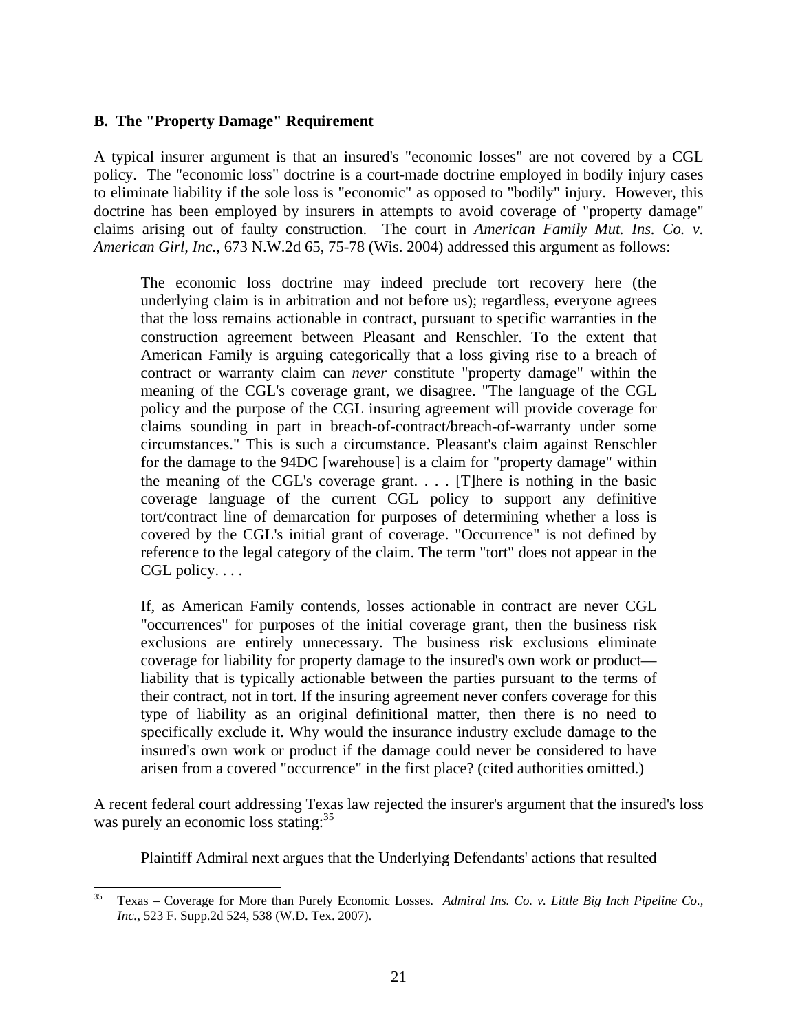### B. The "Property Damage" Requirement

A typical insurer argument is that an insured's "economic losses" are not covered by a CGL policy. The "economic loss" doctrine is a court-made doctrine employed in bodily injury cases to eliminate liability if the sole loss is "economic" as opposed to "bodily" injury. However, this doctrine has been employed by insurers in attempts to avoid coverage of "property damage" claims arising out of faulty construction. The court in *American Family Mut. Ins. Co. v. American Girl, Inc.*, 673 N.W.2d 65, 75-78 (Wis. 2004) addressed this argument as follows:

> The economic loss doctrine may indeed preclude tort recovery here (the underlying claim is in arbitration and not before us); regardless, everyone agrees that the loss remains actionable in contract, pursuant to specific warranties in the construction agreement between Pleasant and Renschler. To the extent that American Family is arguing categorically that a loss giving rise to a breach of contract or warranty claim can *never* constitute "property damage" within the meaning of the CGL's coverage grant, we disagree. "The language of the CGL policy and the purpose of the CGL insuring agreement will provide coverage for claims sounding in part in breach-of-contract/breach-of-warranty under some circumstances." This is such a circumstance. Pleasant's claim against Renschler for the damage to the 94DC [warehouse] is a claim for "property damage" within the meaning of the CGL's coverage grant. . . . [T]here is nothing in the basic coverage language of the current CGL policy to support any definitive tort/contract line of demarcation for purposes of determining whether a loss is covered by the CGL's initial grant of coverage. "Occurrence" is not defined by reference to the legal category of the claim. The term "tort" does not appear in the CGL policy. . . .
>
> If, as American Family contends, losses actionable in contract are never CGL "occurrences" for purposes of the initial coverage grant, then the business risk exclusions are entirely unnecessary. The business risk exclusions eliminate coverage for liability for property damage to the insured's own work or product—liability that is typically actionable between the parties pursuant to the terms of their contract, not in tort. If the insuring agreement never confers coverage for this type of liability as an original definitional matter, then there is no need to specifically exclude it. Why would the insurance industry exclude damage to the insured's own work or product if the damage could never be considered to have arisen from a covered "occurrence" in the first place? (cited authorities omitted.)

A recent federal court addressing Texas law rejected the insurer's argument that the insured's loss was purely an economic loss stating:[35]

> Plaintiff Admiral next argues that the Underlying Defendants' actions that resulted

---

[35] Texas – Coverage for More than Purely Economic Losses. *Admiral Ins. Co. v. Little Big Inch Pipeline Co., Inc.*, 523 F. Supp.2d 524, 538 (W.D. Tex. 2007).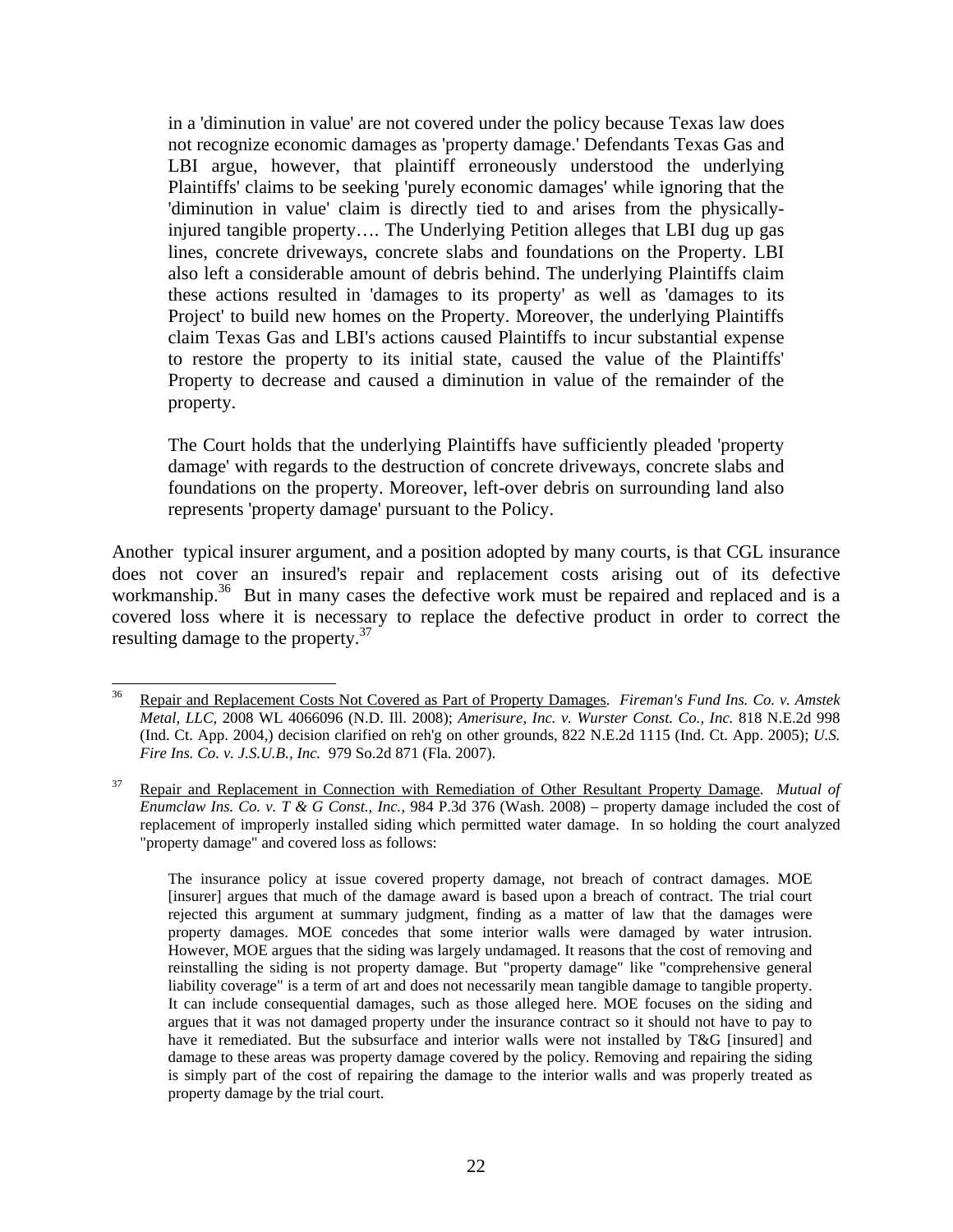> in a 'diminution in value' are not covered under the policy because Texas law does not recognize economic damages as 'property damage.' Defendants Texas Gas and LBI argue, however, that plaintiff erroneously understood the underlying Plaintiffs' claims to be seeking 'purely economic damages' while ignoring that the 'diminution in value' claim is directly tied to and arises from the physically-injured tangible property…. The Underlying Petition alleges that LBI dug up gas lines, concrete driveways, concrete slabs and foundations on the Property. LBI also left a considerable amount of debris behind. The underlying Plaintiffs claim these actions resulted in 'damages to its property' as well as 'damages to its Project' to build new homes on the Property. Moreover, the underlying Plaintiffs claim Texas Gas and LBI's actions caused Plaintiffs to incur substantial expense to restore the property to its initial state, caused the value of the Plaintiffs' Property to decrease and caused a diminution in value of the remainder of the property.
>
> The Court holds that the underlying Plaintiffs have sufficiently pleaded 'property damage' with regards to the destruction of concrete driveways, concrete slabs and foundations on the property. Moreover, left-over debris on surrounding land also represents 'property damage' pursuant to the Policy.

Another typical insurer argument, and a position adopted by many courts, is that CGL insurance does not cover an insured's repair and replacement costs arising out of its defective workmanship.[36] But in many cases the defective work must be repaired and replaced and is a covered loss where it is necessary to replace the defective product in order to correct the resulting damage to the property.[37]

---

[36] Repair and Replacement Costs Not Covered as Part of Property Damages. *Fireman's Fund Ins. Co. v. Amstek Metal, LLC,* 2008 WL 4066096 (N.D. Ill. 2008); *Amerisure, Inc. v. Wurster Const. Co., Inc.* 818 N.E.2d 998 (Ind. Ct. App. 2004,) decision clarified on reh'g on other grounds, 822 N.E.2d 1115 (Ind. Ct. App. 2005); *U.S. Fire Ins. Co. v. J.S.U.B., Inc.* 979 So.2d 871 (Fla. 2007).

[37] Repair and Replacement in Connection with Remediation of Other Resultant Property Damage. *Mutual of Enumclaw Ins. Co. v. T & G Const., Inc.,* 984 P.3d 376 (Wash. 2008) – property damage included the cost of replacement of improperly installed siding which permitted water damage. In so holding the court analyzed "property damage" and covered loss as follows:

> The insurance policy at issue covered property damage, not breach of contract damages. MOE [insurer] argues that much of the damage award is based upon a breach of contract. The trial court rejected this argument at summary judgment, finding as a matter of law that the damages were property damages. MOE concedes that some interior walls were damaged by water intrusion. However, MOE argues that the siding was largely undamaged. It reasons that the cost of removing and reinstalling the siding is not property damage. But "property damage" like "comprehensive general liability coverage" is a term of art and does not necessarily mean tangible damage to tangible property. It can include consequential damages, such as those alleged here. MOE focuses on the siding and argues that it was not damaged property under the insurance contract so it should not have to pay to have it remediated. But the subsurface and interior walls were not installed by T&G [insured] and damage to these areas was property damage covered by the policy. Removing and repairing the siding is simply part of the cost of repairing the damage to the interior walls and was properly treated as property damage by the trial court.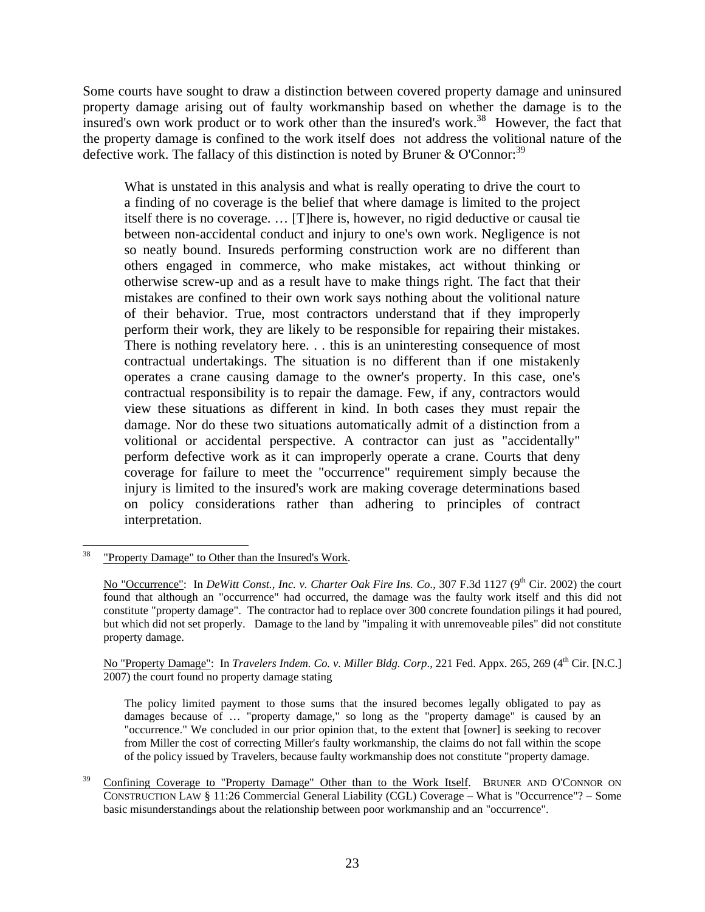Some courts have sought to draw a distinction between covered property damage and uninsured property damage arising out of faulty workmanship based on whether the damage is to the insured's own work product or to work other than the insured's work.[38] However, the fact that the property damage is confined to the work itself does not address the volitional nature of the defective work. The fallacy of this distinction is noted by Bruner & O'Connor:[39]

> What is unstated in this analysis and what is really operating to drive the court to a finding of no coverage is the belief that where damage is limited to the project itself there is no coverage. … [T]here is, however, no rigid deductive or causal tie between non-accidental conduct and injury to one's own work. Negligence is not so neatly bound. Insureds performing construction work are no different than others engaged in commerce, who make mistakes, act without thinking or otherwise screw-up and as a result have to make things right. The fact that their mistakes are confined to their own work says nothing about the volitional nature of their behavior. True, most contractors understand that if they improperly perform their work, they are likely to be responsible for repairing their mistakes. There is nothing revelatory here. . . this is an uninteresting consequence of most contractual undertakings. The situation is no different than if one mistakenly operates a crane causing damage to the owner's property. In this case, one's contractual responsibility is to repair the damage. Few, if any, contractors would view these situations as different in kind. In both cases they must repair the damage. Nor do these two situations automatically admit of a distinction from a volitional or accidental perspective. A contractor can just as "accidentally" perform defective work as it can improperly operate a crane. Courts that deny coverage for failure to meet the "occurrence" requirement simply because the injury is limited to the insured's work are making coverage determinations based on policy considerations rather than adhering to principles of contract interpretation.

---

[38] "Property Damage" to Other than the Insured's Work.

No "Occurrence": In *DeWitt Const., Inc. v. Charter Oak Fire Ins. Co.*, 307 F.3d 1127 (9th Cir. 2002) the court found that although an "occurrence" had occurred, the damage was the faulty work itself and this did not constitute "property damage". The contractor had to replace over 300 concrete foundation pilings it had poured, but which did not set properly. Damage to the land by "impaling it with unremoveable piles" did not constitute property damage.

No "Property Damage": In *Travelers Indem. Co. v. Miller Bldg. Corp.*, 221 Fed. Appx. 265, 269 (4th Cir. [N.C.] 2007) the court found no property damage stating

> The policy limited payment to those sums that the insured becomes legally obligated to pay as damages because of … "property damage," so long as the "property damage" is caused by an "occurrence." We concluded in our prior opinion that, to the extent that [owner] is seeking to recover from Miller the cost of correcting Miller's faulty workmanship, the claims do not fall within the scope of the policy issued by Travelers, because faulty workmanship does not constitute "property damage.

[39] Confining Coverage to "Property Damage" Other than to the Work Itself. BRUNER AND O'CONNOR ON CONSTRUCTION LAW § 11:26 Commercial General Liability (CGL) Coverage – What is "Occurrence"? – Some basic misunderstandings about the relationship between poor workmanship and an "occurrence".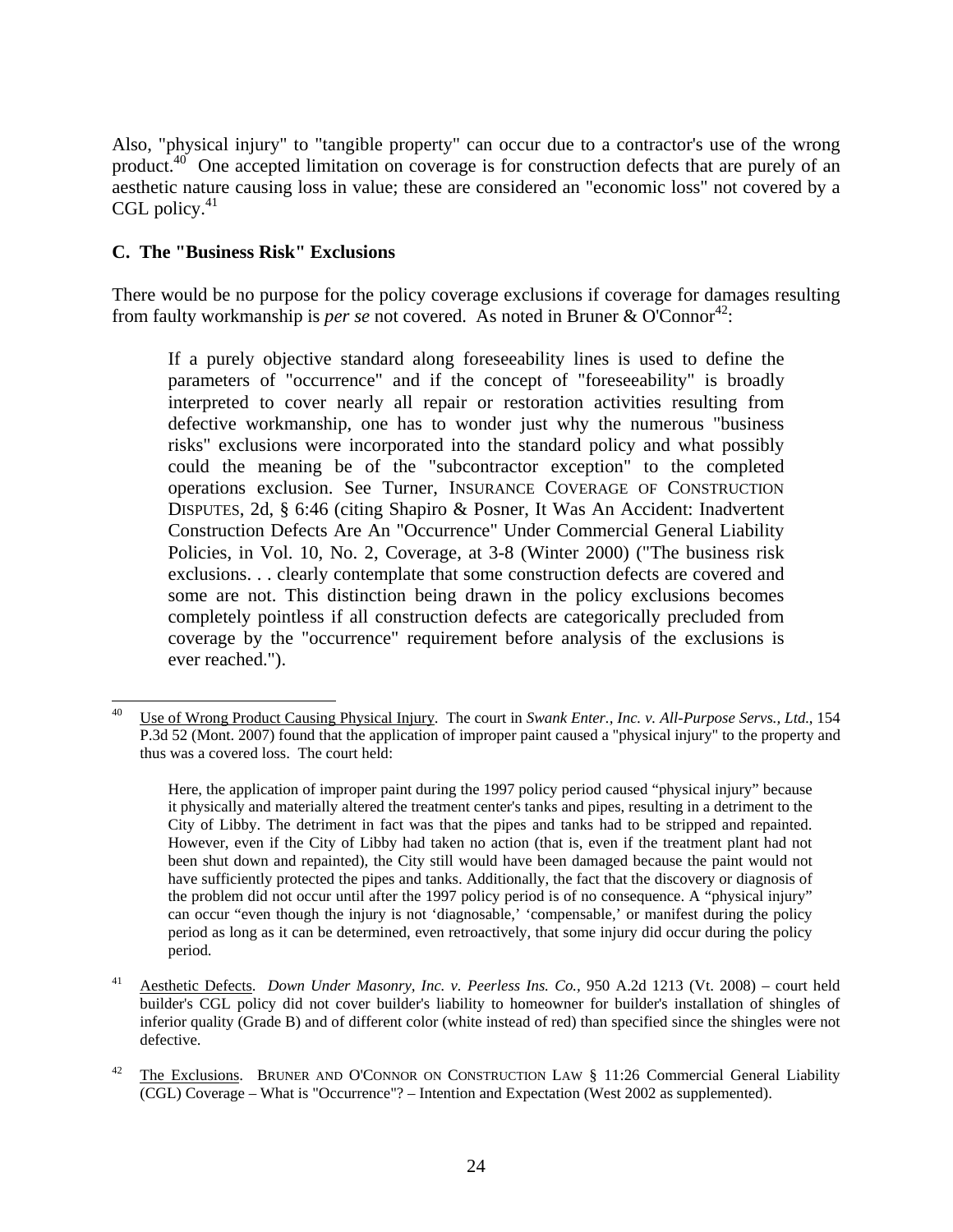Also, "physical injury" to "tangible property" can occur due to a contractor's use of the wrong product.[40] One accepted limitation on coverage is for construction defects that are purely of an aesthetic nature causing loss in value; these are considered an "economic loss" not covered by a CGL policy.[41]

### C. The "Business Risk" Exclusions

There would be no purpose for the policy coverage exclusions if coverage for damages resulting from faulty workmanship is *per se* not covered. As noted in Bruner & O'Connor[42]:

> If a purely objective standard along foreseeability lines is used to define the parameters of "occurrence" and if the concept of "foreseeability" is broadly interpreted to cover nearly all repair or restoration activities resulting from defective workmanship, one has to wonder just why the numerous "business risks" exclusions were incorporated into the standard policy and what possibly could the meaning be of the "subcontractor exception" to the completed operations exclusion. See Turner, INSURANCE COVERAGE OF CONSTRUCTION DISPUTES, 2d, § 6:46 (citing Shapiro & Posner, It Was An Accident: Inadvertent Construction Defects Are An "Occurrence" Under Commercial General Liability Policies, in Vol. 10, No. 2, Coverage, at 3-8 (Winter 2000) ("The business risk exclusions. . . clearly contemplate that some construction defects are covered and some are not. This distinction being drawn in the policy exclusions becomes completely pointless if all construction defects are categorically precluded from coverage by the "occurrence" requirement before analysis of the exclusions is ever reached.").

---

[40] Use of Wrong Product Causing Physical Injury. The court in *Swank Enter., Inc. v. All-Purpose Servs., Ltd.*, 154 P.3d 52 (Mont. 2007) found that the application of improper paint caused a "physical injury" to the property and thus was a covered loss. The court held:

> Here, the application of improper paint during the 1997 policy period caused "physical injury" because it physically and materially altered the treatment center's tanks and pipes, resulting in a detriment to the City of Libby. The detriment in fact was that the pipes and tanks had to be stripped and repainted. However, even if the City of Libby had taken no action (that is, even if the treatment plant had not been shut down and repainted), the City still would have been damaged because the paint would not have sufficiently protected the pipes and tanks. Additionally, the fact that the discovery or diagnosis of the problem did not occur until after the 1997 policy period is of no consequence. A "physical injury" can occur "even though the injury is not 'diagnosable,' 'compensable,' or manifest during the policy period as long as it can be determined, even retroactively, that some injury did occur during the policy period.

[41] Aesthetic Defects. *Down Under Masonry, Inc. v. Peerless Ins. Co.*, 950 A.2d 1213 (Vt. 2008) – court held builder's CGL policy did not cover builder's liability to homeowner for builder's installation of shingles of inferior quality (Grade B) and of different color (white instead of red) than specified since the shingles were not defective.

[42] The Exclusions. BRUNER AND O'CONNOR ON CONSTRUCTION LAW § 11:26 Commercial General Liability (CGL) Coverage – What is "Occurrence"? – Intention and Expectation (West 2002 as supplemented).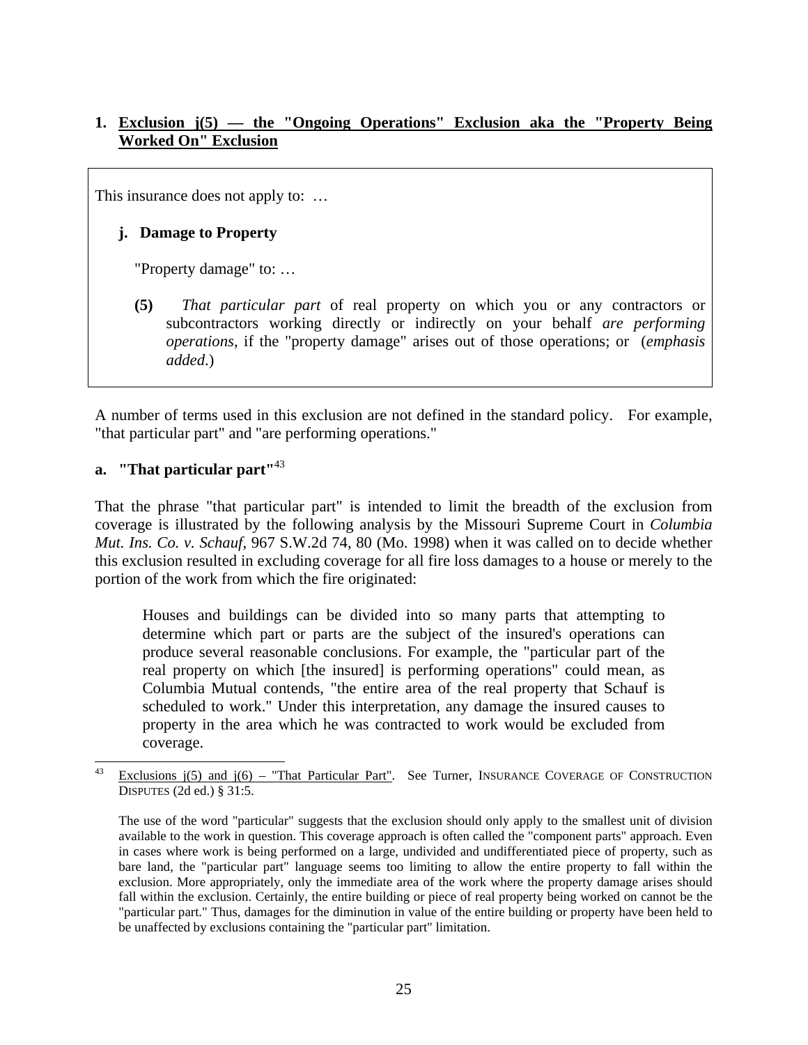## 1. Exclusion j(5) — the "Ongoing Operations" Exclusion aka the "Property Being Worked On" Exclusion

> This insurance does not apply to: …
>
> **j. Damage to Property**
>
> "Property damage" to: …
>
> **(5)** *That particular part* of real property on which you or any contractors or subcontractors working directly or indirectly on your behalf *are performing operations*, if the "property damage" arises out of those operations; or (*emphasis added*.)

A number of terms used in this exclusion are not defined in the standard policy. For example, "that particular part" and "are performing operations."

### a. "That particular part"[43]

That the phrase "that particular part" is intended to limit the breadth of the exclusion from coverage is illustrated by the following analysis by the Missouri Supreme Court in *Columbia Mut. Ins. Co. v. Schauf*, 967 S.W.2d 74, 80 (Mo. 1998) when it was called on to decide whether this exclusion resulted in excluding coverage for all fire loss damages to a house or merely to the portion of the work from which the fire originated:

> Houses and buildings can be divided into so many parts that attempting to determine which part or parts are the subject of the insured's operations can produce several reasonable conclusions. For example, the "particular part of the real property on which [the insured] is performing operations" could mean, as Columbia Mutual contends, "the entire area of the real property that Schauf is scheduled to work." Under this interpretation, any damage the insured causes to property in the area which he was contracted to work would be excluded from coverage.

---

[43] Exclusions j(5) and j(6) – "That Particular Part". See Turner, INSURANCE COVERAGE OF CONSTRUCTION DISPUTES (2d ed.) § 31:5.

The use of the word "particular" suggests that the exclusion should only apply to the smallest unit of division available to the work in question. This coverage approach is often called the "component parts" approach. Even in cases where work is being performed on a large, undivided and undifferentiated piece of property, such as bare land, the "particular part" language seems too limiting to allow the entire property to fall within the exclusion. More appropriately, only the immediate area of the work where the property damage arises should fall within the exclusion. Certainly, the entire building or piece of real property being worked on cannot be the "particular part." Thus, damages for the diminution in value of the entire building or property have been held to be unaffected by exclusions containing the "particular part" limitation.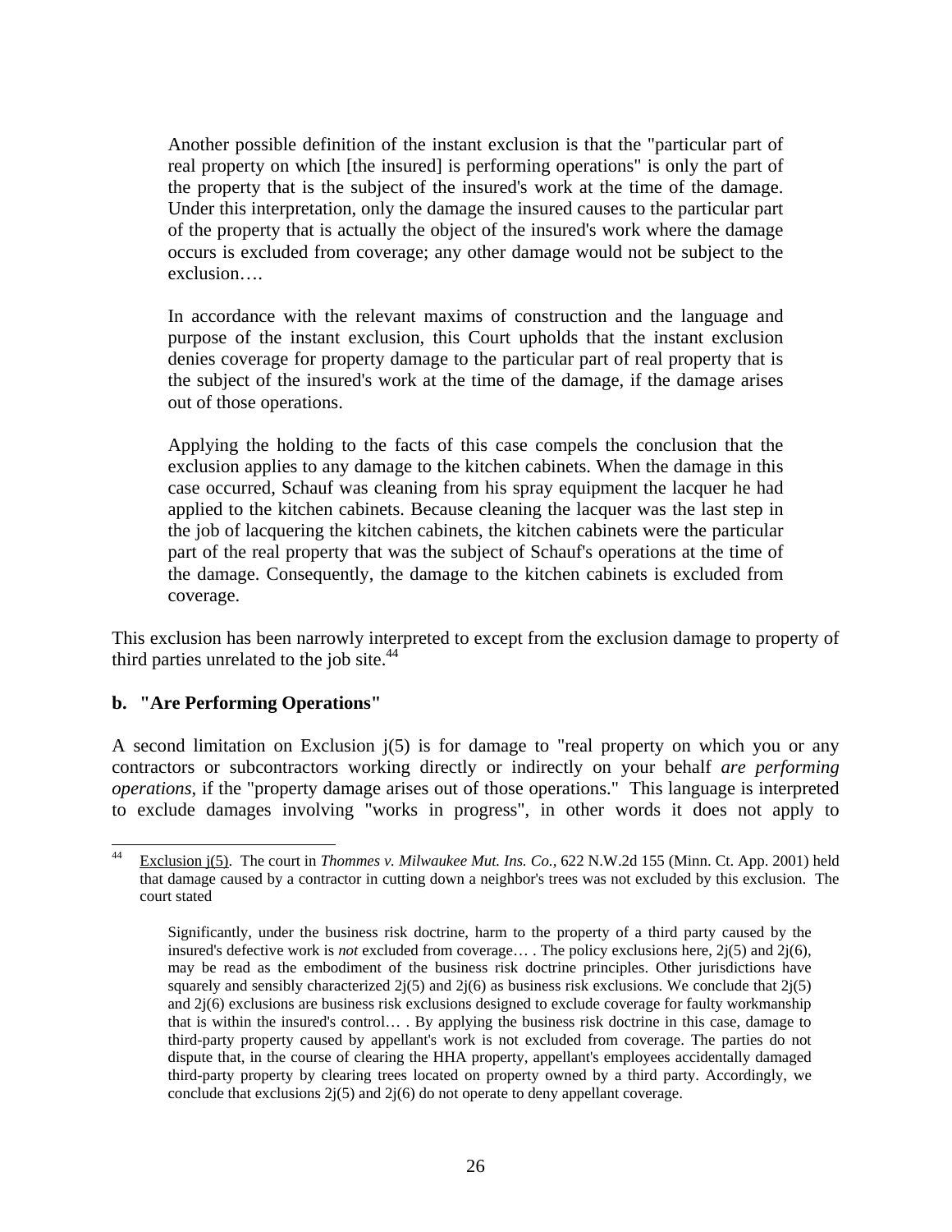> Another possible definition of the instant exclusion is that the "particular part of real property on which [the insured] is performing operations" is only the part of the property that is the subject of the insured's work at the time of the damage. Under this interpretation, only the damage the insured causes to the particular part of the property that is actually the object of the insured's work where the damage occurs is excluded from coverage; any other damage would not be subject to the exclusion….
>
> In accordance with the relevant maxims of construction and the language and purpose of the instant exclusion, this Court upholds that the instant exclusion denies coverage for property damage to the particular part of real property that is the subject of the insured's work at the time of the damage, if the damage arises out of those operations.
>
> Applying the holding to the facts of this case compels the conclusion that the exclusion applies to any damage to the kitchen cabinets. When the damage in this case occurred, Schauf was cleaning from his spray equipment the lacquer he had applied to the kitchen cabinets. Because cleaning the lacquer was the last step in the job of lacquering the kitchen cabinets, the kitchen cabinets were the particular part of the real property that was the subject of Schauf's operations at the time of the damage. Consequently, the damage to the kitchen cabinets is excluded from coverage.

This exclusion has been narrowly interpreted to except from the exclusion damage to property of third parties unrelated to the job site.[44]

**b. "Are Performing Operations"**

A second limitation on Exclusion j(5) is for damage to "real property on which you or any contractors or subcontractors working directly or indirectly on your behalf *are performing operations*, if the "property damage arises out of those operations." This language is interpreted to exclude damages involving "works in progress", in other words it does not apply to

---

[44] Exclusion j(5). The court in *Thommes v. Milwaukee Mut. Ins. Co.,* 622 N.W.2d 155 (Minn. Ct. App. 2001) held that damage caused by a contractor in cutting down a neighbor's trees was not excluded by this exclusion. The court stated

> Significantly, under the business risk doctrine, harm to the property of a third party caused by the insured's defective work is *not* excluded from coverage… . The policy exclusions here, 2j(5) and 2j(6), may be read as the embodiment of the business risk doctrine principles. Other jurisdictions have squarely and sensibly characterized 2j(5) and 2j(6) as business risk exclusions. We conclude that 2j(5) and 2j(6) exclusions are business risk exclusions designed to exclude coverage for faulty workmanship that is within the insured's control… . By applying the business risk doctrine in this case, damage to third-party property caused by appellant's work is not excluded from coverage. The parties do not dispute that, in the course of clearing the HHA property, appellant's employees accidentally damaged third-party property by clearing trees located on property owned by a third party. Accordingly, we conclude that exclusions 2j(5) and 2j(6) do not operate to deny appellant coverage.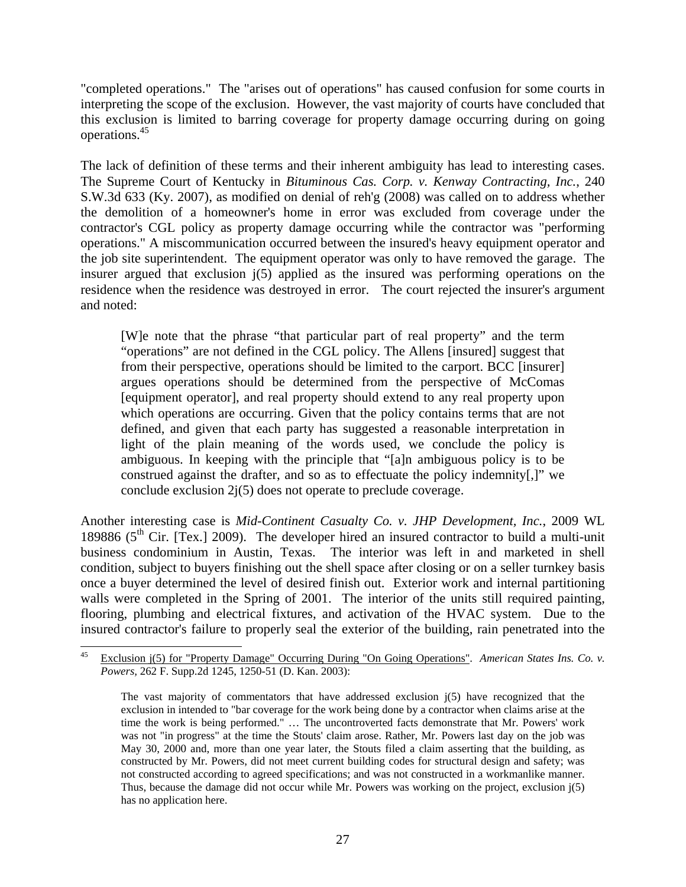"completed operations." The "arises out of operations" has caused confusion for some courts in interpreting the scope of the exclusion. However, the vast majority of courts have concluded that this exclusion is limited to barring coverage for property damage occurring during on going operations.[45]

The lack of definition of these terms and their inherent ambiguity has lead to interesting cases. The Supreme Court of Kentucky in *Bituminous Cas. Corp. v. Kenway Contracting, Inc.*, 240 S.W.3d 633 (Ky. 2007), as modified on denial of reh'g (2008) was called on to address whether the demolition of a homeowner's home in error was excluded from coverage under the contractor's CGL policy as property damage occurring while the contractor was "performing operations." A miscommunication occurred between the insured's heavy equipment operator and the job site superintendent. The equipment operator was only to have removed the garage. The insurer argued that exclusion j(5) applied as the insured was performing operations on the residence when the residence was destroyed in error. The court rejected the insurer's argument and noted:

> [W]e note that the phrase "that particular part of real property" and the term "operations" are not defined in the CGL policy. The Allens [insured] suggest that from their perspective, operations should be limited to the carport. BCC [insurer] argues operations should be determined from the perspective of McComas [equipment operator], and real property should extend to any real property upon which operations are occurring. Given that the policy contains terms that are not defined, and given that each party has suggested a reasonable interpretation in light of the plain meaning of the words used, we conclude the policy is ambiguous. In keeping with the principle that "[a]n ambiguous policy is to be construed against the drafter, and so as to effectuate the policy indemnity[,]" we conclude exclusion 2j(5) does not operate to preclude coverage.

Another interesting case is *Mid-Continent Casualty Co. v. JHP Development, Inc.*, 2009 WL 189886 (5th Cir. [Tex.] 2009). The developer hired an insured contractor to build a multi-unit business condominium in Austin, Texas. The interior was left in and marketed in shell condition, subject to buyers finishing out the shell space after closing or on a seller turnkey basis once a buyer determined the level of desired finish out. Exterior work and internal partitioning walls were completed in the Spring of 2001. The interior of the units still required painting, flooring, plumbing and electrical fixtures, and activation of the HVAC system. Due to the insured contractor's failure to properly seal the exterior of the building, rain penetrated into the

---

[45] Exclusion j(5) for "Property Damage" Occurring During "On Going Operations". *American States Ins. Co. v. Powers*, 262 F. Supp.2d 1245, 1250-51 (D. Kan. 2003):

> The vast majority of commentators that have addressed exclusion j(5) have recognized that the exclusion in intended to "bar coverage for the work being done by a contractor when claims arise at the time the work is being performed." … The uncontroverted facts demonstrate that Mr. Powers' work was not "in progress" at the time the Stouts' claim arose. Rather, Mr. Powers last day on the job was May 30, 2000 and, more than one year later, the Stouts filed a claim asserting that the building, as constructed by Mr. Powers, did not meet current building codes for structural design and safety; was not constructed according to agreed specifications; and was not constructed in a workmanlike manner. Thus, because the damage did not occur while Mr. Powers was working on the project, exclusion j(5) has no application here.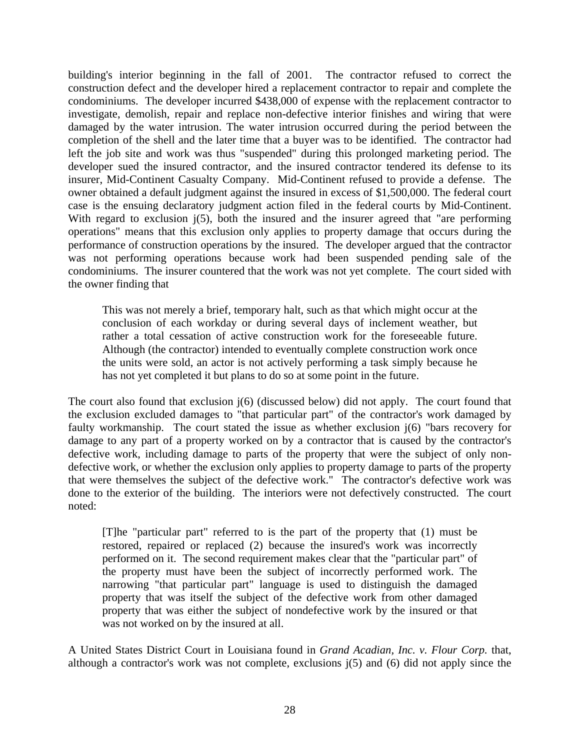building's interior beginning in the fall of 2001. The contractor refused to correct the construction defect and the developer hired a replacement contractor to repair and complete the condominiums. The developer incurred $438,000 of expense with the replacement contractor to investigate, demolish, repair and replace non-defective interior finishes and wiring that were damaged by the water intrusion. The water intrusion occurred during the period between the completion of the shell and the later time that a buyer was to be identified. The contractor had left the job site and work was thus "suspended" during this prolonged marketing period. The developer sued the insured contractor, and the insured contractor tendered its defense to its insurer, Mid-Continent Casualty Company. Mid-Continent refused to provide a defense. The owner obtained a default judgment against the insured in excess of $1,500,000. The federal court case is the ensuing declaratory judgment action filed in the federal courts by Mid-Continent. With regard to exclusion j(5), both the insured and the insurer agreed that "are performing operations" means that this exclusion only applies to property damage that occurs during the performance of construction operations by the insured. The developer argued that the contractor was not performing operations because work had been suspended pending sale of the condominiums. The insurer countered that the work was not yet complete. The court sided with the owner finding that

> This was not merely a brief, temporary halt, such as that which might occur at the conclusion of each workday or during several days of inclement weather, but rather a total cessation of active construction work for the foreseeable future. Although (the contractor) intended to eventually complete construction work once the units were sold, an actor is not actively performing a task simply because he has not yet completed it but plans to do so at some point in the future.

The court also found that exclusion j(6) (discussed below) did not apply. The court found that the exclusion excluded damages to "that particular part" of the contractor's work damaged by faulty workmanship. The court stated the issue as whether exclusion j(6) "bars recovery for damage to any part of a property worked on by a contractor that is caused by the contractor's defective work, including damage to parts of the property that were the subject of only non-defective work, or whether the exclusion only applies to property damage to parts of the property that were themselves the subject of the defective work." The contractor's defective work was done to the exterior of the building. The interiors were not defectively constructed. The court noted:

> [T]he "particular part" referred to is the part of the property that (1) must be restored, repaired or replaced (2) because the insured's work was incorrectly performed on it. The second requirement makes clear that the "particular part" of the property must have been the subject of incorrectly performed work. The narrowing "that particular part" language is used to distinguish the damaged property that was itself the subject of the defective work from other damaged property that was either the subject of nondefective work by the insured or that was not worked on by the insured at all.

A United States District Court in Louisiana found in *Grand Acadian, Inc. v. Flour Corp.* that, although a contractor's work was not complete, exclusions j(5) and (6) did not apply since the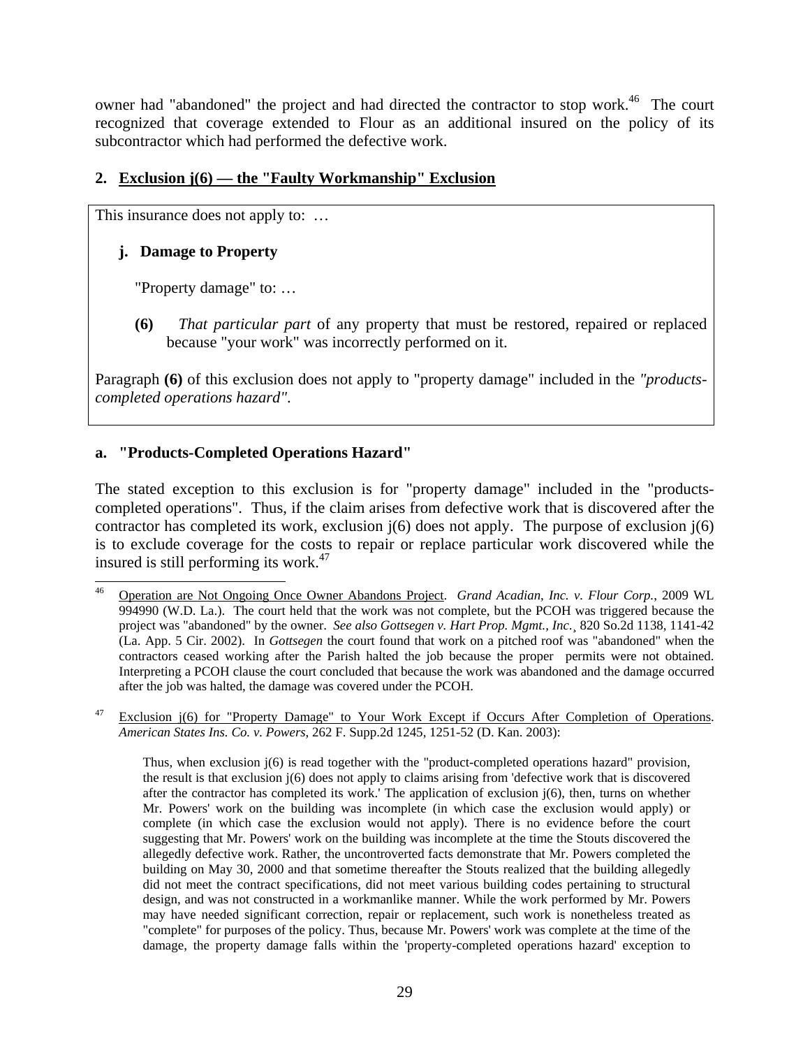owner had "abandoned" the project and had directed the contractor to stop work.[46] The court recognized that coverage extended to Flour as an additional insured on the policy of its subcontractor which had performed the defective work.

## 2. Exclusion j(6) — the "Faulty Workmanship" Exclusion

> This insurance does not apply to: …
>
> **j. Damage to Property**
>
> "Property damage" to: …
>
> **(6)** *That particular part* of any property that must be restored, repaired or replaced because "your work" was incorrectly performed on it.
>
> Paragraph **(6)** of this exclusion does not apply to "property damage" included in the *"products-completed operations hazard"*.

### a. "Products-Completed Operations Hazard"

The stated exception to this exclusion is for "property damage" included in the "products-completed operations". Thus, if the claim arises from defective work that is discovered after the contractor has completed its work, exclusion j(6) does not apply. The purpose of exclusion j(6) is to exclude coverage for the costs to repair or replace particular work discovered while the insured is still performing its work.[47]

---

[46] Operation are Not Ongoing Once Owner Abandons Project. *Grand Acadian, Inc. v. Flour Corp.*, 2009 WL 994990 (W.D. La.). The court held that the work was not complete, but the PCOH was triggered because the project was "abandoned" by the owner. *See also Gottsegen v. Hart Prop. Mgmt., Inc.*¸ 820 So.2d 1138, 1141-42 (La. App. 5 Cir. 2002). In *Gottsegen* the court found that work on a pitched roof was "abandoned" when the contractors ceased working after the Parish halted the job because the proper permits were not obtained. Interpreting a PCOH clause the court concluded that because the work was abandoned and the damage occurred after the job was halted, the damage was covered under the PCOH.

[47] Exclusion j(6) for "Property Damage" to Your Work Except if Occurs After Completion of Operations. *American States Ins. Co. v. Powers*, 262 F. Supp.2d 1245, 1251-52 (D. Kan. 2003):

> Thus, when exclusion j(6) is read together with the "product-completed operations hazard" provision, the result is that exclusion j(6) does not apply to claims arising from 'defective work that is discovered after the contractor has completed its work.' The application of exclusion j(6), then, turns on whether Mr. Powers' work on the building was incomplete (in which case the exclusion would apply) or complete (in which case the exclusion would not apply). There is no evidence before the court suggesting that Mr. Powers' work on the building was incomplete at the time the Stouts discovered the allegedly defective work. Rather, the uncontroverted facts demonstrate that Mr. Powers completed the building on May 30, 2000 and that sometime thereafter the Stouts realized that the building allegedly did not meet the contract specifications, did not meet various building codes pertaining to structural design, and was not constructed in a workmanlike manner. While the work performed by Mr. Powers may have needed significant correction, repair or replacement, such work is nonetheless treated as "complete" for purposes of the policy. Thus, because Mr. Powers' work was complete at the time of the damage, the property damage falls within the 'property-completed operations hazard' exception to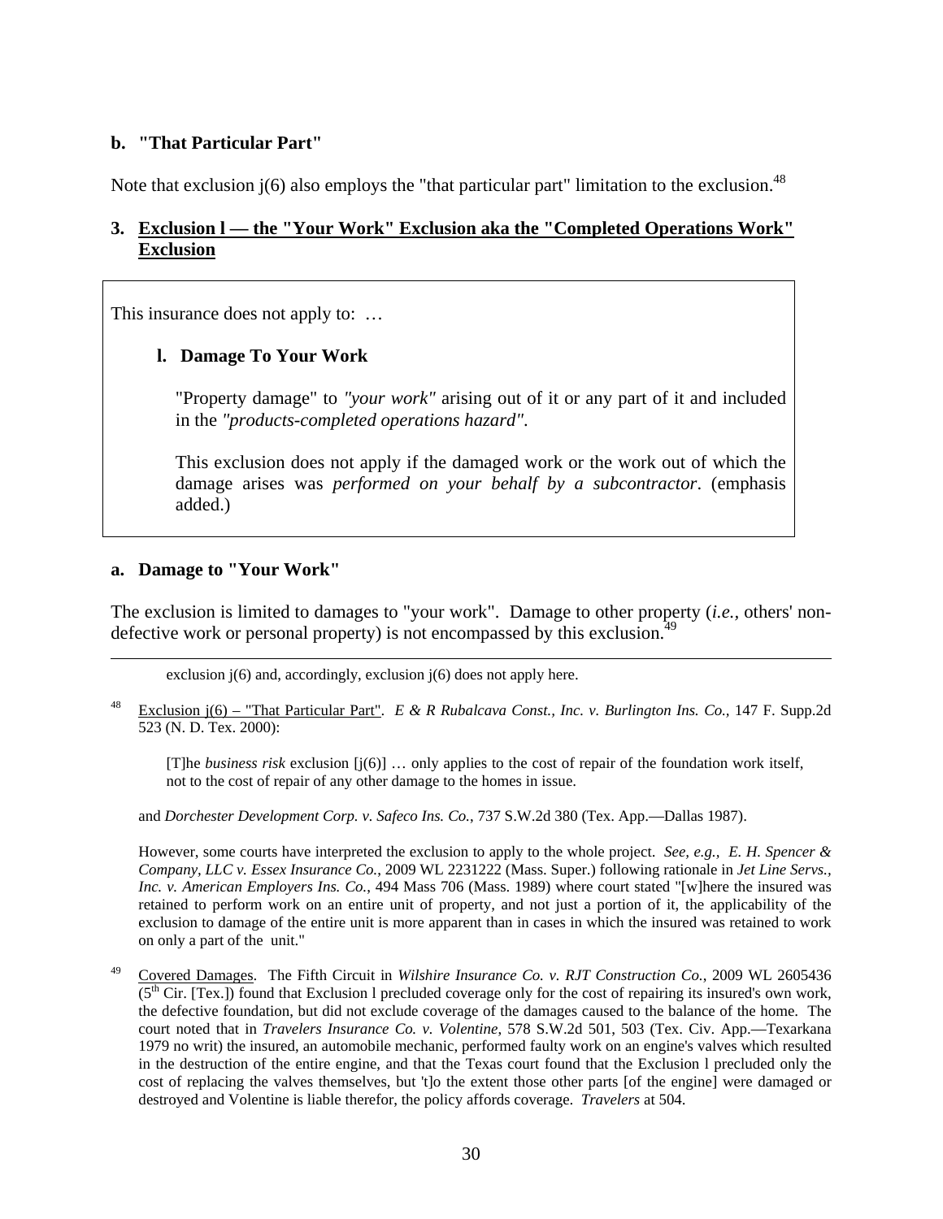### b. "That Particular Part"

Note that exclusion j(6) also employs the "that particular part" limitation to the exclusion.[48]

### 3. <u>Exclusion l — the "Your Work" Exclusion aka the "Completed Operations Work" Exclusion</u>

> This insurance does not apply to: …
>
> **l. Damage To Your Work**
>
> "Property damage" to *"your work"* arising out of it or any part of it and included in the *"products-completed operations hazard"*.
>
> This exclusion does not apply if the damaged work or the work out of which the damage arises was *performed on your behalf by a subcontractor*. (emphasis added.)

### a. Damage to "Your Work"

The exclusion is limited to damages to "your work". Damage to other property (*i.e.*, others' non-defective work or personal property) is not encompassed by this exclusion.[49]

---

exclusion j(6) and, accordingly, exclusion j(6) does not apply here.

[48] <u>Exclusion j(6) – "That Particular Part"</u>. *E & R Rubalcava Const., Inc. v. Burlington Ins. Co.*, 147 F. Supp.2d 523 (N. D. Tex. 2000):

> [T]he *business risk* exclusion [j(6)] … only applies to the cost of repair of the foundation work itself, not to the cost of repair of any other damage to the homes in issue.

and *Dorchester Development Corp. v. Safeco Ins. Co.*, 737 S.W.2d 380 (Tex. App.—Dallas 1987).

However, some courts have interpreted the exclusion to apply to the whole project. *See, e.g., E. H. Spencer & Company, LLC v. Essex Insurance Co.*, 2009 WL 2231222 (Mass. Super.) following rationale in *Jet Line Servs., Inc. v. American Employers Ins. Co.*, 494 Mass 706 (Mass. 1989) where court stated "[w]here the insured was retained to perform work on an entire unit of property, and not just a portion of it, the applicability of the exclusion to damage of the entire unit is more apparent than in cases in which the insured was retained to work on only a part of the unit."

[49] <u>Covered Damages</u>. The Fifth Circuit in *Wilshire Insurance Co. v. RJT Construction Co.*, 2009 WL 2605436 (5th Cir. [Tex.]) found that Exclusion l precluded coverage only for the cost of repairing its insured's own work, the defective foundation, but did not exclude coverage of the damages caused to the balance of the home. The court noted that in *Travelers Insurance Co. v. Volentine*, 578 S.W.2d 501, 503 (Tex. Civ. App.—Texarkana 1979 no writ) the insured, an automobile mechanic, performed faulty work on an engine's valves which resulted in the destruction of the entire engine, and that the Texas court found that the Exclusion l precluded only the cost of replacing the valves themselves, but 't]o the extent those other parts [of the engine] were damaged or destroyed and Volentine is liable therefor, the policy affords coverage. *Travelers* at 504.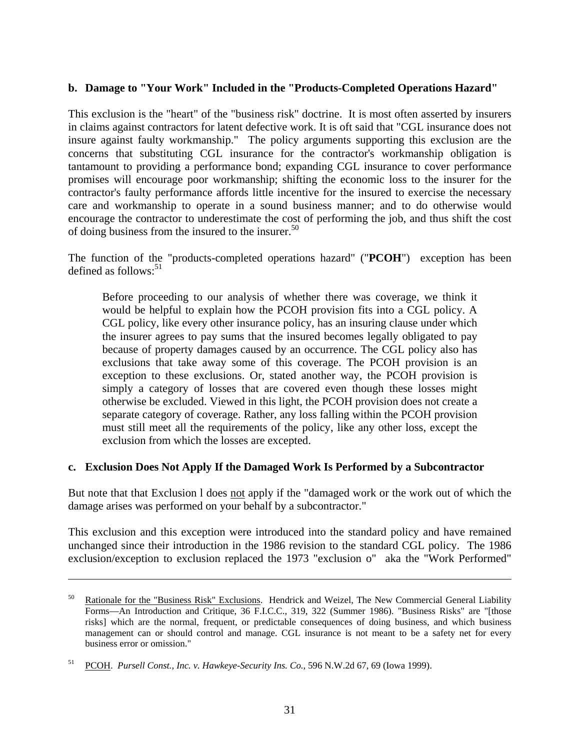**b. Damage to "Your Work" Included in the "Products-Completed Operations Hazard"**

This exclusion is the "heart" of the "business risk" doctrine. It is most often asserted by insurers in claims against contractors for latent defective work. It is oft said that "CGL insurance does not insure against faulty workmanship." The policy arguments supporting this exclusion are the concerns that substituting CGL insurance for the contractor's workmanship obligation is tantamount to providing a performance bond; expanding CGL insurance to cover performance promises will encourage poor workmanship; shifting the economic loss to the insurer for the contractor's faulty performance affords little incentive for the insured to exercise the necessary care and workmanship to operate in a sound business manner; and to do otherwise would encourage the contractor to underestimate the cost of performing the job, and thus shift the cost of doing business from the insured to the insurer.[50]

The function of the "products-completed operations hazard" ("**PCOH**") exception has been defined as follows:[51]

> Before proceeding to our analysis of whether there was coverage, we think it would be helpful to explain how the PCOH provision fits into a CGL policy. A CGL policy, like every other insurance policy, has an insuring clause under which the insurer agrees to pay sums that the insured becomes legally obligated to pay because of property damages caused by an occurrence. The CGL policy also has exclusions that take away some of this coverage. The PCOH provision is an exception to these exclusions. Or, stated another way, the PCOH provision is simply a category of losses that are covered even though these losses might otherwise be excluded. Viewed in this light, the PCOH provision does not create a separate category of coverage. Rather, any loss falling within the PCOH provision must still meet all the requirements of the policy, like any other loss, except the exclusion from which the losses are excepted.

**c. Exclusion Does Not Apply If the Damaged Work Is Performed by a Subcontractor**

But note that that Exclusion l does not apply if the "damaged work or the work out of which the damage arises was performed on your behalf by a subcontractor."

This exclusion and this exception were introduced into the standard policy and have remained unchanged since their introduction in the 1986 revision to the standard CGL policy. The 1986 exclusion/exception to exclusion replaced the 1973 "exclusion o" aka the "Work Performed"

---

[50] Rationale for the "Business Risk" Exclusions. Hendrick and Weizel, The New Commercial General Liability Forms—An Introduction and Critique, 36 F.I.C.C., 319, 322 (Summer 1986). "Business Risks" are "[those risks] which are the normal, frequent, or predictable consequences of doing business, and which business management can or should control and manage. CGL insurance is not meant to be a safety net for every business error or omission."

[51] PCOH. *Pursell Const., Inc. v. Hawkeye-Security Ins. Co.*, 596 N.W.2d 67, 69 (Iowa 1999).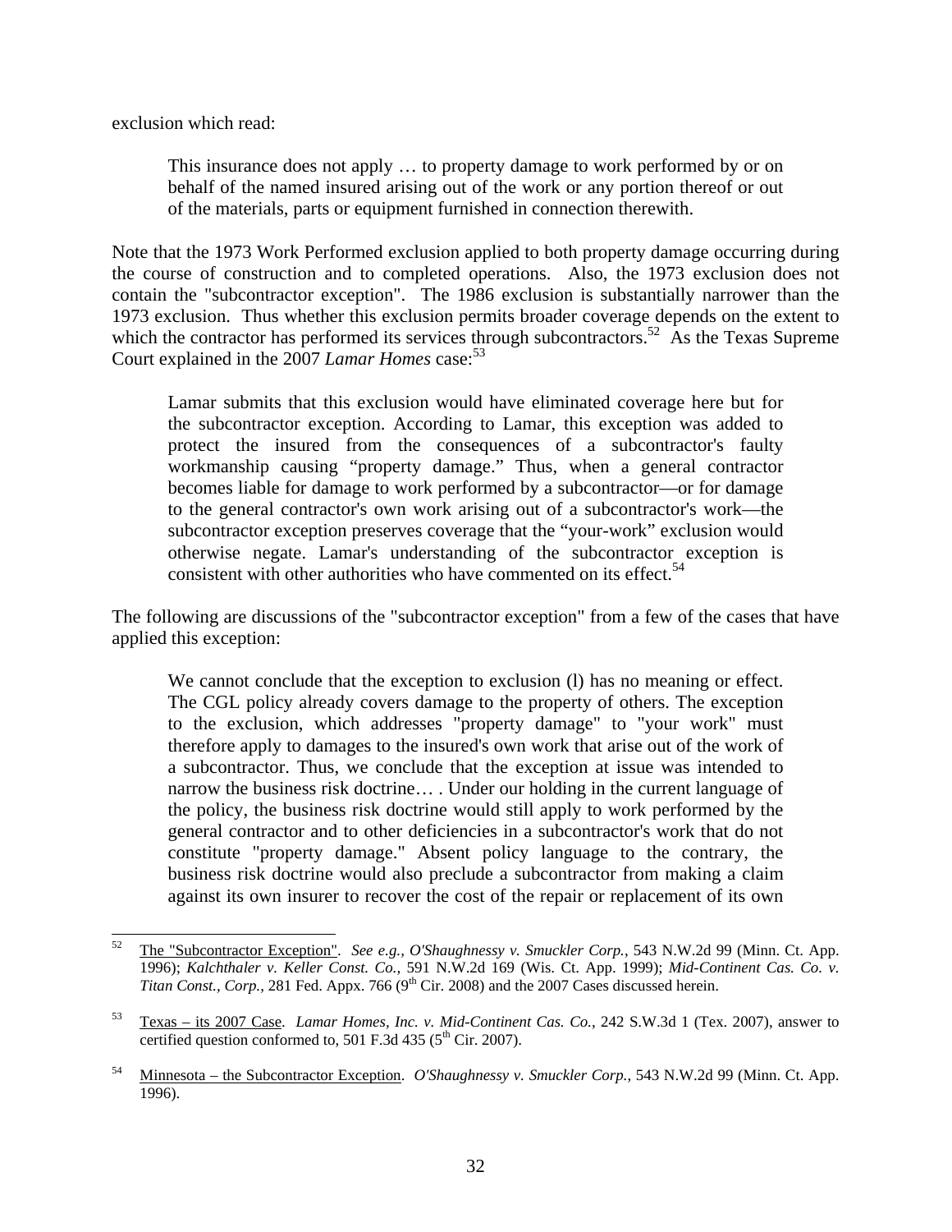exclusion which read:

> This insurance does not apply … to property damage to work performed by or on behalf of the named insured arising out of the work or any portion thereof or out of the materials, parts or equipment furnished in connection therewith.

Note that the 1973 Work Performed exclusion applied to both property damage occurring during the course of construction and to completed operations. Also, the 1973 exclusion does not contain the "subcontractor exception". The 1986 exclusion is substantially narrower than the 1973 exclusion. Thus whether this exclusion permits broader coverage depends on the extent to which the contractor has performed its services through subcontractors.[52] As the Texas Supreme Court explained in the 2007 *Lamar Homes* case:[53]

> Lamar submits that this exclusion would have eliminated coverage here but for the subcontractor exception. According to Lamar, this exception was added to protect the insured from the consequences of a subcontractor's faulty workmanship causing "property damage." Thus, when a general contractor becomes liable for damage to work performed by a subcontractor—or for damage to the general contractor's own work arising out of a subcontractor's work—the subcontractor exception preserves coverage that the "your-work" exclusion would otherwise negate. Lamar's understanding of the subcontractor exception is consistent with other authorities who have commented on its effect.[54]

The following are discussions of the "subcontractor exception" from a few of the cases that have applied this exception:

> We cannot conclude that the exception to exclusion (l) has no meaning or effect. The CGL policy already covers damage to the property of others. The exception to the exclusion, which addresses "property damage" to "your work" must therefore apply to damages to the insured's own work that arise out of the work of a subcontractor. Thus, we conclude that the exception at issue was intended to narrow the business risk doctrine… . Under our holding in the current language of the policy, the business risk doctrine would still apply to work performed by the general contractor and to other deficiencies in a subcontractor's work that do not constitute "property damage." Absent policy language to the contrary, the business risk doctrine would also preclude a subcontractor from making a claim against its own insurer to recover the cost of the repair or replacement of its own

---

[52] The "Subcontractor Exception". *See e.g., O'Shaughnessy v. Smuckler Corp.*, 543 N.W.2d 99 (Minn. Ct. App. 1996); *Kalchthaler v. Keller Const. Co.*, 591 N.W.2d 169 (Wis. Ct. App. 1999); *Mid-Continent Cas. Co. v. Titan Const., Corp.*, 281 Fed. Appx. 766 (9th Cir. 2008) and the 2007 Cases discussed herein.

[53] Texas – its 2007 Case. *Lamar Homes, Inc. v. Mid-Continent Cas. Co.*, 242 S.W.3d 1 (Tex. 2007), answer to certified question conformed to, 501 F.3d 435 (5th Cir. 2007).

[54] Minnesota – the Subcontractor Exception. *O'Shaughnessy v. Smuckler Corp.*, 543 N.W.2d 99 (Minn. Ct. App. 1996).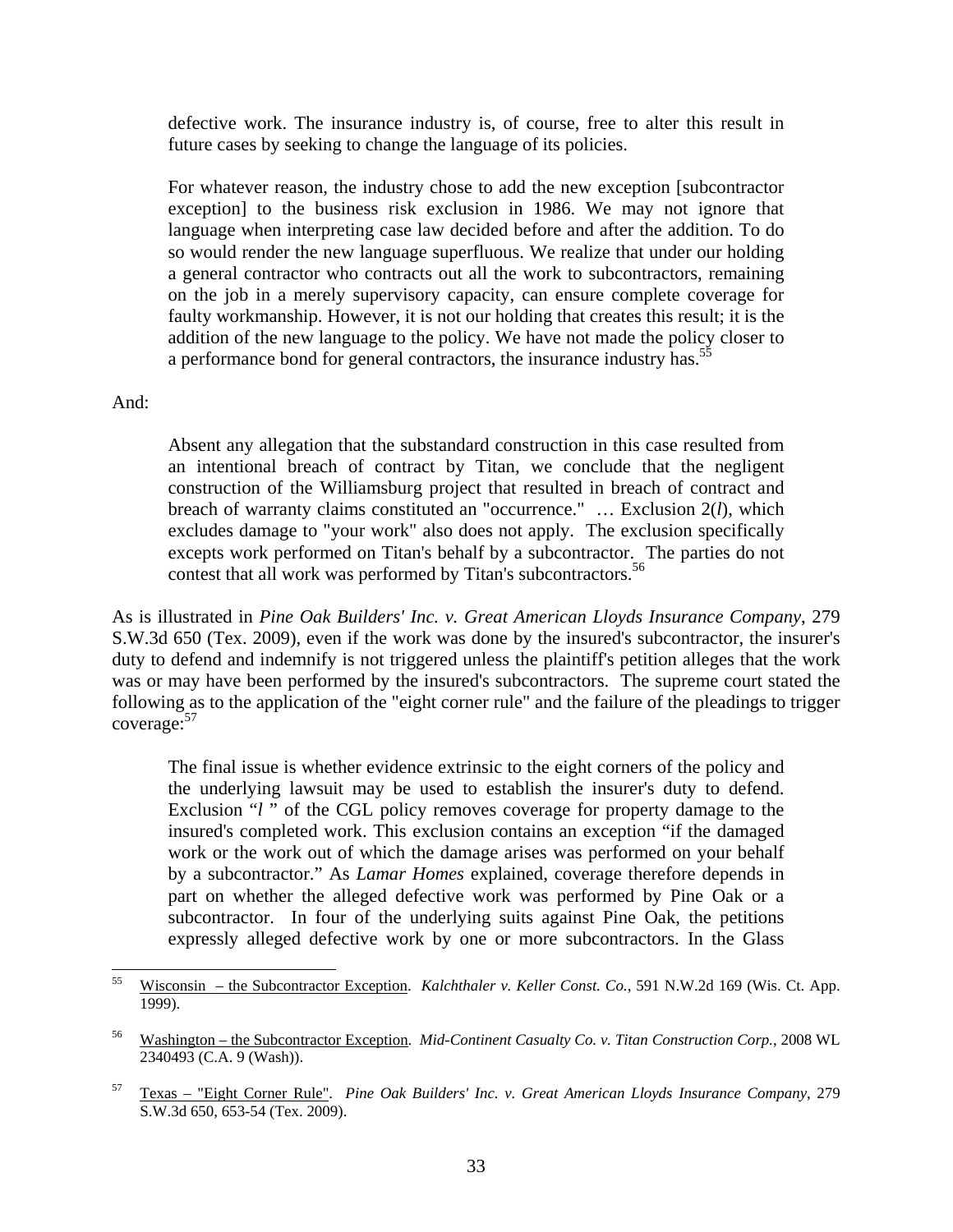> defective work. The insurance industry is, of course, free to alter this result in future cases by seeking to change the language of its policies.
>
> For whatever reason, the industry chose to add the new exception [subcontractor exception] to the business risk exclusion in 1986. We may not ignore that language when interpreting case law decided before and after the addition. To do so would render the new language superfluous. We realize that under our holding a general contractor who contracts out all the work to subcontractors, remaining on the job in a merely supervisory capacity, can ensure complete coverage for faulty workmanship. However, it is not our holding that creates this result; it is the addition of the new language to the policy. We have not made the policy closer to a performance bond for general contractors, the insurance industry has.[55]

And:

> Absent any allegation that the substandard construction in this case resulted from an intentional breach of contract by Titan, we conclude that the negligent construction of the Williamsburg project that resulted in breach of contract and breach of warranty claims constituted an "occurrence." … Exclusion 2(*l*), which excludes damage to "your work" also does not apply. The exclusion specifically excepts work performed on Titan's behalf by a subcontractor. The parties do not contest that all work was performed by Titan's subcontractors.[56]

As is illustrated in *Pine Oak Builders' Inc. v. Great American Lloyds Insurance Company*, 279 S.W.3d 650 (Tex. 2009), even if the work was done by the insured's subcontractor, the insurer's duty to defend and indemnify is not triggered unless the plaintiff's petition alleges that the work was or may have been performed by the insured's subcontractors. The supreme court stated the following as to the application of the "eight corner rule" and the failure of the pleadings to trigger coverage:[57]

> The final issue is whether evidence extrinsic to the eight corners of the policy and the underlying lawsuit may be used to establish the insurer's duty to defend. Exclusion "*l* " of the CGL policy removes coverage for property damage to the insured's completed work. This exclusion contains an exception "if the damaged work or the work out of which the damage arises was performed on your behalf by a subcontractor." As *Lamar Homes* explained, coverage therefore depends in part on whether the alleged defective work was performed by Pine Oak or a subcontractor. In four of the underlying suits against Pine Oak, the petitions expressly alleged defective work by one or more subcontractors. In the Glass

---

[55] Wisconsin – the Subcontractor Exception. *Kalchthaler v. Keller Const. Co.*, 591 N.W.2d 169 (Wis. Ct. App. 1999).

[56] Washington – the Subcontractor Exception. *Mid-Continent Casualty Co. v. Titan Construction Corp.*, 2008 WL 2340493 (C.A. 9 (Wash)).

[57] Texas – "Eight Corner Rule". *Pine Oak Builders' Inc. v. Great American Lloyds Insurance Company*, 279 S.W.3d 650, 653-54 (Tex. 2009).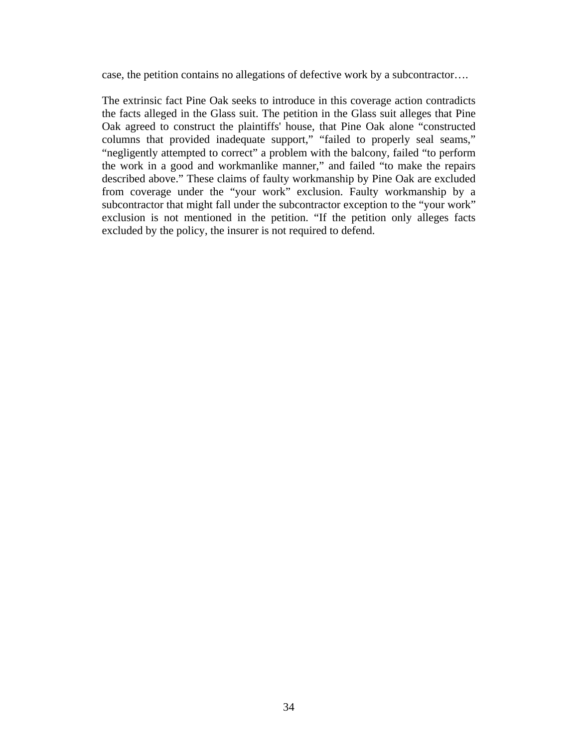case, the petition contains no allegations of defective work by a subcontractor….

The extrinsic fact Pine Oak seeks to introduce in this coverage action contradicts the facts alleged in the Glass suit. The petition in the Glass suit alleges that Pine Oak agreed to construct the plaintiffs' house, that Pine Oak alone "constructed columns that provided inadequate support," "failed to properly seal seams," "negligently attempted to correct" a problem with the balcony, failed "to perform the work in a good and workmanlike manner," and failed "to make the repairs described above." These claims of faulty workmanship by Pine Oak are excluded from coverage under the "your work" exclusion. Faulty workmanship by a subcontractor that might fall under the subcontractor exception to the "your work" exclusion is not mentioned in the petition. "If the petition only alleges facts excluded by the policy, the insurer is not required to defend.